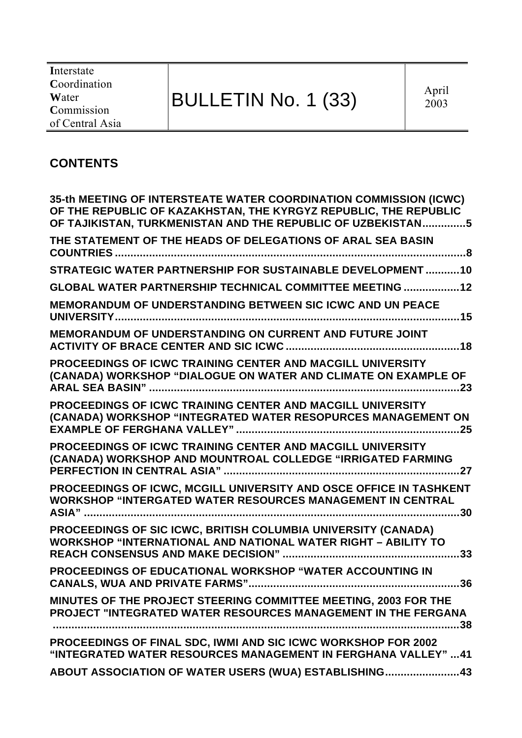| **I**nterstate **C**oordination **W**ater **C**ommission of Central Asia | BULLETIN No. 1 (33) | April 2003 |
|---|---|---|

## CONTENTS

**35-th MEETING OF INTERSTEATE WATER COORDINATION COMMISSION (ICWC) OF THE REPUBLIC OF KAZAKHSTAN, THE KYRGYZ REPUBLIC, THE REPUBLIC OF TAJIKISTAN, TURKMENISTAN AND THE REPUBLIC OF UZBEKISTAN..............5**

**THE STATEMENT OF THE HEADS OF DELEGATIONS OF ARAL SEA BASIN COUNTRIES ..................................................................................................................8**

**STRATEGIC WATER PARTNERSHIP FOR SUSTAINABLE DEVELOPMENT ...........10**

**GLOBAL WATER PARTNERSHIP TECHNICAL COMMITTEE MEETING ..................12**

**MEMORANDUM OF UNDERSTANDING BETWEEN SIC ICWC AND UN PEACE UNIVERSITY...............................................................................................................15**

**MEMORANDUM OF UNDERSTANDING ON CURRENT AND FUTURE JOINT ACTIVITY OF BRACE CENTER AND SIC ICWC ........................................................18**

**PROCEEDINGS OF ICWC TRAINING CENTER AND MACGILL UNIVERSITY (CANADA) WORKSHOP "DIALOGUE ON WATER AND CLIMATE ON EXAMPLE OF ARAL SEA BASIN" .....................................................................................................23**

**PROCEEDINGS OF ICWC TRAINING CENTER AND MACGILL UNIVERSITY (CANADA) WORKSHOP "INTEGRATED WATER RESOPURCES MANAGEMENT ON EXAMPLE OF FERGHANA VALLEY" ........................................................................25**

**PROCEEDINGS OF ICWC TRAINING CENTER AND MACGILL UNIVERSITY (CANADA) WORKSHOP AND MOUNTROAL COLLEDGE "IRRIGATED FARMING PERFECTION IN CENTRAL ASIA" .............................................................................27**

**PROCEEDINGS OF ICWC, MCGILL UNIVERSITY AND OSCE OFFICE IN TASHKENT WORKSHOP "INTERGATED WATER RESOURCES MANAGEMENT IN CENTRAL ASIA" ..........................................................................................................................30**

**PROCEEDINGS OF SIC ICWC, BRITISH COLUMBIA UNIVERSITY (CANADA) WORKSHOP "INTERNATIONAL AND NATIONAL WATER RIGHT – ABILITY TO REACH CONSENSUS AND MAKE DECISION" .........................................................33**

**PROCEEDINGS OF EDUCATIONAL WORKSHOP "WATER ACCOUNTING IN CANALS, WUA AND PRIVATE FARMS"....................................................................36**

**MINUTES OF THE PROJECT STEERING COMMITTEE MEETING, 2003 FOR THE PROJECT "INTEGRATED WATER RESOURCES MANAGEMENT IN THE FERGANA ....................................................................................................................................38**

**PROCEEDINGS OF FINAL SDC, IWMI AND SIC ICWC WORKSHOP FOR 2002 "INTEGRATED WATER RESOURCES MANAGEMENT IN FERGHANA VALLEY" ...41**

**ABOUT ASSOCIATION OF WATER USERS (WUA) ESTABLISHING........................43**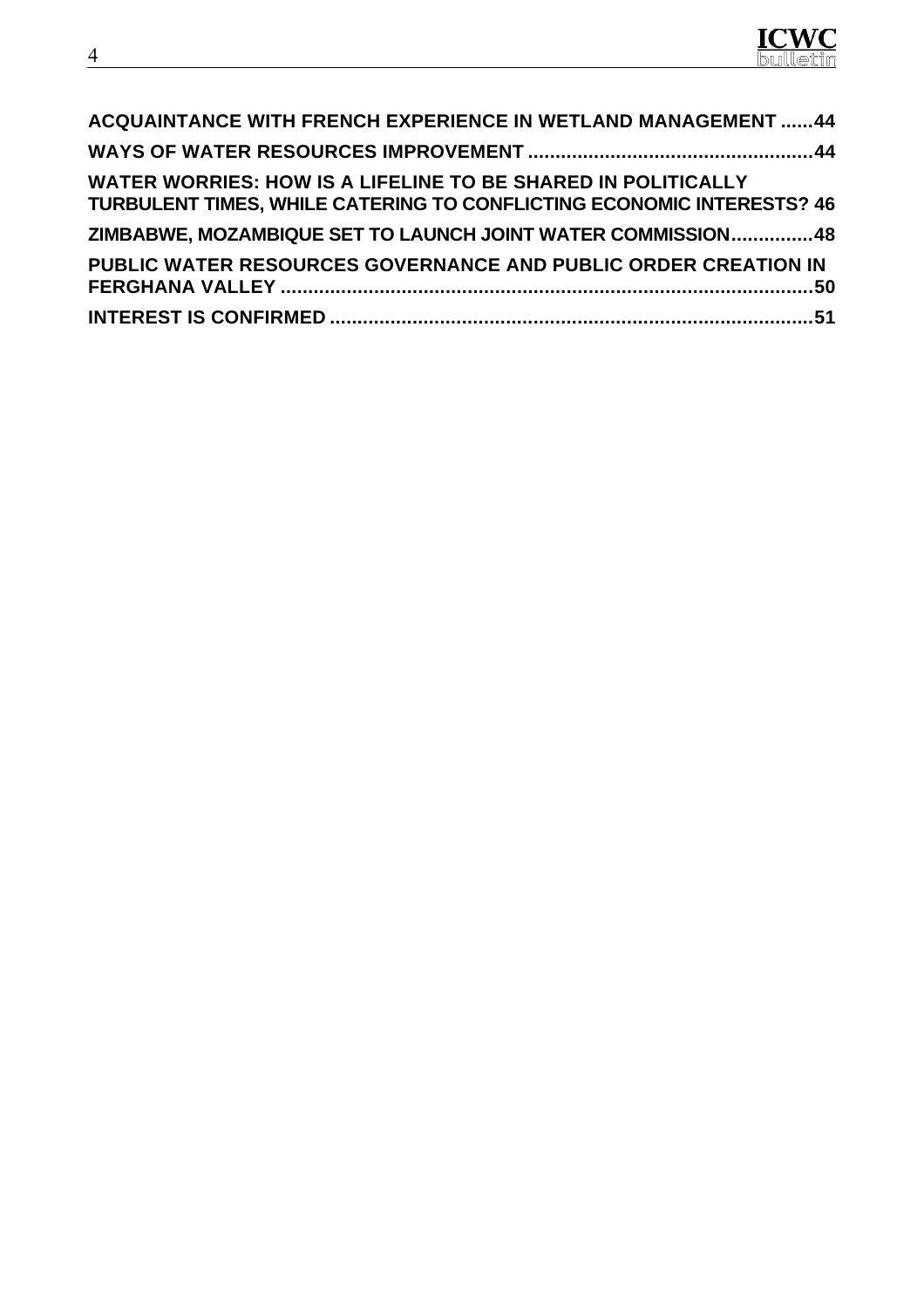**ACQUAINTANCE WITH FRENCH EXPERIENCE IN WETLAND MANAGEMENT ......44**

**WAYS OF WATER RESOURCES IMPROVEMENT ......................................................44**

**WATER WORRIES: HOW IS A LIFELINE TO BE SHARED IN POLITICALLY TURBULENT TIMES, WHILE CATERING TO CONFLICTING ECONOMIC INTERESTS? 46**

**ZIMBABWE, MOZAMBIQUE SET TO LAUNCH JOINT WATER COMMISSION...............48**

**PUBLIC WATER RESOURCES GOVERNANCE AND PUBLIC ORDER CREATION IN FERGHANA VALLEY ....................................................................................................50**

**INTEREST IS CONFIRMED .........................................................................................51**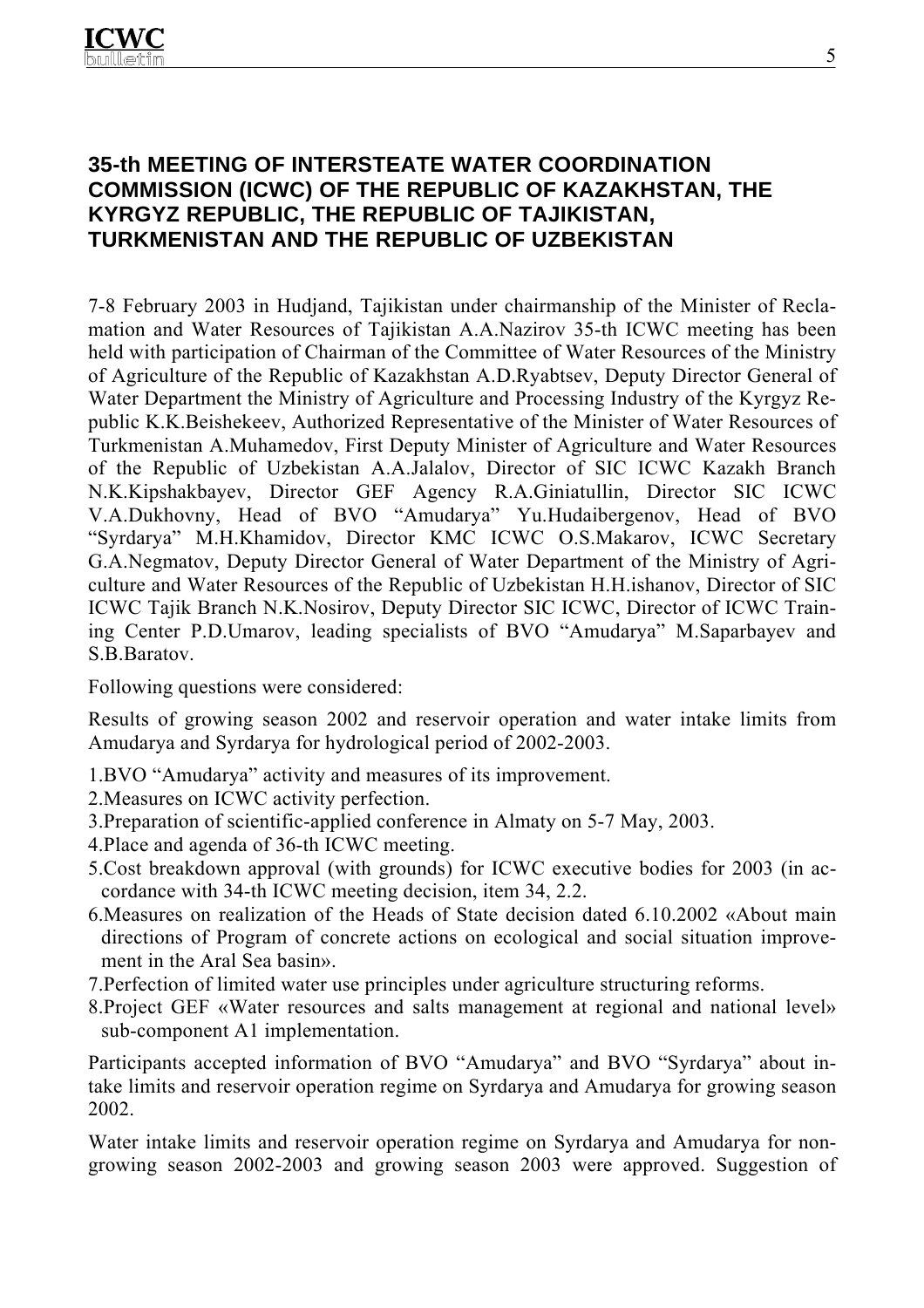## 35-th MEETING OF INTERSTEATE WATER COORDINATION COMMISSION (ICWC) OF THE REPUBLIC OF KAZAKHSTAN, THE KYRGYZ REPUBLIC, THE REPUBLIC OF TAJIKISTAN, TURKMENISTAN AND THE REPUBLIC OF UZBEKISTAN

7-8 February 2003 in Hudjand, Tajikistan under chairmanship of the Minister of Reclamation and Water Resources of Tajikistan A.A.Nazirov 35-th ICWC meeting has been held with participation of Chairman of the Committee of Water Resources of the Ministry of Agriculture of the Republic of Kazakhstan A.D.Ryabtsev, Deputy Director General of Water Department the Ministry of Agriculture and Processing Industry of the Kyrgyz Republic K.K.Beishekeev, Authorized Representative of the Minister of Water Resources of Turkmenistan A.Muhamedov, First Deputy Minister of Agriculture and Water Resources of the Republic of Uzbekistan A.A.Jalalov, Director of SIC ICWC Kazakh Branch N.K.Kipshakbayev, Director GEF Agency R.A.Giniatullin, Director SIC ICWC V.A.Dukhovny, Head of BVO "Amudarya" Yu.Hudaibergenov, Head of BVO "Syrdarya" M.H.Khamidov, Director KMC ICWC O.S.Makarov, ICWC Secretary G.A.Negmatov, Deputy Director General of Water Department of the Ministry of Agriculture and Water Resources of the Republic of Uzbekistan H.H.ishanov, Director of SIC ICWC Tajik Branch N.K.Nosirov, Deputy Director SIC ICWC, Director of ICWC Training Center P.D.Umarov, leading specialists of BVO "Amudarya" M.Saparbayev and S.B.Baratov.

Following questions were considered:

Results of growing season 2002 and reservoir operation and water intake limits from Amudarya and Syrdarya for hydrological period of 2002-2003.

1. BVO "Amudarya" activity and measures of its improvement.
2. Measures on ICWC activity perfection.
3. Preparation of scientific-applied conference in Almaty on 5-7 May, 2003.
4. Place and agenda of 36-th ICWC meeting.
5. Cost breakdown approval (with grounds) for ICWC executive bodies for 2003 (in accordance with 34-th ICWC meeting decision, item 34, 2.2.
6. Measures on realization of the Heads of State decision dated 6.10.2002 «About main directions of Program of concrete actions on ecological and social situation improvement in the Aral Sea basin».
7. Perfection of limited water use principles under agriculture structuring reforms.
8. Project GEF «Water resources and salts management at regional and national level» sub-component A1 implementation.

Participants accepted information of BVO "Amudarya" and BVO "Syrdarya" about intake limits and reservoir operation regime on Syrdarya and Amudarya for growing season 2002.

Water intake limits and reservoir operation regime on Syrdarya and Amudarya for non-growing season 2002-2003 and growing season 2003 were approved. Suggestion of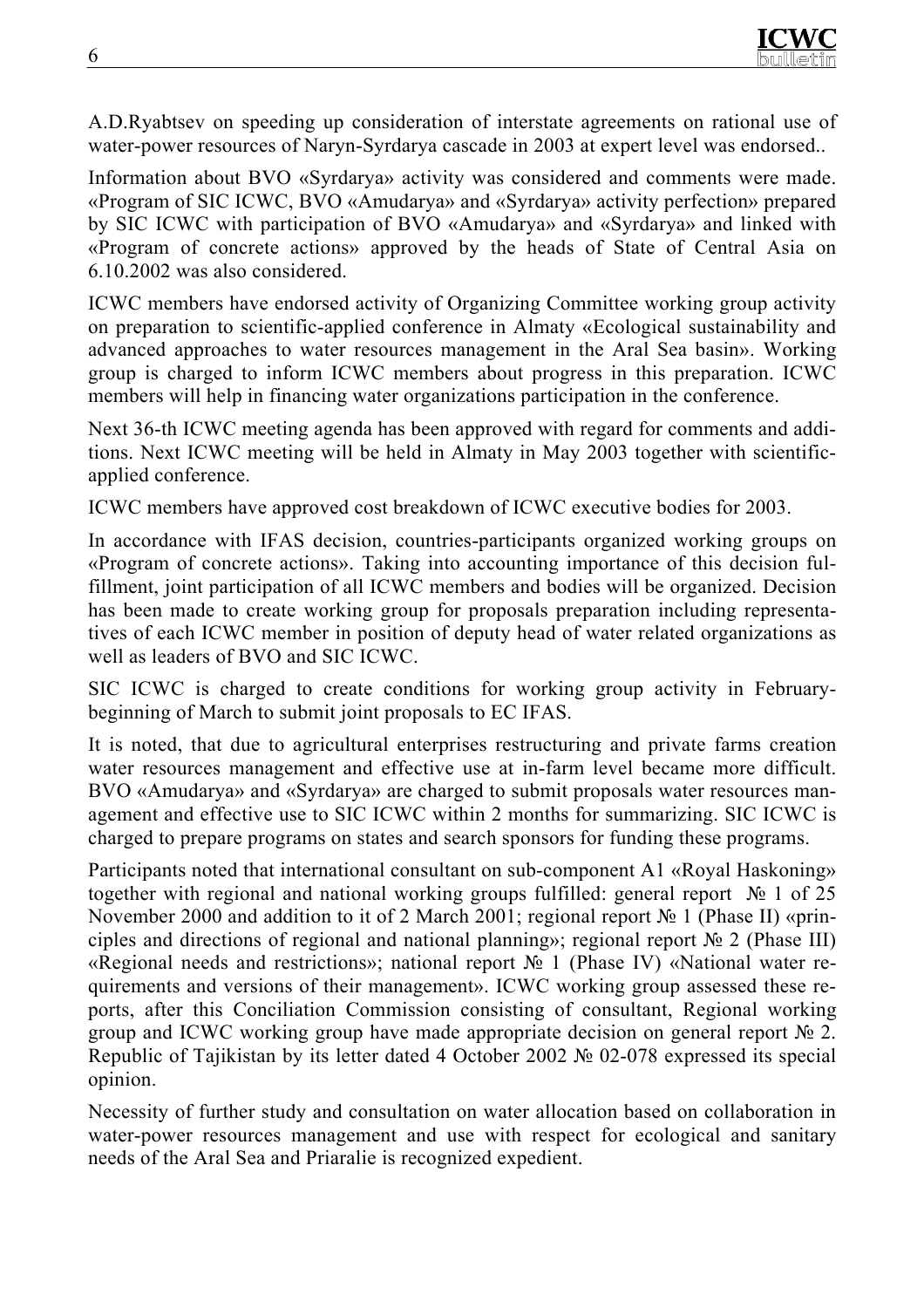A.D.Ryabtsev on speeding up consideration of interstate agreements on rational use of water-power resources of Naryn-Syrdarya cascade in 2003 at expert level was endorsed..

Information about BVO «Syrdarya» activity was considered and comments were made. «Program of SIC ICWC, BVO «Amudarya» and «Syrdarya» activity perfection» prepared by SIC ICWC with participation of BVO «Amudarya» and «Syrdarya» and linked with «Program of concrete actions» approved by the heads of State of Central Asia on 6.10.2002 was also considered.

ICWC members have endorsed activity of Organizing Committee working group activity on preparation to scientific-applied conference in Almaty «Ecological sustainability and advanced approaches to water resources management in the Aral Sea basin». Working group is charged to inform ICWC members about progress in this preparation. ICWC members will help in financing water organizations participation in the conference.

Next 36-th ICWC meeting agenda has been approved with regard for comments and additions. Next ICWC meeting will be held in Almaty in May 2003 together with scientific-applied conference.

ICWC members have approved cost breakdown of ICWC executive bodies for 2003.

In accordance with IFAS decision, countries-participants organized working groups on «Program of concrete actions». Taking into accounting importance of this decision fulfillment, joint participation of all ICWC members and bodies will be organized. Decision has been made to create working group for proposals preparation including representatives of each ICWC member in position of deputy head of water related organizations as well as leaders of BVO and SIC ICWC.

SIC ICWC is charged to create conditions for working group activity in February-beginning of March to submit joint proposals to EC IFAS.

It is noted, that due to agricultural enterprises restructuring and private farms creation water resources management and effective use at in-farm level became more difficult. BVO «Amudarya» and «Syrdarya» are charged to submit proposals water resources management and effective use to SIC ICWC within 2 months for summarizing. SIC ICWC is charged to prepare programs on states and search sponsors for funding these programs.

Participants noted that international consultant on sub-component A1 «Royal Haskoning» together with regional and national working groups fulfilled: general report № 1 of 25 November 2000 and addition to it of 2 March 2001; regional report № 1 (Phase II) «principles and directions of regional and national planning»; regional report № 2 (Phase III) «Regional needs and restrictions»; national report № 1 (Phase IV) «National water requirements and versions of their management». ICWC working group assessed these reports, after this Conciliation Commission consisting of consultant, Regional working group and ICWC working group have made appropriate decision on general report № 2. Republic of Tajikistan by its letter dated 4 October 2002 № 02-078 expressed its special opinion.

Necessity of further study and consultation on water allocation based on collaboration in water-power resources management and use with respect for ecological and sanitary needs of the Aral Sea and Priaralie is recognized expedient.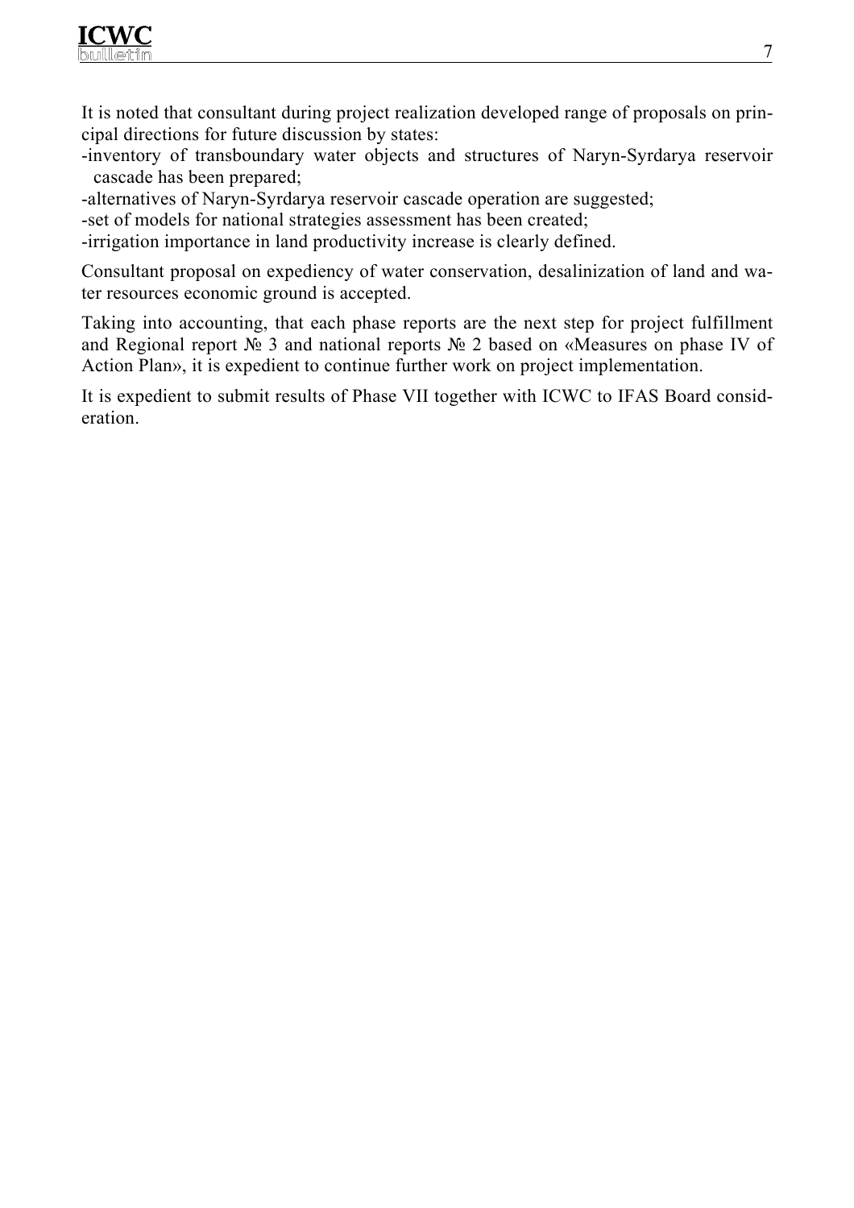It is noted that consultant during project realization developed range of proposals on principal directions for future discussion by states:

- inventory of transboundary water objects and structures of Naryn-Syrdarya reservoir cascade has been prepared;
- alternatives of Naryn-Syrdarya reservoir cascade operation are suggested;
- set of models for national strategies assessment has been created;
- irrigation importance in land productivity increase is clearly defined.

Consultant proposal on expediency of water conservation, desalinization of land and water resources economic ground is accepted.

Taking into accounting, that each phase reports are the next step for project fulfillment and Regional report № 3 and national reports № 2 based on «Measures on phase IV of Action Plan», it is expedient to continue further work on project implementation.

It is expedient to submit results of Phase VII together with ICWC to IFAS Board consideration.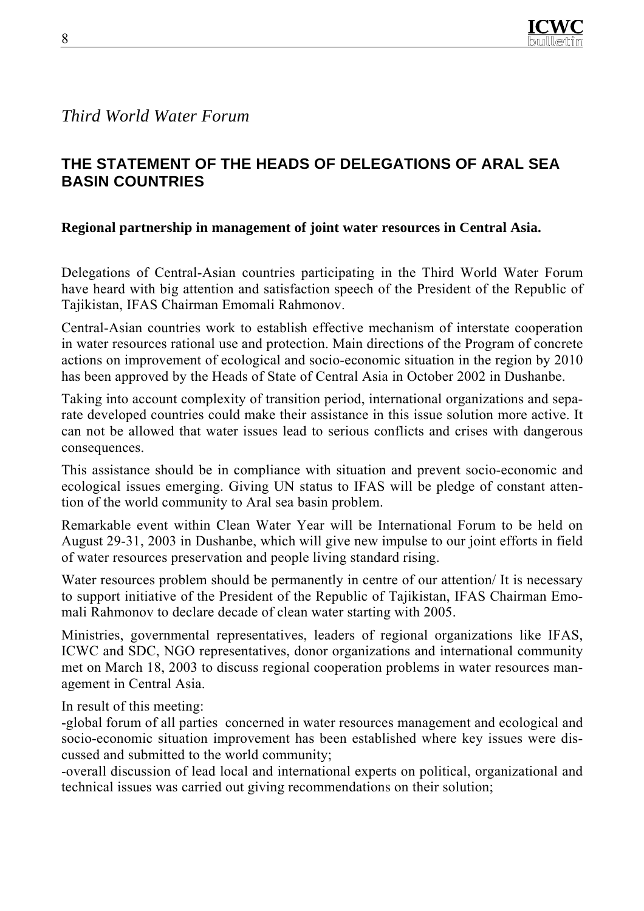*Third World Water Forum*

## THE STATEMENT OF THE HEADS OF DELEGATIONS OF ARAL SEA BASIN COUNTRIES

**Regional partnership in management of joint water resources in Central Asia.**

Delegations of Central-Asian countries participating in the Third World Water Forum have heard with big attention and satisfaction speech of the President of the Republic of Tajikistan, IFAS Chairman Emomali Rahmonov.

Central-Asian countries work to establish effective mechanism of interstate cooperation in water resources rational use and protection. Main directions of the Program of concrete actions on improvement of ecological and socio-economic situation in the region by 2010 has been approved by the Heads of State of Central Asia in October 2002 in Dushanbe.

Taking into account complexity of transition period, international organizations and separate developed countries could make their assistance in this issue solution more active. It can not be allowed that water issues lead to serious conflicts and crises with dangerous consequences.

This assistance should be in compliance with situation and prevent socio-economic and ecological issues emerging. Giving UN status to IFAS will be pledge of constant attention of the world community to Aral sea basin problem.

Remarkable event within Clean Water Year will be International Forum to be held on August 29-31, 2003 in Dushanbe, which will give new impulse to our joint efforts in field of water resources preservation and people living standard rising.

Water resources problem should be permanently in centre of our attention/ It is necessary to support initiative of the President of the Republic of Tajikistan, IFAS Chairman Emomali Rahmonov to declare decade of clean water starting with 2005.

Ministries, governmental representatives, leaders of regional organizations like IFAS, ICWC and SDC, NGO representatives, donor organizations and international community met on March 18, 2003 to discuss regional cooperation problems in water resources management in Central Asia.

In result of this meeting:

-global forum of all parties concerned in water resources management and ecological and socio-economic situation improvement has been established where key issues were discussed and submitted to the world community;

-overall discussion of lead local and international experts on political, organizational and technical issues was carried out giving recommendations on their solution;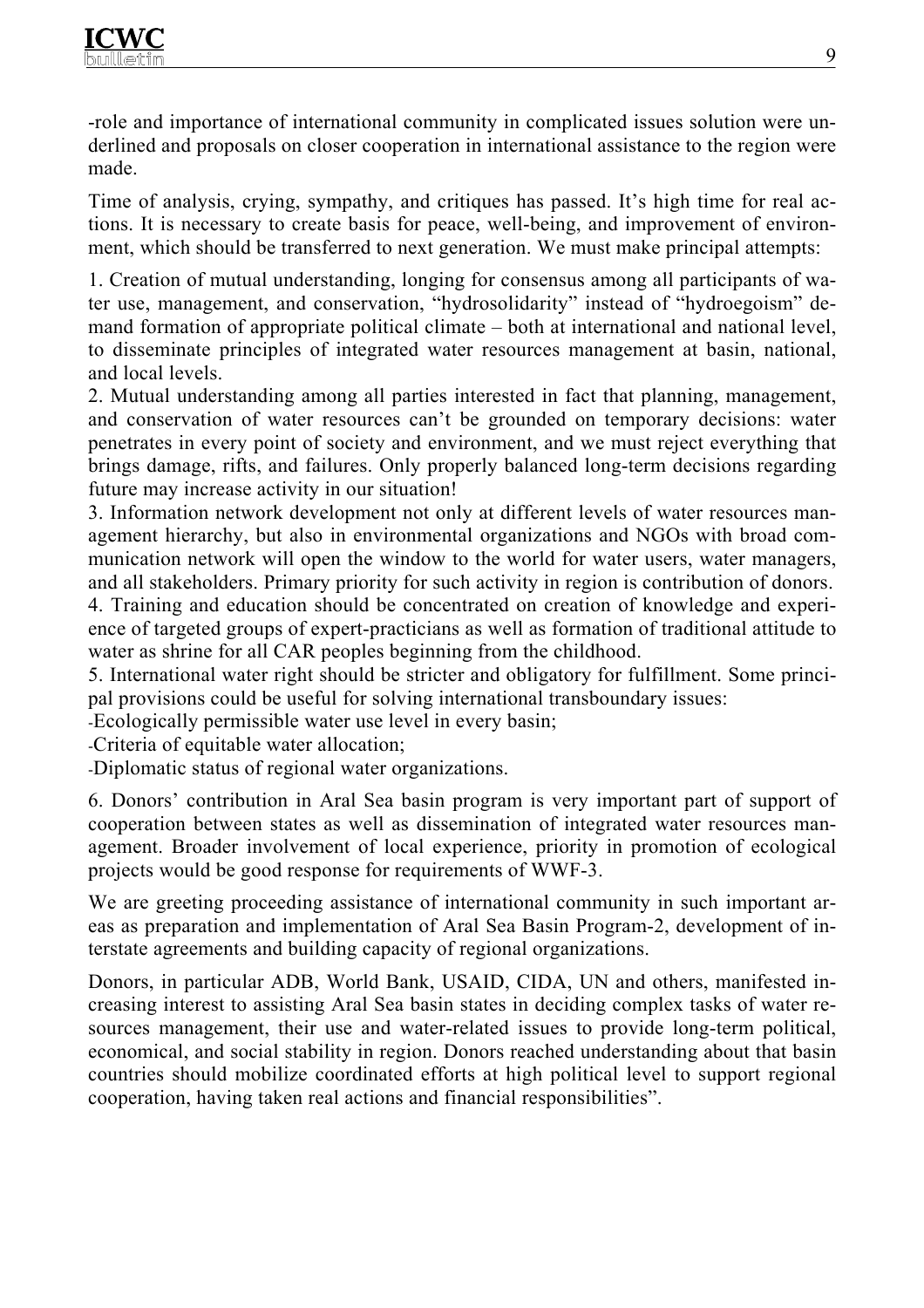-role and importance of international community in complicated issues solution were underlined and proposals on closer cooperation in international assistance to the region were made.

Time of analysis, crying, sympathy, and critiques has passed. It's high time for real actions. It is necessary to create basis for peace, well-being, and improvement of environment, which should be transferred to next generation. We must make principal attempts:

1. Creation of mutual understanding, longing for consensus among all participants of water use, management, and conservation, "hydrosolidarity" instead of "hydroegoism" demand formation of appropriate political climate – both at international and national level, to disseminate principles of integrated water resources management at basin, national, and local levels.
2. Mutual understanding among all parties interested in fact that planning, management, and conservation of water resources can't be grounded on temporary decisions: water penetrates in every point of society and environment, and we must reject everything that brings damage, rifts, and failures. Only properly balanced long-term decisions regarding future may increase activity in our situation!
3. Information network development not only at different levels of water resources management hierarchy, but also in environmental organizations and NGOs with broad communication network will open the window to the world for water users, water managers, and all stakeholders. Primary priority for such activity in region is contribution of donors.
4. Training and education should be concentrated on creation of knowledge and experience of targeted groups of expert-practicians as well as formation of traditional attitude to water as shrine for all CAR peoples beginning from the childhood.
5. International water right should be stricter and obligatory for fulfillment. Some principal provisions could be useful for solving international transboundary issues:

- Ecologically permissible water use level in every basin;
- Criteria of equitable water allocation;
- Diplomatic status of regional water organizations.

6. Donors' contribution in Aral Sea basin program is very important part of support of cooperation between states as well as dissemination of integrated water resources management. Broader involvement of local experience, priority in promotion of ecological projects would be good response for requirements of WWF-3.

We are greeting proceeding assistance of international community in such important areas as preparation and implementation of Aral Sea Basin Program-2, development of interstate agreements and building capacity of regional organizations.

Donors, in particular ADB, World Bank, USAID, CIDA, UN and others, manifested increasing interest to assisting Aral Sea basin states in deciding complex tasks of water resources management, their use and water-related issues to provide long-term political, economical, and social stability in region. Donors reached understanding about that basin countries should mobilize coordinated efforts at high political level to support regional cooperation, having taken real actions and financial responsibilities".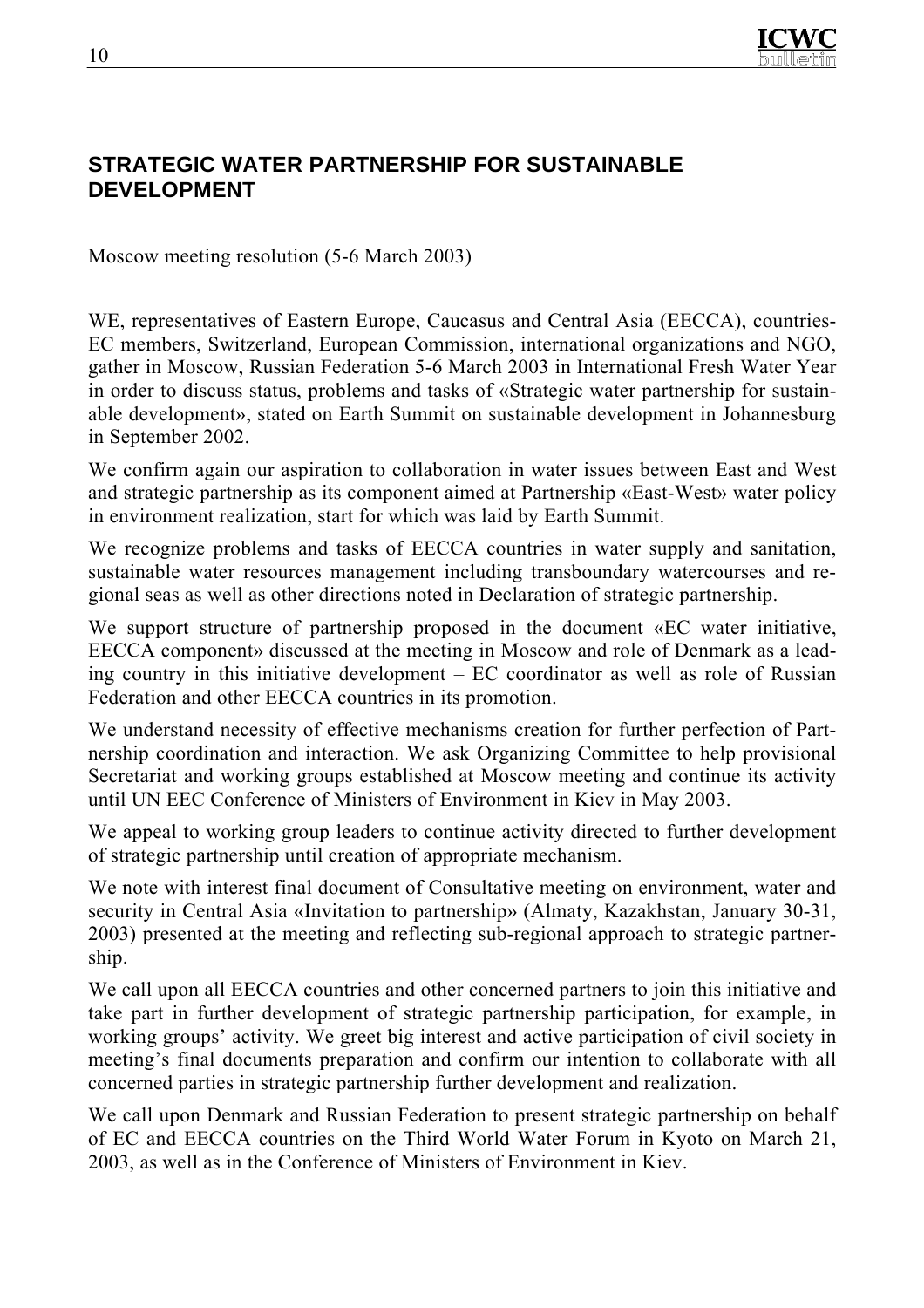## STRATEGIC WATER PARTNERSHIP FOR SUSTAINABLE DEVELOPMENT

Moscow meeting resolution (5-6 March 2003)

WE, representatives of Eastern Europe, Caucasus and Central Asia (EECCA), countries-EC members, Switzerland, European Commission, international organizations and NGO, gather in Moscow, Russian Federation 5-6 March 2003 in International Fresh Water Year in order to discuss status, problems and tasks of «Strategic water partnership for sustainable development», stated on Earth Summit on sustainable development in Johannesburg in September 2002.

We confirm again our aspiration to collaboration in water issues between East and West and strategic partnership as its component aimed at Partnership «East-West» water policy in environment realization, start for which was laid by Earth Summit.

We recognize problems and tasks of EECCA countries in water supply and sanitation, sustainable water resources management including transboundary watercourses and regional seas as well as other directions noted in Declaration of strategic partnership.

We support structure of partnership proposed in the document «EC water initiative, EECCA component» discussed at the meeting in Moscow and role of Denmark as a leading country in this initiative development – EC coordinator as well as role of Russian Federation and other EECCA countries in its promotion.

We understand necessity of effective mechanisms creation for further perfection of Partnership coordination and interaction. We ask Organizing Committee to help provisional Secretariat and working groups established at Moscow meeting and continue its activity until UN EEC Conference of Ministers of Environment in Kiev in May 2003.

We appeal to working group leaders to continue activity directed to further development of strategic partnership until creation of appropriate mechanism.

We note with interest final document of Consultative meeting on environment, water and security in Central Asia «Invitation to partnership» (Almaty, Kazakhstan, January 30-31, 2003) presented at the meeting and reflecting sub-regional approach to strategic partnership.

We call upon all EECCA countries and other concerned partners to join this initiative and take part in further development of strategic partnership participation, for example, in working groups' activity. We greet big interest and active participation of civil society in meeting's final documents preparation and confirm our intention to collaborate with all concerned parties in strategic partnership further development and realization.

We call upon Denmark and Russian Federation to present strategic partnership on behalf of EC and EECCA countries on the Third World Water Forum in Kyoto on March 21, 2003, as well as in the Conference of Ministers of Environment in Kiev.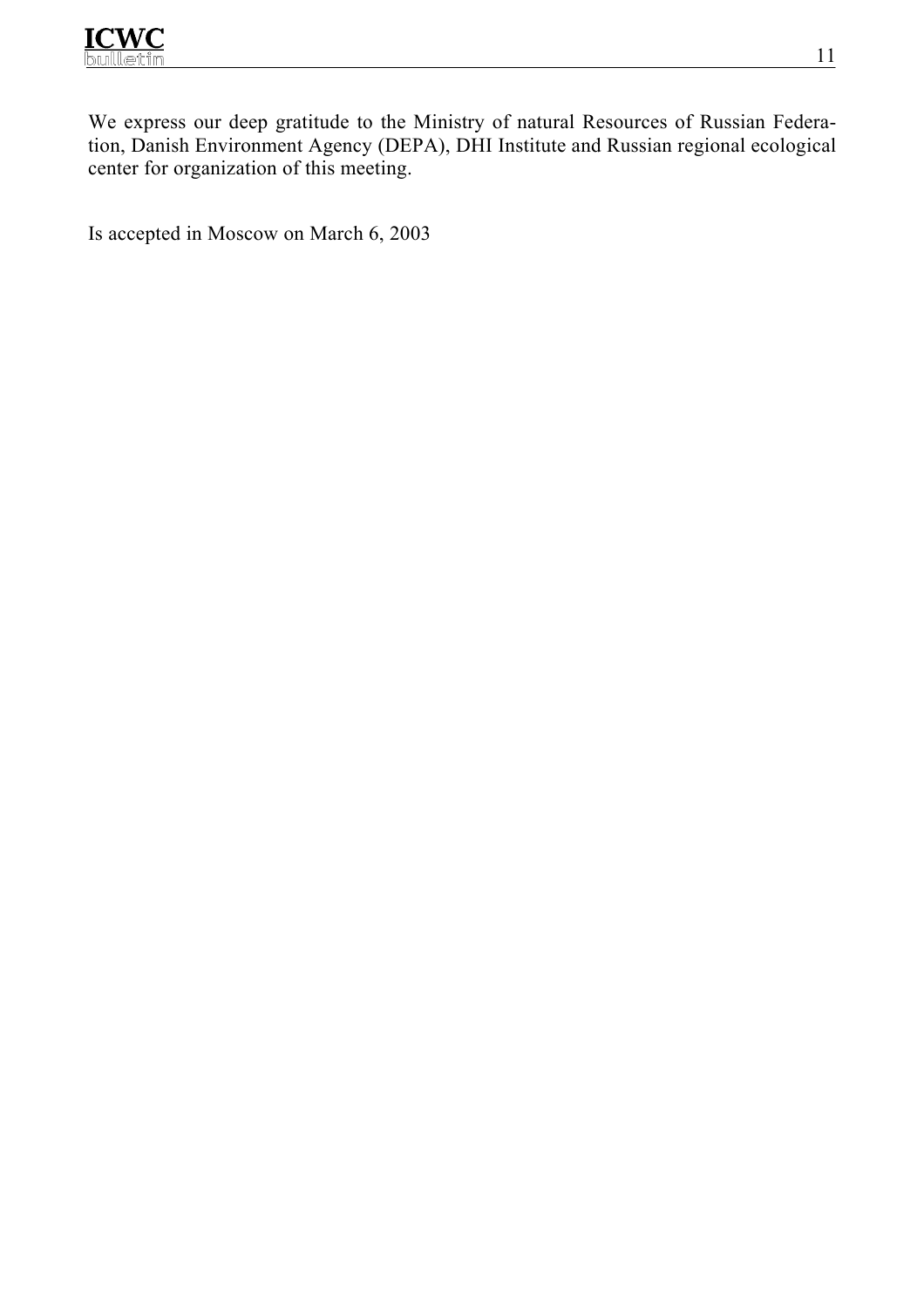We express our deep gratitude to the Ministry of natural Resources of Russian Federation, Danish Environment Agency (DEPA), DHI Institute and Russian regional ecological center for organization of this meeting.

Is accepted in Moscow on March 6, 2003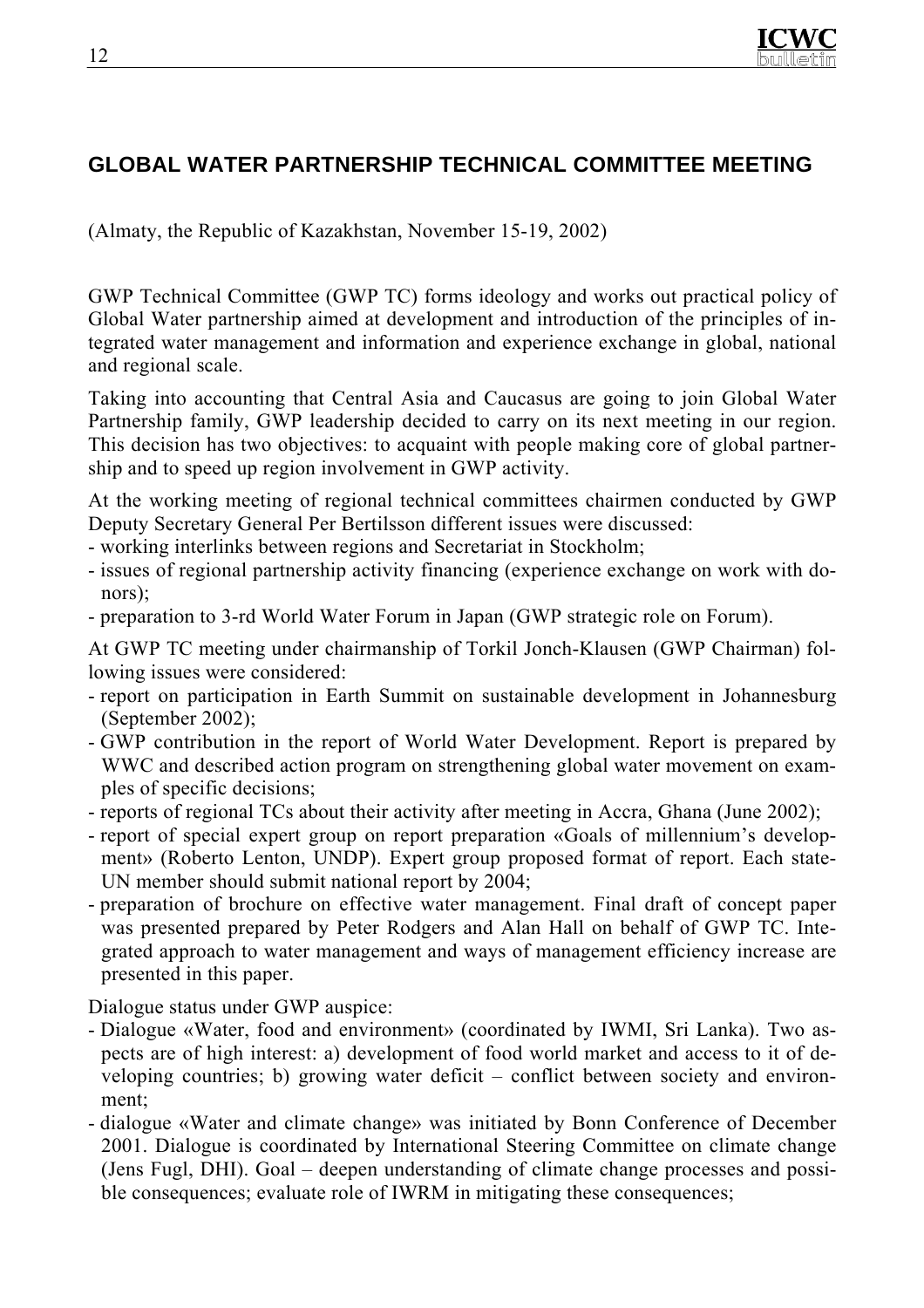## GLOBAL WATER PARTNERSHIP TECHNICAL COMMITTEE MEETING

(Almaty, the Republic of Kazakhstan, November 15-19, 2002)

GWP Technical Committee (GWP TC) forms ideology and works out practical policy of Global Water partnership aimed at development and introduction of the principles of integrated water management and information and experience exchange in global, national and regional scale.

Taking into accounting that Central Asia and Caucasus are going to join Global Water Partnership family, GWP leadership decided to carry on its next meeting in our region. This decision has two objectives: to acquaint with people making core of global partnership and to speed up region involvement in GWP activity.

At the working meeting of regional technical committees chairmen conducted by GWP Deputy Secretary General Per Bertilsson different issues were discussed:

- working interlinks between regions and Secretariat in Stockholm;
- issues of regional partnership activity financing (experience exchange on work with donors);
- preparation to 3-rd World Water Forum in Japan (GWP strategic role on Forum).

At GWP TC meeting under chairmanship of Torkil Jonch-Klausen (GWP Chairman) following issues were considered:

- report on participation in Earth Summit on sustainable development in Johannesburg (September 2002);
- GWP contribution in the report of World Water Development. Report is prepared by WWC and described action program on strengthening global water movement on examples of specific decisions;
- reports of regional TCs about their activity after meeting in Accra, Ghana (June 2002);
- report of special expert group on report preparation «Goals of millennium's development» (Roberto Lenton, UNDP). Expert group proposed format of report. Each state-UN member should submit national report by 2004;
- preparation of brochure on effective water management. Final draft of concept paper was presented prepared by Peter Rodgers and Alan Hall on behalf of GWP TC. Integrated approach to water management and ways of management efficiency increase are presented in this paper.

Dialogue status under GWP auspice:

- Dialogue «Water, food and environment» (coordinated by IWMI, Sri Lanka). Two aspects are of high interest: a) development of food world market and access to it of developing countries; b) growing water deficit – conflict between society and environment;
- dialogue «Water and climate change» was initiated by Bonn Conference of December 2001. Dialogue is coordinated by International Steering Committee on climate change (Jens Fugl, DHI). Goal – deepen understanding of climate change processes and possible consequences; evaluate role of IWRM in mitigating these consequences;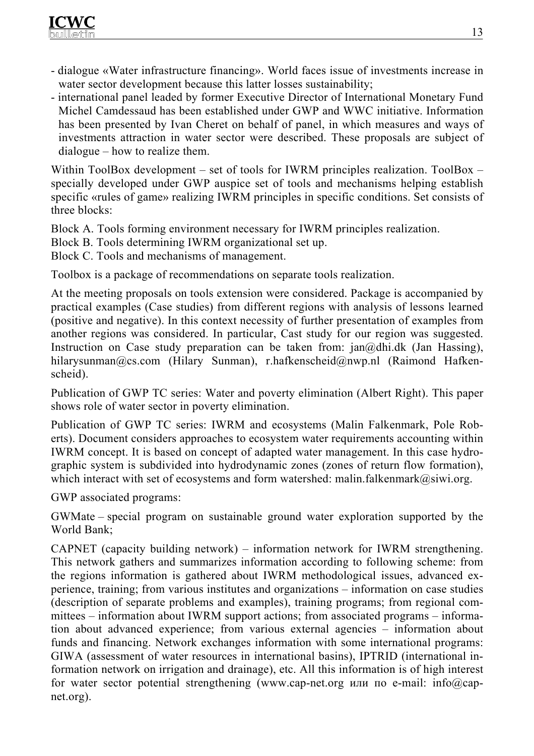- dialogue «Water infrastructure financing». World faces issue of investments increase in water sector development because this latter losses sustainability;
- international panel leaded by former Executive Director of International Monetary Fund Michel Camdessaud has been established under GWP and WWC initiative. Information has been presented by Ivan Cheret on behalf of panel, in which measures and ways of investments attraction in water sector were described. These proposals are subject of dialogue – how to realize them.

Within ToolBox development – set of tools for IWRM principles realization. ToolBox – specially developed under GWP auspice set of tools and mechanisms helping establish specific «rules of game» realizing IWRM principles in specific conditions. Set consists of three blocks:

Block A. Tools forming environment necessary for IWRM principles realization.
Block B. Tools determining IWRM organizational set up.
Block C. Tools and mechanisms of management.

Toolbox is a package of recommendations on separate tools realization.

At the meeting proposals on tools extension were considered. Package is accompanied by practical examples (Case studies) from different regions with analysis of lessons learned (positive and negative). In this context necessity of further presentation of examples from another regions was considered. In particular, Cast study for our region was suggested. Instruction on Case study preparation can be taken from: jan@dhi.dk (Jan Hassing), hilarysunman@cs.com (Hilary Sunman), r.hafkenscheid@nwp.nl (Raimond Hafkenscheid).

Publication of GWP TC series: Water and poverty elimination (Albert Right). This paper shows role of water sector in poverty elimination.

Publication of GWP TC series: IWRM and ecosystems (Malin Falkenmark, Pole Roberts). Document considers approaches to ecosystem water requirements accounting within IWRM concept. It is based on concept of adapted water management. In this case hydrographic system is subdivided into hydrodynamic zones (zones of return flow formation), which interact with set of ecosystems and form watershed: malin.falkenmark@siwi.org.

GWP associated programs:

GWMate – special program on sustainable ground water exploration supported by the World Bank;

CAPNET (capacity building network) – information network for IWRM strengthening. This network gathers and summarizes information according to following scheme: from the regions information is gathered about IWRM methodological issues, advanced experience, training; from various institutes and organizations – information on case studies (description of separate problems and examples), training programs; from regional committees – information about IWRM support actions; from associated programs – information about advanced experience; from various external agencies – information about funds and financing. Network exchanges information with some international programs: GIWA (assessment of water resources in international basins), IPTRID (international information network on irrigation and drainage), etc. All this information is of high interest for water sector potential strengthening (www.cap-net.org или по e-mail: info@cap-net.org).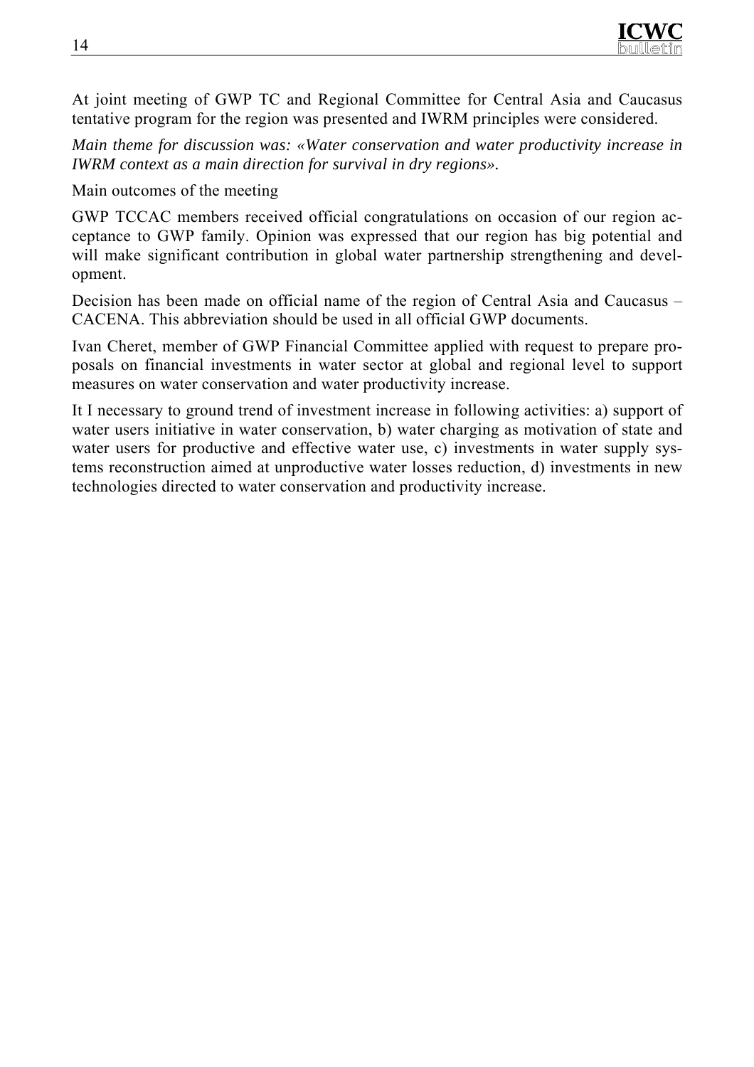At joint meeting of GWP TC and Regional Committee for Central Asia and Caucasus tentative program for the region was presented and IWRM principles were considered.

*Main theme for discussion was: «Water conservation and water productivity increase in IWRM context as a main direction for survival in dry regions».*

Main outcomes of the meeting

GWP TCCAC members received official congratulations on occasion of our region acceptance to GWP family. Opinion was expressed that our region has big potential and will make significant contribution in global water partnership strengthening and development.

Decision has been made on official name of the region of Central Asia and Caucasus – CACENA. This abbreviation should be used in all official GWP documents.

Ivan Cheret, member of GWP Financial Committee applied with request to prepare proposals on financial investments in water sector at global and regional level to support measures on water conservation and water productivity increase.

It I necessary to ground trend of investment increase in following activities: a) support of water users initiative in water conservation, b) water charging as motivation of state and water users for productive and effective water use, c) investments in water supply systems reconstruction aimed at unproductive water losses reduction, d) investments in new technologies directed to water conservation and productivity increase.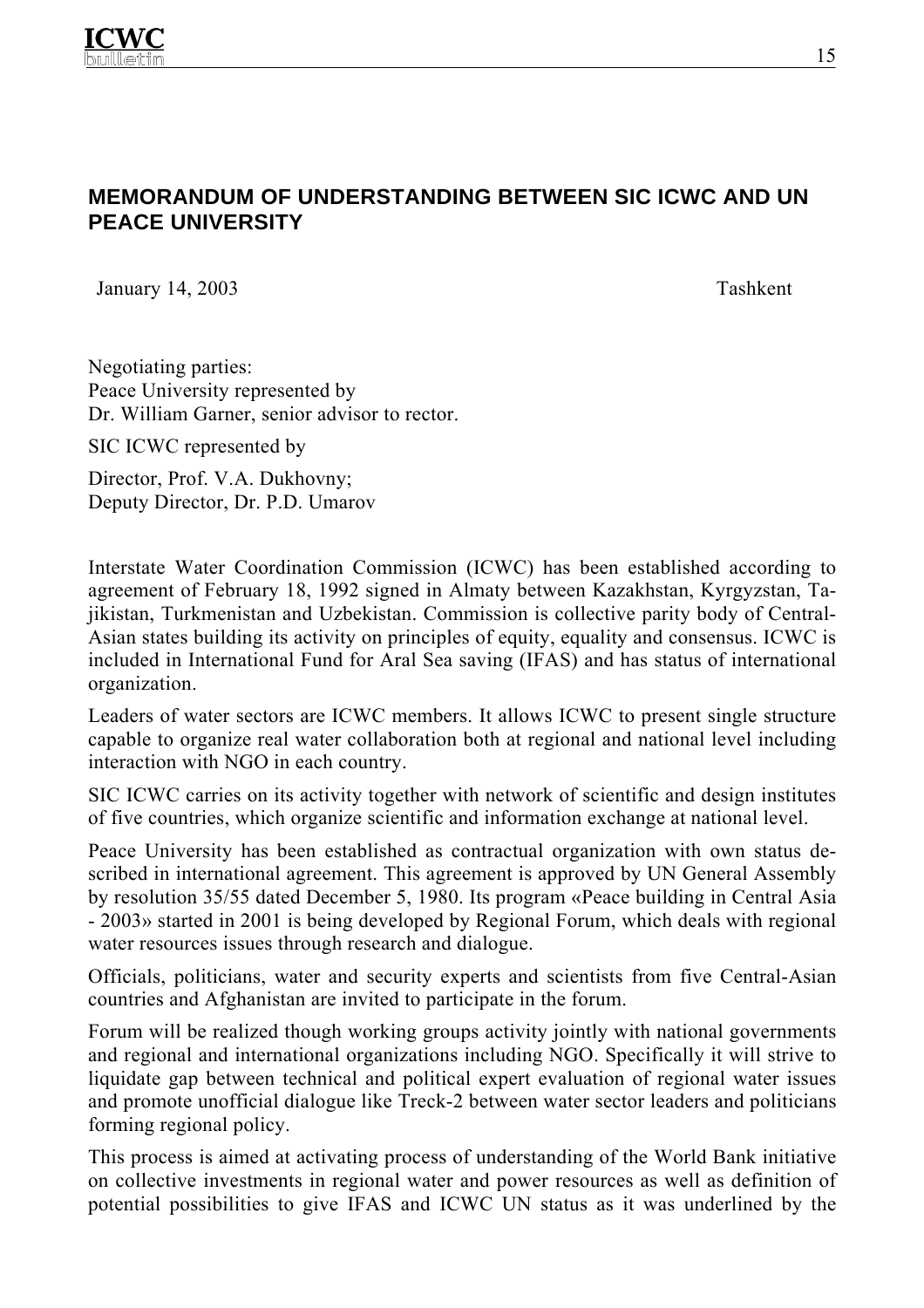## MEMORANDUM OF UNDERSTANDING BETWEEN SIC ICWC AND UN PEACE UNIVERSITY

January 14, 2003 Tashkent

Negotiating parties:
Peace University represented by
Dr. William Garner, senior advisor to rector.

SIC ICWC represented by

Director, Prof. V.A. Dukhovny;
Deputy Director, Dr. P.D. Umarov

Interstate Water Coordination Commission (ICWC) has been established according to agreement of February 18, 1992 signed in Almaty between Kazakhstan, Kyrgyzstan, Tajikistan, Turkmenistan and Uzbekistan. Commission is collective parity body of Central-Asian states building its activity on principles of equity, equality and consensus. ICWC is included in International Fund for Aral Sea saving (IFAS) and has status of international organization.

Leaders of water sectors are ICWC members. It allows ICWC to present single structure capable to organize real water collaboration both at regional and national level including interaction with NGO in each country.

SIC ICWC carries on its activity together with network of scientific and design institutes of five countries, which organize scientific and information exchange at national level.

Peace University has been established as contractual organization with own status described in international agreement. This agreement is approved by UN General Assembly by resolution 35/55 dated December 5, 1980. Its program «Peace building in Central Asia - 2003» started in 2001 is being developed by Regional Forum, which deals with regional water resources issues through research and dialogue.

Officials, politicians, water and security experts and scientists from five Central-Asian countries and Afghanistan are invited to participate in the forum.

Forum will be realized though working groups activity jointly with national governments and regional and international organizations including NGO. Specifically it will strive to liquidate gap between technical and political expert evaluation of regional water issues and promote unofficial dialogue like Treck-2 between water sector leaders and politicians forming regional policy.

This process is aimed at activating process of understanding of the World Bank initiative on collective investments in regional water and power resources as well as definition of potential possibilities to give IFAS and ICWC UN status as it was underlined by the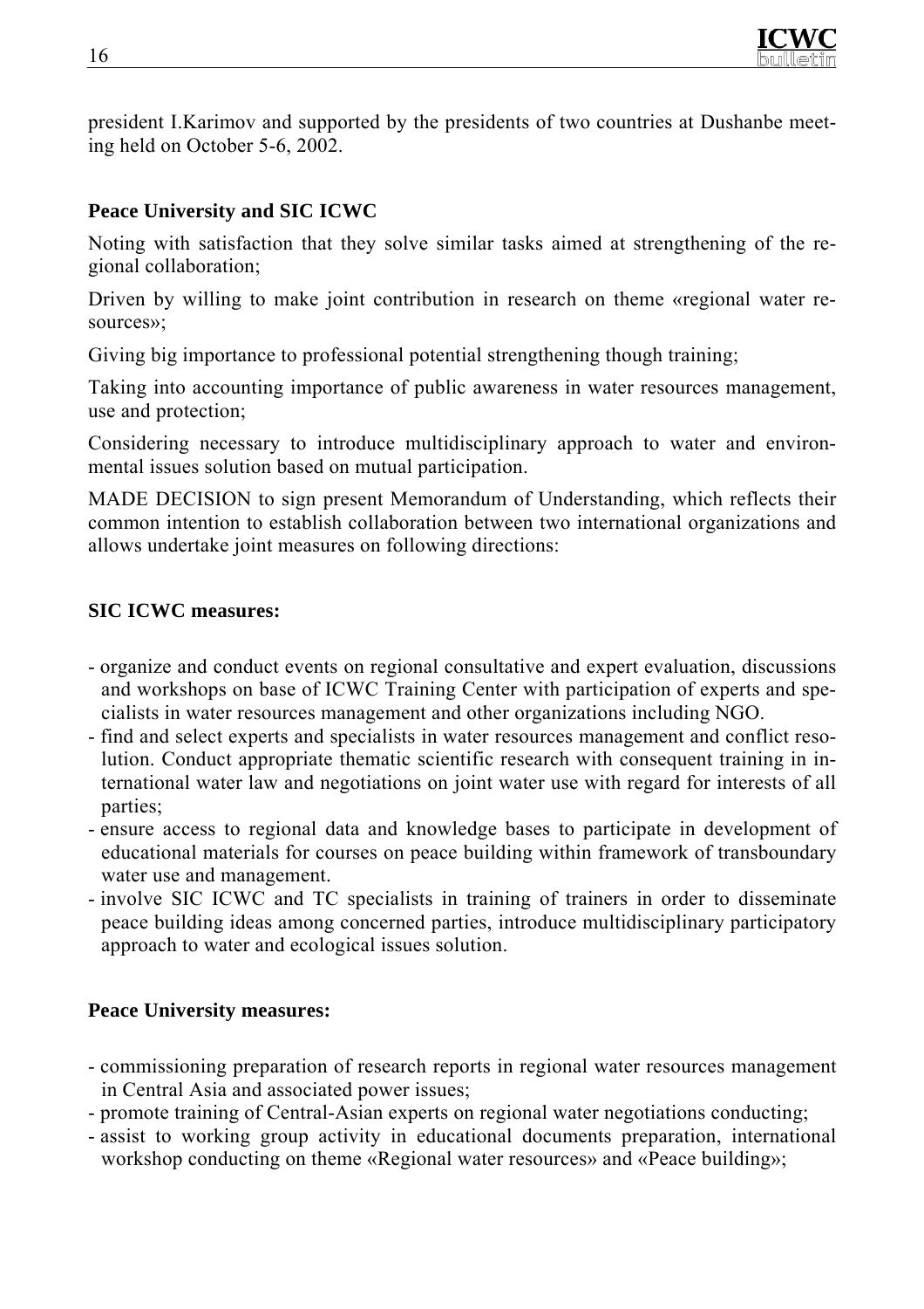president I.Karimov and supported by the presidents of two countries at Dushanbe meeting held on October 5-6, 2002.

**Peace University and SIC ICWC**

Noting with satisfaction that they solve similar tasks aimed at strengthening of the regional collaboration;

Driven by willing to make joint contribution in research on theme «regional water resources»;

Giving big importance to professional potential strengthening though training;

Taking into accounting importance of public awareness in water resources management, use and protection;

Considering necessary to introduce multidisciplinary approach to water and environmental issues solution based on mutual participation.

MADE DECISION to sign present Memorandum of Understanding, which reflects their common intention to establish collaboration between two international organizations and allows undertake joint measures on following directions:

**SIC ICWC measures:**

- organize and conduct events on regional consultative and expert evaluation, discussions and workshops on base of ICWC Training Center with participation of experts and specialists in water resources management and other organizations including NGO.
- find and select experts and specialists in water resources management and conflict resolution. Conduct appropriate thematic scientific research with consequent training in international water law and negotiations on joint water use with regard for interests of all parties;
- ensure access to regional data and knowledge bases to participate in development of educational materials for courses on peace building within framework of transboundary water use and management.
- involve SIC ICWC and TC specialists in training of trainers in order to disseminate peace building ideas among concerned parties, introduce multidisciplinary participatory approach to water and ecological issues solution.

**Peace University measures:**

- commissioning preparation of research reports in regional water resources management in Central Asia and associated power issues;
- promote training of Central-Asian experts on regional water negotiations conducting;
- assist to working group activity in educational documents preparation, international workshop conducting on theme «Regional water resources» and «Peace building»;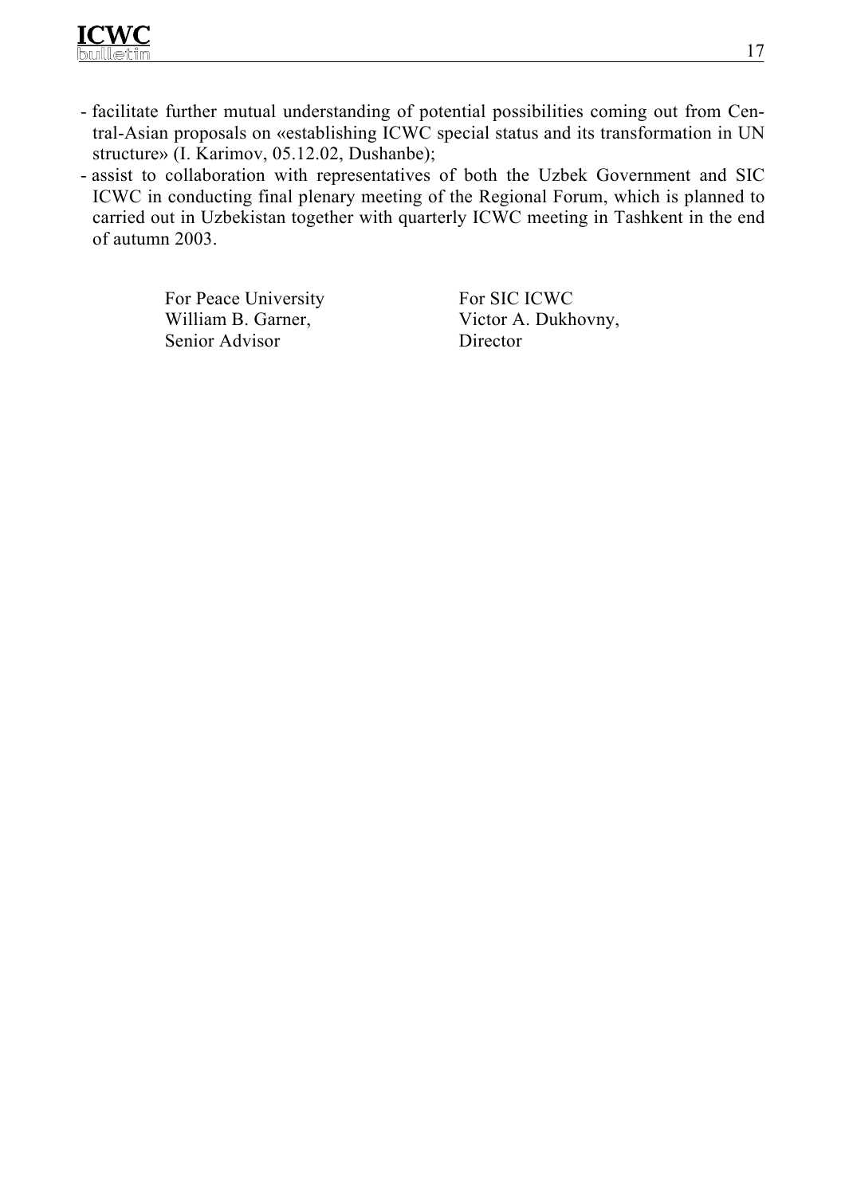- facilitate further mutual understanding of potential possibilities coming out from Central-Asian proposals on «establishing ICWC special status and its transformation in UN structure» (I. Karimov, 05.12.02, Dushanbe);
- assist to collaboration with representatives of both the Uzbek Government and SIC ICWC in conducting final plenary meeting of the Regional Forum, which is planned to carried out in Uzbekistan together with quarterly ICWC meeting in Tashkent in the end of autumn 2003.

| For Peace University | For SIC ICWC |
|---|---|
| William B. Garner, | Victor A. Dukhovny, |
| Senior Advisor | Director |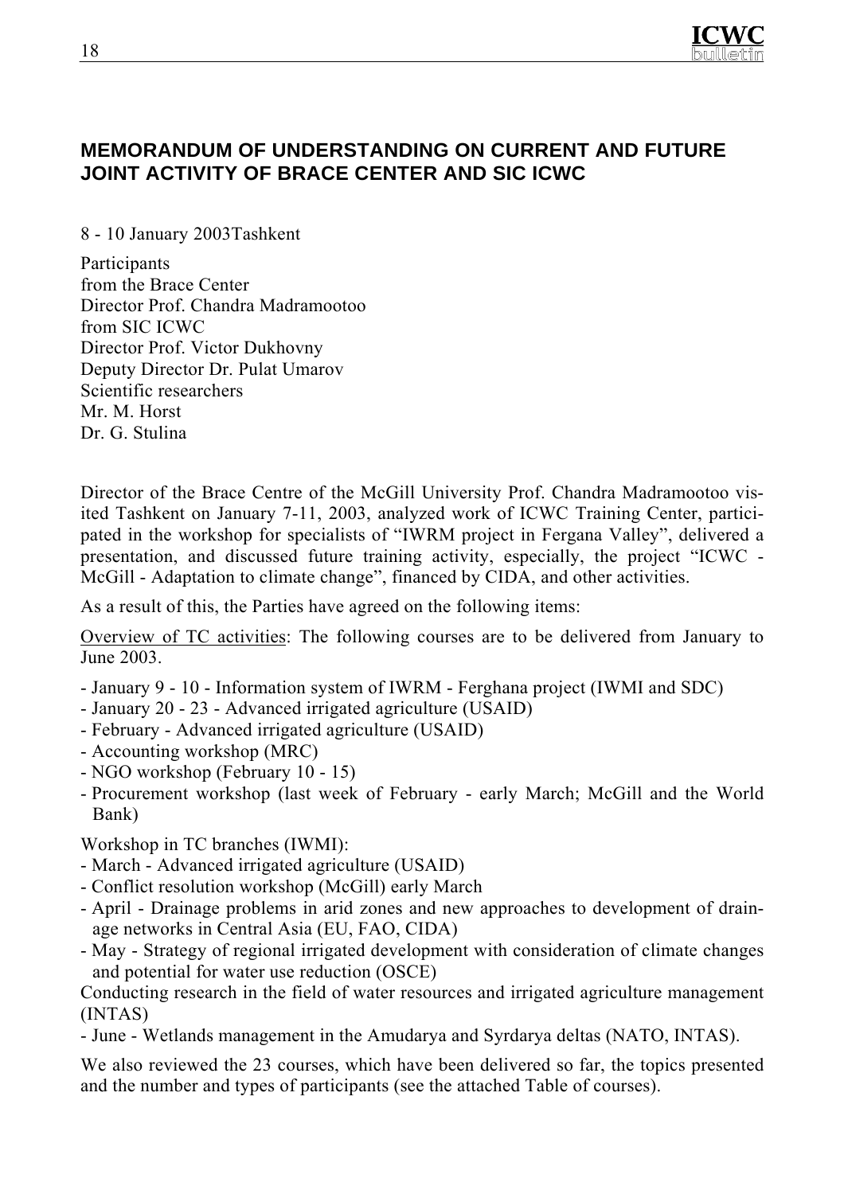## MEMORANDUM OF UNDERSTANDING ON CURRENT AND FUTURE JOINT ACTIVITY OF BRACE CENTER AND SIC ICWC

8 - 10 January 2003Tashkent

Participants
from the Brace Center
Director Prof. Chandra Madramootoo
from SIC ICWC
Director Prof. Victor Dukhovny
Deputy Director Dr. Pulat Umarov
Scientific researchers
Mr. M. Horst
Dr. G. Stulina

Director of the Brace Centre of the McGill University Prof. Chandra Madramootoo visited Tashkent on January 7-11, 2003, analyzed work of ICWC Training Center, participated in the workshop for specialists of "IWRM project in Fergana Valley", delivered a presentation, and discussed future training activity, especially, the project "ICWC - McGill - Adaptation to climate change", financed by CIDA, and other activities.

As a result of this, the Parties have agreed on the following items:

<u>Overview of TC activities</u>: The following courses are to be delivered from January to June 2003.

- January 9 - 10 - Information system of IWRM - Ferghana project (IWMI and SDC)
- January 20 - 23 - Advanced irrigated agriculture (USAID)
- February - Advanced irrigated agriculture (USAID)
- Accounting workshop (MRC)
- NGO workshop (February 10 - 15)
- Procurement workshop (last week of February - early March; McGill and the World Bank)

Workshop in TC branches (IWMI):
- March - Advanced irrigated agriculture (USAID)
- Conflict resolution workshop (McGill) early March
- April - Drainage problems in arid zones and new approaches to development of drainage networks in Central Asia (EU, FAO, CIDA)
- May - Strategy of regional irrigated development with consideration of climate changes and potential for water use reduction (OSCE)

Conducting research in the field of water resources and irrigated agriculture management (INTAS)
- June - Wetlands management in the Amudarya and Syrdarya deltas (NATO, INTAS).

We also reviewed the 23 courses, which have been delivered so far, the topics presented and the number and types of participants (see the attached Table of courses).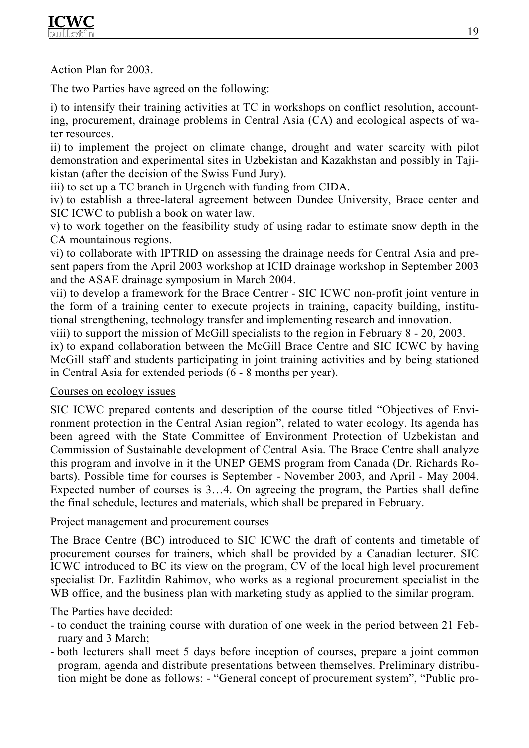Action Plan for 2003.

The two Parties have agreed on the following:

i) to intensify their training activities at TC in workshops on conflict resolution, accounting, procurement, drainage problems in Central Asia (CA) and ecological aspects of water resources.
ii) to implement the project on climate change, drought and water scarcity with pilot demonstration and experimental sites in Uzbekistan and Kazakhstan and possibly in Tajikistan (after the decision of the Swiss Fund Jury).
iii) to set up a TC branch in Urgench with funding from CIDA.
iv) to establish a three-lateral agreement between Dundee University, Brace center and SIC ICWC to publish a book on water law.
v) to work together on the feasibility study of using radar to estimate snow depth in the CA mountainous regions.
vi) to collaborate with IPTRID on assessing the drainage needs for Central Asia and present papers from the April 2003 workshop at ICID drainage workshop in September 2003 and the ASAE drainage symposium in March 2004.
vii) to develop a framework for the Brace Centrer - SIC ICWC non-profit joint venture in the form of a training center to execute projects in training, capacity building, institutional strengthening, technology transfer and implementing research and innovation.
viii) to support the mission of McGill specialists to the region in February 8 - 20, 2003.
ix) to expand collaboration between the McGill Brace Centre and SIC ICWC by having McGill staff and students participating in joint training activities and by being stationed in Central Asia for extended periods (6 - 8 months per year).

Courses on ecology issues

SIC ICWC prepared contents and description of the course titled "Objectives of Environment protection in the Central Asian region", related to water ecology. Its agenda has been agreed with the State Committee of Environment Protection of Uzbekistan and Commission of Sustainable development of Central Asia. The Brace Centre shall analyze this program and involve in it the UNEP GEMS program from Canada (Dr. Richards Robarts). Possible time for courses is September - November 2003, and April - May 2004. Expected number of courses is 3…4. On agreeing the program, the Parties shall define the final schedule, lectures and materials, which shall be prepared in February.

Project management and procurement courses

The Brace Centre (BC) introduced to SIC ICWC the draft of contents and timetable of procurement courses for trainers, which shall be provided by a Canadian lecturer. SIC ICWC introduced to BC its view on the program, CV of the local high level procurement specialist Dr. Fazlitdin Rahimov, who works as a regional procurement specialist in the WB office, and the business plan with marketing study as applied to the similar program.

The Parties have decided:

- to conduct the training course with duration of one week in the period between 21 February and 3 March;
- both lecturers shall meet 5 days before inception of courses, prepare a joint common program, agenda and distribute presentations between themselves. Preliminary distribution might be done as follows: - "General concept of procurement system", "Public pro-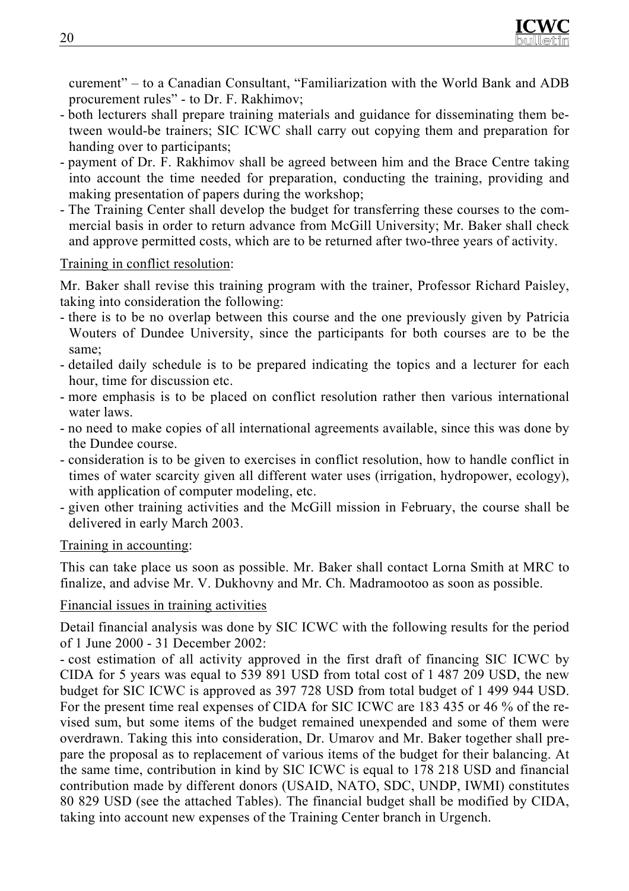curement" – to a Canadian Consultant, "Familiarization with the World Bank and ADB procurement rules" - to Dr. F. Rakhimov;

- both lecturers shall prepare training materials and guidance for disseminating them between would-be trainers; SIC ICWC shall carry out copying them and preparation for handing over to participants;
- payment of Dr. F. Rakhimov shall be agreed between him and the Brace Centre taking into account the time needed for preparation, conducting the training, providing and making presentation of papers during the workshop;
- The Training Center shall develop the budget for transferring these courses to the commercial basis in order to return advance from McGill University; Mr. Baker shall check and approve permitted costs, which are to be returned after two-three years of activity.

Training in conflict resolution:

Mr. Baker shall revise this training program with the trainer, Professor Richard Paisley, taking into consideration the following:

- there is to be no overlap between this course and the one previously given by Patricia Wouters of Dundee University, since the participants for both courses are to be the same;
- detailed daily schedule is to be prepared indicating the topics and a lecturer for each hour, time for discussion etc.
- more emphasis is to be placed on conflict resolution rather then various international water laws.
- no need to make copies of all international agreements available, since this was done by the Dundee course.
- consideration is to be given to exercises in conflict resolution, how to handle conflict in times of water scarcity given all different water uses (irrigation, hydropower, ecology), with application of computer modeling, etc.
- given other training activities and the McGill mission in February, the course shall be delivered in early March 2003.

Training in accounting:

This can take place us soon as possible. Mr. Baker shall contact Lorna Smith at MRC to finalize, and advise Mr. V. Dukhovny and Mr. Ch. Madramootoo as soon as possible.

Financial issues in training activities

Detail financial analysis was done by SIC ICWC with the following results for the period of 1 June 2000 - 31 December 2002:

- cost estimation of all activity approved in the first draft of financing SIC ICWC by CIDA for 5 years was equal to 539 891 USD from total cost of 1 487 209 USD, the new budget for SIC ICWC is approved as 397 728 USD from total budget of 1 499 944 USD. For the present time real expenses of CIDA for SIC ICWC are 183 435 or 46 % of the revised sum, but some items of the budget remained unexpended and some of them were overdrawn. Taking this into consideration, Dr. Umarov and Mr. Baker together shall prepare the proposal as to replacement of various items of the budget for their balancing. At the same time, contribution in kind by SIC ICWC is equal to 178 218 USD and financial contribution made by different donors (USAID, NATO, SDC, UNDP, IWMI) constitutes 80 829 USD (see the attached Tables). The financial budget shall be modified by CIDA, taking into account new expenses of the Training Center branch in Urgench.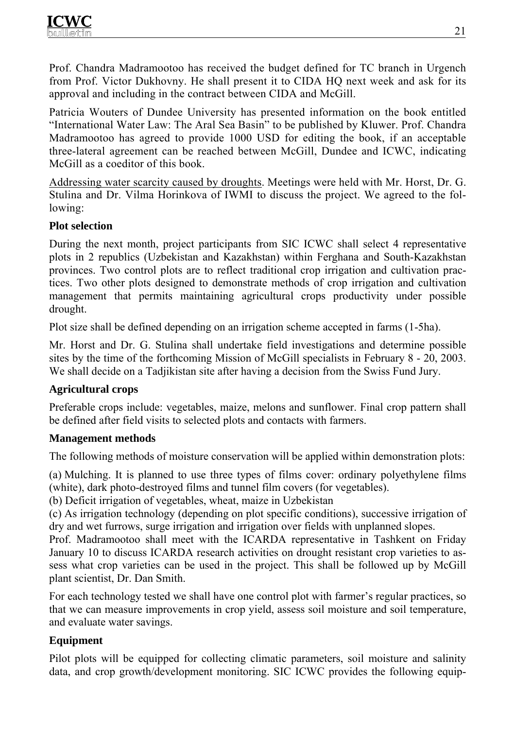Prof. Chandra Madramootoo has received the budget defined for TC branch in Urgench from Prof. Victor Dukhovny. He shall present it to CIDA HQ next week and ask for its approval and including in the contract between CIDA and McGill.

Patricia Wouters of Dundee University has presented information on the book entitled "International Water Law: The Aral Sea Basin" to be published by Kluwer. Prof. Chandra Madramootoo has agreed to provide 1000 USD for editing the book, if an acceptable three-lateral agreement can be reached between McGill, Dundee and ICWC, indicating McGill as a coeditor of this book.

Addressing water scarcity caused by droughts. Meetings were held with Mr. Horst, Dr. G. Stulina and Dr. Vilma Horinkova of IWMI to discuss the project. We agreed to the following:

**Plot selection**

During the next month, project participants from SIC ICWC shall select 4 representative plots in 2 republics (Uzbekistan and Kazakhstan) within Ferghana and South-Kazakhstan provinces. Two control plots are to reflect traditional crop irrigation and cultivation practices. Two other plots designed to demonstrate methods of crop irrigation and cultivation management that permits maintaining agricultural crops productivity under possible drought.

Plot size shall be defined depending on an irrigation scheme accepted in farms (1-5ha).

Mr. Horst and Dr. G. Stulina shall undertake field investigations and determine possible sites by the time of the forthcoming Mission of McGill specialists in February 8 - 20, 2003. We shall decide on a Tadjikistan site after having a decision from the Swiss Fund Jury.

**Agricultural crops**

Preferable crops include: vegetables, maize, melons and sunflower. Final crop pattern shall be defined after field visits to selected plots and contacts with farmers.

**Management methods**

The following methods of moisture conservation will be applied within demonstration plots:

(a) Mulching. It is planned to use three types of films cover: ordinary polyethylene films (white), dark photo-destroyed films and tunnel film covers (for vegetables).
(b) Deficit irrigation of vegetables, wheat, maize in Uzbekistan
(c) As irrigation technology (depending on plot specific conditions), successive irrigation of dry and wet furrows, surge irrigation and irrigation over fields with unplanned slopes.
Prof. Madramootoo shall meet with the ICARDA representative in Tashkent on Friday January 10 to discuss ICARDA research activities on drought resistant crop varieties to assess what crop varieties can be used in the project. This shall be followed up by McGill plant scientist, Dr. Dan Smith.

For each technology tested we shall have one control plot with farmer's regular practices, so that we can measure improvements in crop yield, assess soil moisture and soil temperature, and evaluate water savings.

**Equipment**

Pilot plots will be equipped for collecting climatic parameters, soil moisture and salinity data, and crop growth/development monitoring. SIC ICWC provides the following equip-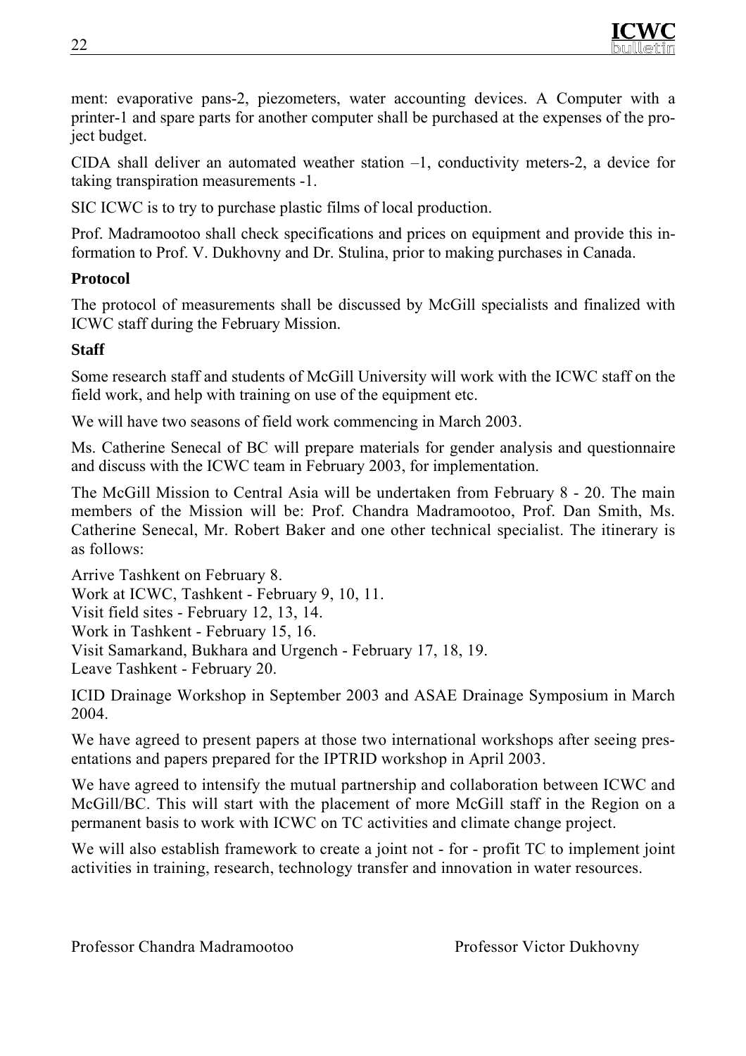ment: evaporative pans-2, piezometers, water accounting devices. A Computer with a printer-1 and spare parts for another computer shall be purchased at the expenses of the project budget.

CIDA shall deliver an automated weather station –1, conductivity meters-2, a device for taking transpiration measurements -1.

SIC ICWC is to try to purchase plastic films of local production.

Prof. Madramootoo shall check specifications and prices on equipment and provide this information to Prof. V. Dukhovny and Dr. Stulina, prior to making purchases in Canada.

**Protocol**

The protocol of measurements shall be discussed by McGill specialists and finalized with ICWC staff during the February Mission.

**Staff**

Some research staff and students of McGill University will work with the ICWC staff on the field work, and help with training on use of the equipment etc.

We will have two seasons of field work commencing in March 2003.

Ms. Catherine Senecal of BC will prepare materials for gender analysis and questionnaire and discuss with the ICWC team in February 2003, for implementation.

The McGill Mission to Central Asia will be undertaken from February 8 - 20. The main members of the Mission will be: Prof. Chandra Madramootoo, Prof. Dan Smith, Ms. Catherine Senecal, Mr. Robert Baker and one other technical specialist. The itinerary is as follows:

Arrive Tashkent on February 8.
Work at ICWC, Tashkent - February 9, 10, 11.
Visit field sites - February 12, 13, 14.
Work in Tashkent - February 15, 16.
Visit Samarkand, Bukhara and Urgench - February 17, 18, 19.
Leave Tashkent - February 20.

ICID Drainage Workshop in September 2003 and ASAE Drainage Symposium in March 2004.

We have agreed to present papers at those two international workshops after seeing presentations and papers prepared for the IPTRID workshop in April 2003.

We have agreed to intensify the mutual partnership and collaboration between ICWC and McGill/BC. This will start with the placement of more McGill staff in the Region on a permanent basis to work with ICWC on TC activities and climate change project.

We will also establish framework to create a joint not - for - profit TC to implement joint activities in training, research, technology transfer and innovation in water resources.

Professor Chandra Madramootoo　　　　　　Professor Victor Dukhovny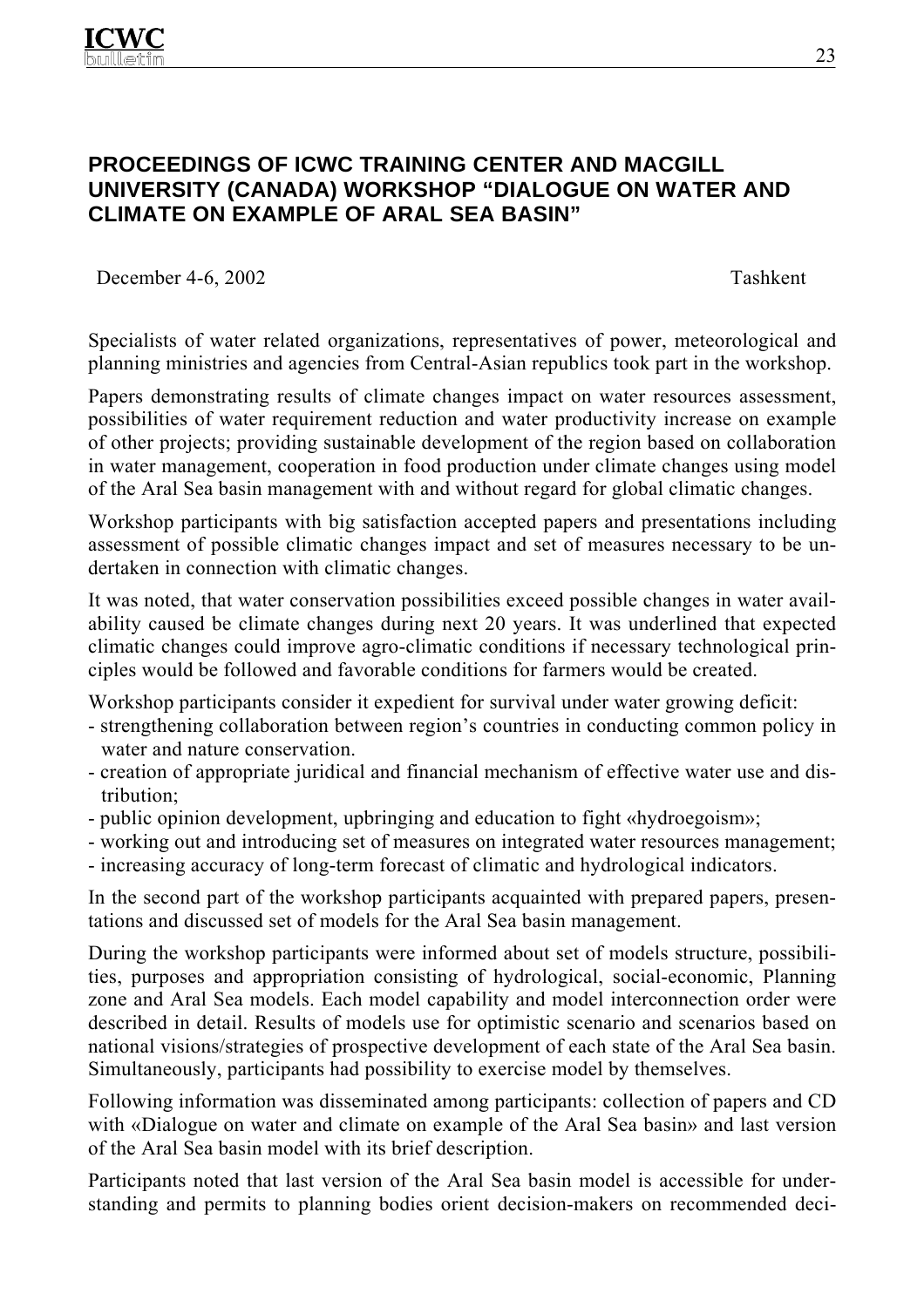## PROCEEDINGS OF ICWC TRAINING CENTER AND MACGILL UNIVERSITY (CANADA) WORKSHOP "DIALOGUE ON WATER AND CLIMATE ON EXAMPLE OF ARAL SEA BASIN"

December 4-6, 2002 Tashkent

Specialists of water related organizations, representatives of power, meteorological and planning ministries and agencies from Central-Asian republics took part in the workshop.

Papers demonstrating results of climate changes impact on water resources assessment, possibilities of water requirement reduction and water productivity increase on example of other projects; providing sustainable development of the region based on collaboration in water management, cooperation in food production under climate changes using model of the Aral Sea basin management with and without regard for global climatic changes.

Workshop participants with big satisfaction accepted papers and presentations including assessment of possible climatic changes impact and set of measures necessary to be undertaken in connection with climatic changes.

It was noted, that water conservation possibilities exceed possible changes in water availability caused be climate changes during next 20 years. It was underlined that expected climatic changes could improve agro-climatic conditions if necessary technological principles would be followed and favorable conditions for farmers would be created.

Workshop participants consider it expedient for survival under water growing deficit:

- strengthening collaboration between region's countries in conducting common policy in water and nature conservation.
- creation of appropriate juridical and financial mechanism of effective water use and distribution;
- public opinion development, upbringing and education to fight «hydroegoism»;
- working out and introducing set of measures on integrated water resources management;
- increasing accuracy of long-term forecast of climatic and hydrological indicators.

In the second part of the workshop participants acquainted with prepared papers, presentations and discussed set of models for the Aral Sea basin management.

During the workshop participants were informed about set of models structure, possibilities, purposes and appropriation consisting of hydrological, social-economic, Planning zone and Aral Sea models. Each model capability and model interconnection order were described in detail. Results of models use for optimistic scenario and scenarios based on national visions/strategies of prospective development of each state of the Aral Sea basin. Simultaneously, participants had possibility to exercise model by themselves.

Following information was disseminated among participants: collection of papers and CD with «Dialogue on water and climate on example of the Aral Sea basin» and last version of the Aral Sea basin model with its brief description.

Participants noted that last version of the Aral Sea basin model is accessible for understanding and permits to planning bodies orient decision-makers on recommended deci-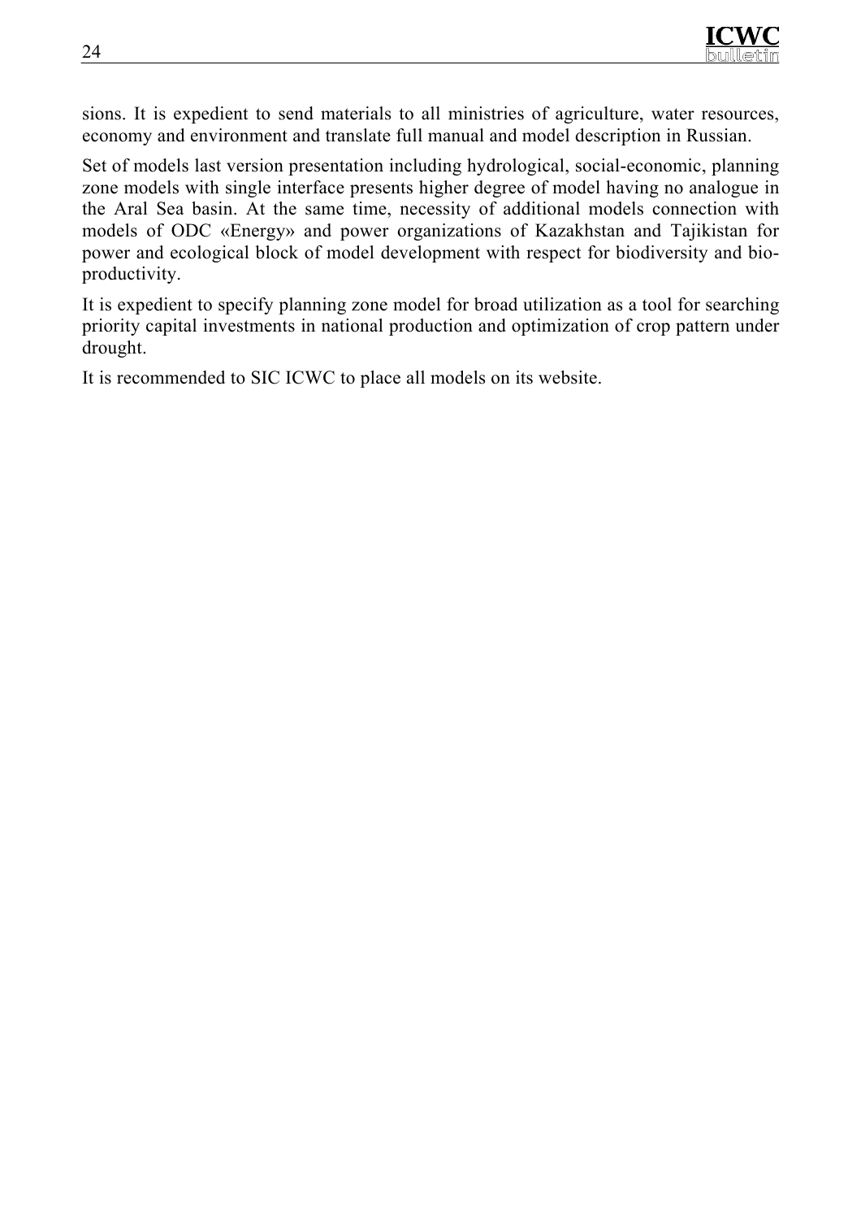sions. It is expedient to send materials to all ministries of agriculture, water resources, economy and environment and translate full manual and model description in Russian.

Set of models last version presentation including hydrological, social-economic, planning zone models with single interface presents higher degree of model having no analogue in the Aral Sea basin. At the same time, necessity of additional models connection with models of ODC «Energy» and power organizations of Kazakhstan and Tajikistan for power and ecological block of model development with respect for biodiversity and bio-productivity.

It is expedient to specify planning zone model for broad utilization as a tool for searching priority capital investments in national production and optimization of crop pattern under drought.

It is recommended to SIC ICWC to place all models on its website.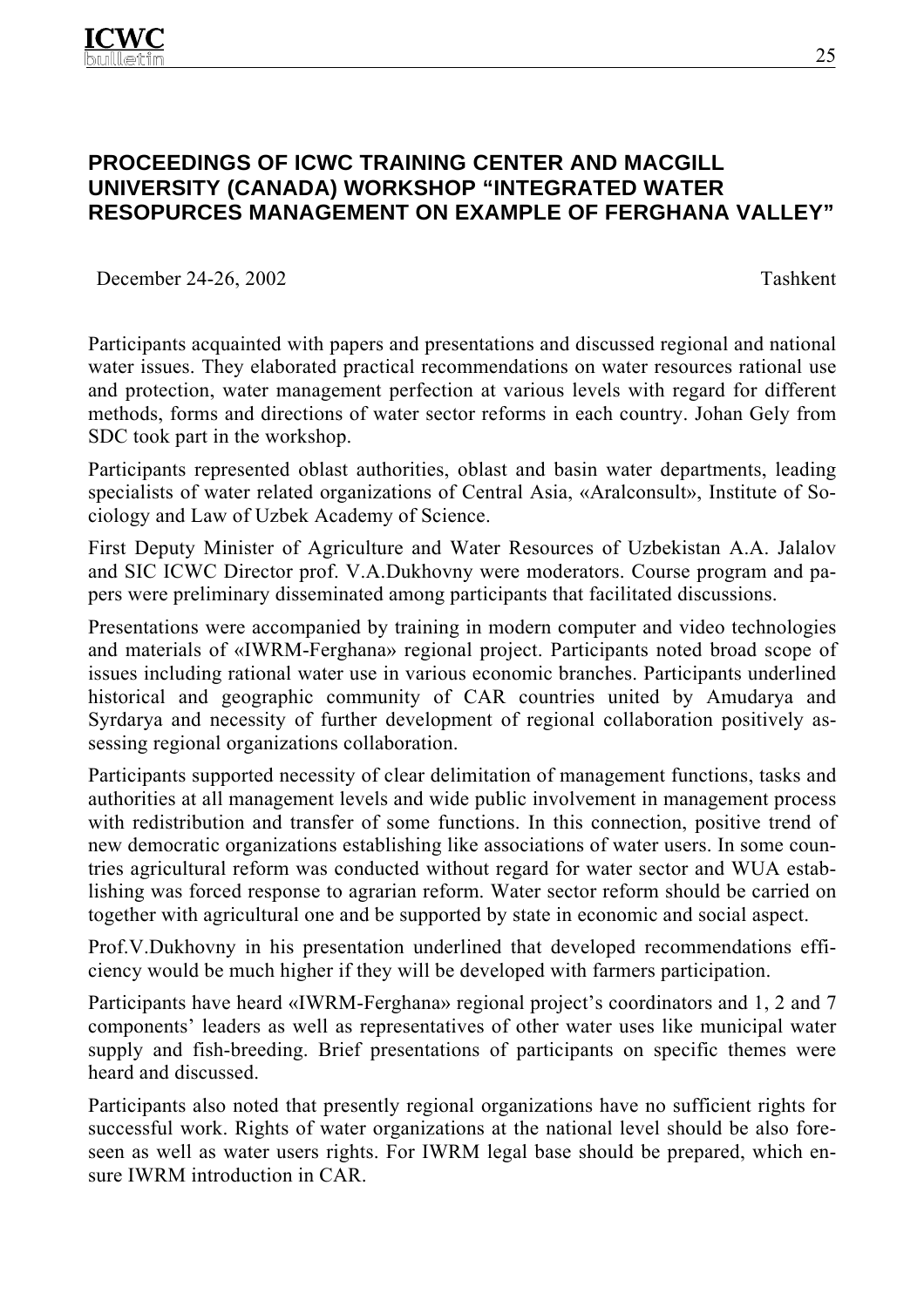## PROCEEDINGS OF ICWC TRAINING CENTER AND MACGILL UNIVERSITY (CANADA) WORKSHOP "INTEGRATED WATER RESOPURCES MANAGEMENT ON EXAMPLE OF FERGHANA VALLEY"

December 24-26, 2002 Tashkent

Participants acquainted with papers and presentations and discussed regional and national water issues. They elaborated practical recommendations on water resources rational use and protection, water management perfection at various levels with regard for different methods, forms and directions of water sector reforms in each country. Johan Gely from SDC took part in the workshop.

Participants represented oblast authorities, oblast and basin water departments, leading specialists of water related organizations of Central Asia, «Aralconsult», Institute of Sociology and Law of Uzbek Academy of Science.

First Deputy Minister of Agriculture and Water Resources of Uzbekistan A.A. Jalalov and SIC ICWC Director prof. V.A.Dukhovny were moderators. Course program and papers were preliminary disseminated among participants that facilitated discussions.

Presentations were accompanied by training in modern computer and video technologies and materials of «IWRM-Ferghana» regional project. Participants noted broad scope of issues including rational water use in various economic branches. Participants underlined historical and geographic community of CAR countries united by Amudarya and Syrdarya and necessity of further development of regional collaboration positively assessing regional organizations collaboration.

Participants supported necessity of clear delimitation of management functions, tasks and authorities at all management levels and wide public involvement in management process with redistribution and transfer of some functions. In this connection, positive trend of new democratic organizations establishing like associations of water users. In some countries agricultural reform was conducted without regard for water sector and WUA establishing was forced response to agrarian reform. Water sector reform should be carried on together with agricultural one and be supported by state in economic and social aspect.

Prof.V.Dukhovny in his presentation underlined that developed recommendations efficiency would be much higher if they will be developed with farmers participation.

Participants have heard «IWRM-Ferghana» regional project's coordinators and 1, 2 and 7 components' leaders as well as representatives of other water uses like municipal water supply and fish-breeding. Brief presentations of participants on specific themes were heard and discussed.

Participants also noted that presently regional organizations have no sufficient rights for successful work. Rights of water organizations at the national level should be also foreseen as well as water users rights. For IWRM legal base should be prepared, which ensure IWRM introduction in CAR.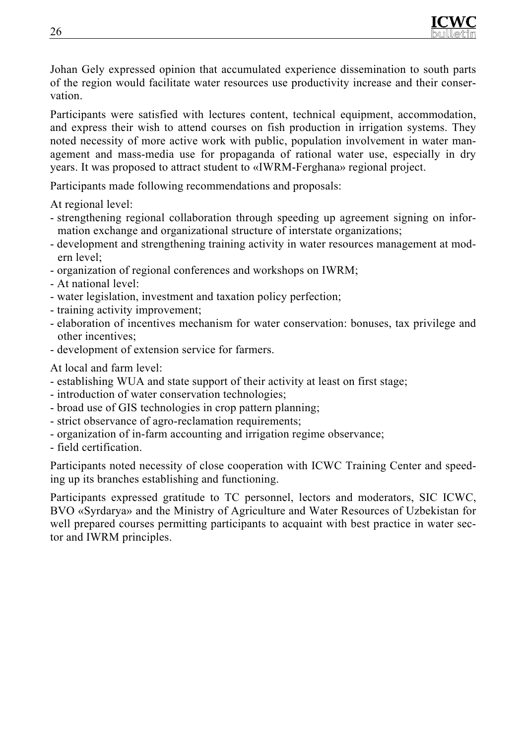Johan Gely expressed opinion that accumulated experience dissemination to south parts of the region would facilitate water resources use productivity increase and their conservation.

Participants were satisfied with lectures content, technical equipment, accommodation, and express their wish to attend courses on fish production in irrigation systems. They noted necessity of more active work with public, population involvement in water management and mass-media use for propaganda of rational water use, especially in dry years. It was proposed to attract student to «IWRM-Ferghana» regional project.

Participants made following recommendations and proposals:

At regional level:

- strengthening regional collaboration through speeding up agreement signing on information exchange and organizational structure of interstate organizations;
- development and strengthening training activity in water resources management at modern level;
- organization of regional conferences and workshops on IWRM;
- At national level:
- water legislation, investment and taxation policy perfection;
- training activity improvement;
- elaboration of incentives mechanism for water conservation: bonuses, tax privilege and other incentives;
- development of extension service for farmers.

At local and farm level:

- establishing WUA and state support of their activity at least on first stage;
- introduction of water conservation technologies;
- broad use of GIS technologies in crop pattern planning;
- strict observance of agro-reclamation requirements;
- organization of in-farm accounting and irrigation regime observance;
- field certification.

Participants noted necessity of close cooperation with ICWC Training Center and speeding up its branches establishing and functioning.

Participants expressed gratitude to TC personnel, lectors and moderators, SIC ICWC, BVO «Syrdarya» and the Ministry of Agriculture and Water Resources of Uzbekistan for well prepared courses permitting participants to acquaint with best practice in water sector and IWRM principles.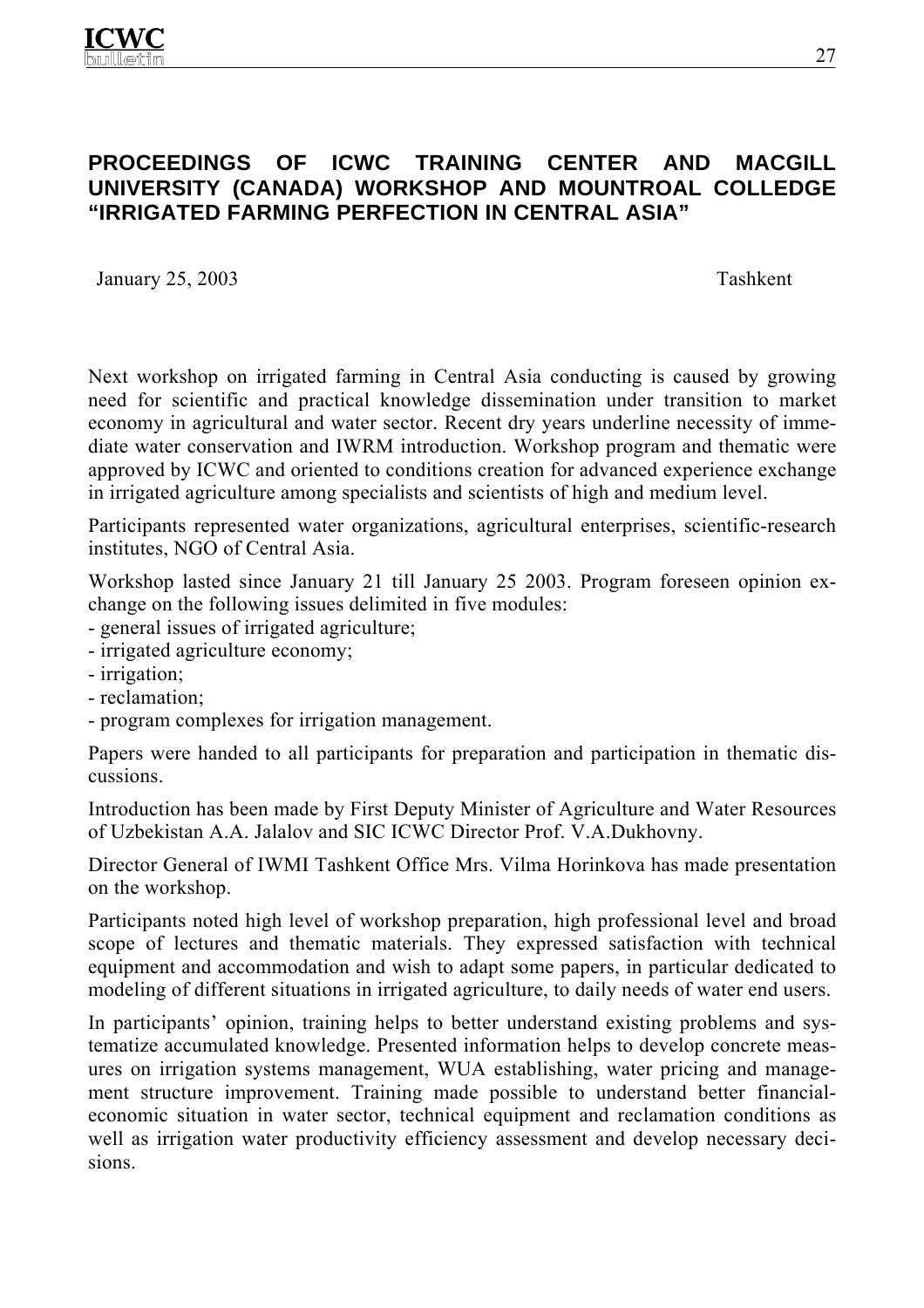## PROCEEDINGS OF ICWC TRAINING CENTER AND MACGILL UNIVERSITY (CANADA) WORKSHOP AND MOUNTROAL COLLEDGE "IRRIGATED FARMING PERFECTION IN CENTRAL ASIA"

January 25, 2003 Tashkent

Next workshop on irrigated farming in Central Asia conducting is caused by growing need for scientific and practical knowledge dissemination under transition to market economy in agricultural and water sector. Recent dry years underline necessity of immediate water conservation and IWRM introduction. Workshop program and thematic were approved by ICWC and oriented to conditions creation for advanced experience exchange in irrigated agriculture among specialists and scientists of high and medium level.

Participants represented water organizations, agricultural enterprises, scientific-research institutes, NGO of Central Asia.

Workshop lasted since January 21 till January 25 2003. Program foreseen opinion exchange on the following issues delimited in five modules:

- general issues of irrigated agriculture;
- irrigated agriculture economy;
- irrigation;
- reclamation;
- program complexes for irrigation management.

Papers were handed to all participants for preparation and participation in thematic discussions.

Introduction has been made by First Deputy Minister of Agriculture and Water Resources of Uzbekistan A.A. Jalalov and SIC ICWC Director Prof. V.A.Dukhovny.

Director General of IWMI Tashkent Office Mrs. Vilma Horinkova has made presentation on the workshop.

Participants noted high level of workshop preparation, high professional level and broad scope of lectures and thematic materials. They expressed satisfaction with technical equipment and accommodation and wish to adapt some papers, in particular dedicated to modeling of different situations in irrigated agriculture, to daily needs of water end users.

In participants' opinion, training helps to better understand existing problems and systematize accumulated knowledge. Presented information helps to develop concrete measures on irrigation systems management, WUA establishing, water pricing and management structure improvement. Training made possible to understand better financial-economic situation in water sector, technical equipment and reclamation conditions as well as irrigation water productivity efficiency assessment and develop necessary decisions.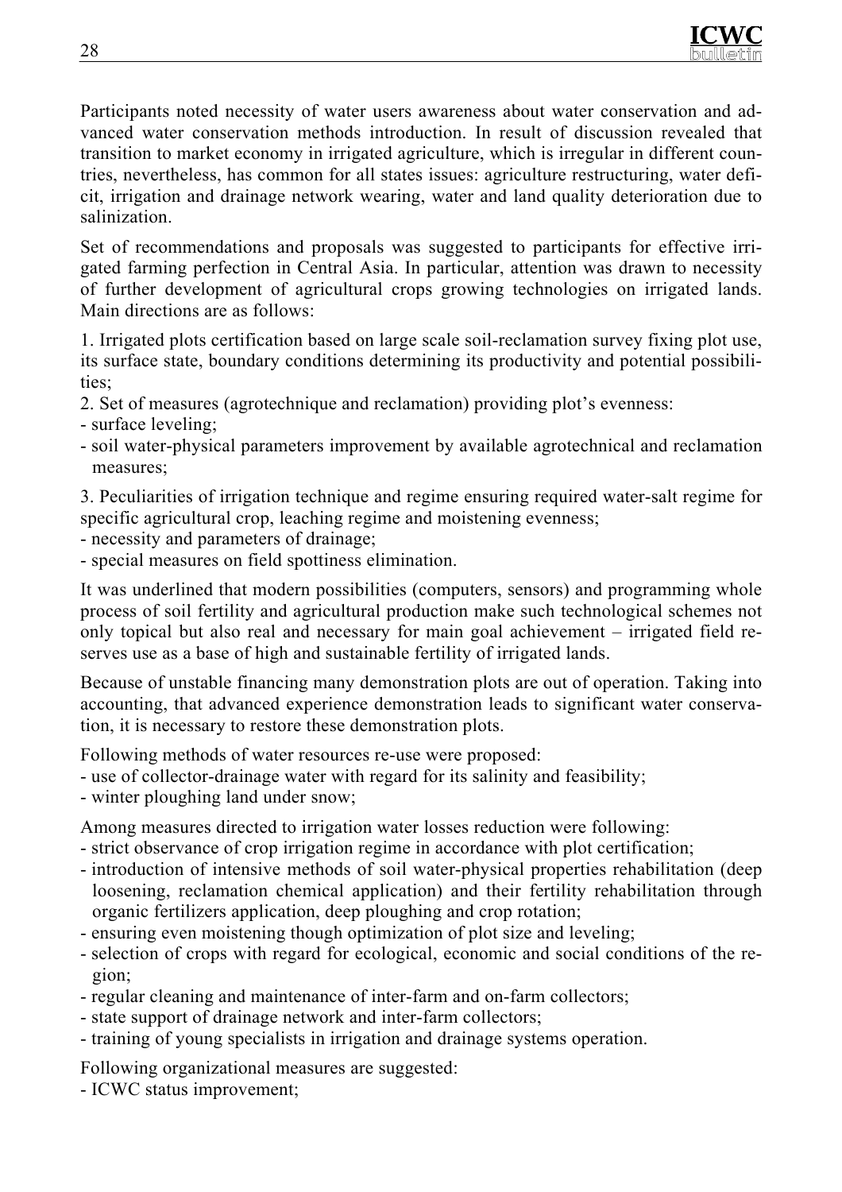Participants noted necessity of water users awareness about water conservation and advanced water conservation methods introduction. In result of discussion revealed that transition to market economy in irrigated agriculture, which is irregular in different countries, nevertheless, has common for all states issues: agriculture restructuring, water deficit, irrigation and drainage network wearing, water and land quality deterioration due to salinization.

Set of recommendations and proposals was suggested to participants for effective irrigated farming perfection in Central Asia. In particular, attention was drawn to necessity of further development of agricultural crops growing technologies on irrigated lands. Main directions are as follows:

1. Irrigated plots certification based on large scale soil-reclamation survey fixing plot use, its surface state, boundary conditions determining its productivity and potential possibilities;
2. Set of measures (agrotechnique and reclamation) providing plot's evenness:
- surface leveling;
- soil water-physical parameters improvement by available agrotechnical and reclamation measures;

3. Peculiarities of irrigation technique and regime ensuring required water-salt regime for specific agricultural crop, leaching regime and moistening evenness;
- necessity and parameters of drainage;
- special measures on field spottiness elimination.

It was underlined that modern possibilities (computers, sensors) and programming whole process of soil fertility and agricultural production make such technological schemes not only topical but also real and necessary for main goal achievement – irrigated field reserves use as a base of high and sustainable fertility of irrigated lands.

Because of unstable financing many demonstration plots are out of operation. Taking into accounting, that advanced experience demonstration leads to significant water conservation, it is necessary to restore these demonstration plots.

Following methods of water resources re-use were proposed:
- use of collector-drainage water with regard for its salinity and feasibility;
- winter ploughing land under snow;

Among measures directed to irrigation water losses reduction were following:
- strict observance of crop irrigation regime in accordance with plot certification;
- introduction of intensive methods of soil water-physical properties rehabilitation (deep loosening, reclamation chemical application) and their fertility rehabilitation through organic fertilizers application, deep ploughing and crop rotation;
- ensuring even moistening though optimization of plot size and leveling;
- selection of crops with regard for ecological, economic and social conditions of the region;
- regular cleaning and maintenance of inter-farm and on-farm collectors;
- state support of drainage network and inter-farm collectors;
- training of young specialists in irrigation and drainage systems operation.

Following organizational measures are suggested:
- ICWC status improvement;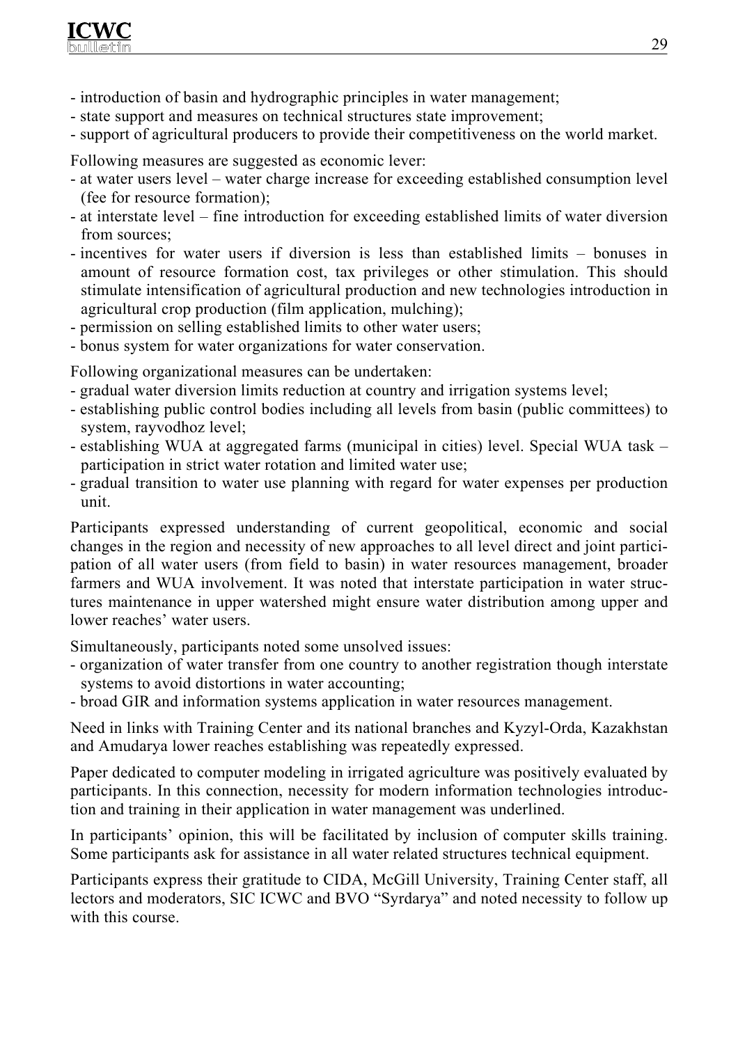- introduction of basin and hydrographic principles in water management;
- state support and measures on technical structures state improvement;
- support of agricultural producers to provide their competitiveness on the world market.

Following measures are suggested as economic lever:

- at water users level – water charge increase for exceeding established consumption level (fee for resource formation);
- at interstate level – fine introduction for exceeding established limits of water diversion from sources;
- incentives for water users if diversion is less than established limits – bonuses in amount of resource formation cost, tax privileges or other stimulation. This should stimulate intensification of agricultural production and new technologies introduction in agricultural crop production (film application, mulching);
- permission on selling established limits to other water users;
- bonus system for water organizations for water conservation.

Following organizational measures can be undertaken:

- gradual water diversion limits reduction at country and irrigation systems level;
- establishing public control bodies including all levels from basin (public committees) to system, rayvodhoz level;
- establishing WUA at aggregated farms (municipal in cities) level. Special WUA task – participation in strict water rotation and limited water use;
- gradual transition to water use planning with regard for water expenses per production unit.

Participants expressed understanding of current geopolitical, economic and social changes in the region and necessity of new approaches to all level direct and joint participation of all water users (from field to basin) in water resources management, broader farmers and WUA involvement. It was noted that interstate participation in water structures maintenance in upper watershed might ensure water distribution among upper and lower reaches' water users.

Simultaneously, participants noted some unsolved issues:

- organization of water transfer from one country to another registration though interstate systems to avoid distortions in water accounting;
- broad GIR and information systems application in water resources management.

Need in links with Training Center and its national branches and Kyzyl-Orda, Kazakhstan and Amudarya lower reaches establishing was repeatedly expressed.

Paper dedicated to computer modeling in irrigated agriculture was positively evaluated by participants. In this connection, necessity for modern information technologies introduction and training in their application in water management was underlined.

In participants' opinion, this will be facilitated by inclusion of computer skills training. Some participants ask for assistance in all water related structures technical equipment.

Participants express their gratitude to CIDA, McGill University, Training Center staff, all lectors and moderators, SIC ICWC and BVO "Syrdarya" and noted necessity to follow up with this course.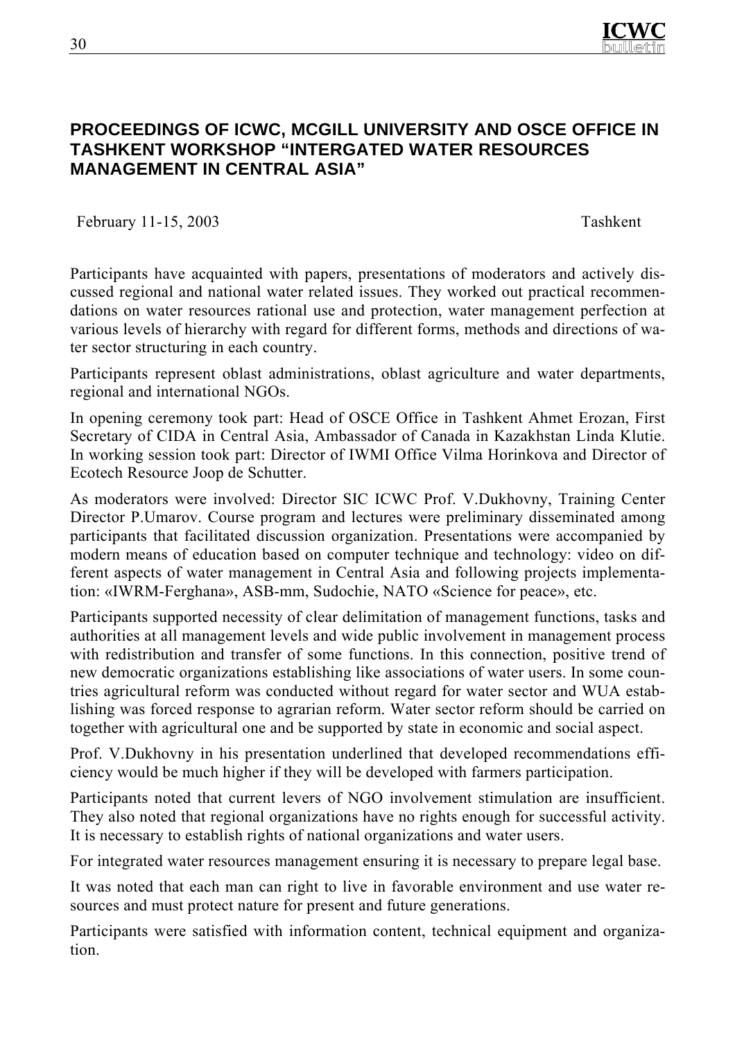## PROCEEDINGS OF ICWC, MCGILL UNIVERSITY AND OSCE OFFICE IN TASHKENT WORKSHOP "INTERGATED WATER RESOURCES MANAGEMENT IN CENTRAL ASIA"

February 11-15, 2003 Tashkent

Participants have acquainted with papers, presentations of moderators and actively discussed regional and national water related issues. They worked out practical recommendations on water resources rational use and protection, water management perfection at various levels of hierarchy with regard for different forms, methods and directions of water sector structuring in each country.

Participants represent oblast administrations, oblast agriculture and water departments, regional and international NGOs.

In opening ceremony took part: Head of OSCE Office in Tashkent Ahmet Erozan, First Secretary of CIDA in Central Asia, Ambassador of Canada in Kazakhstan Linda Klutie. In working session took part: Director of IWMI Office Vilma Horinkova and Director of Ecotech Resource Joop de Schutter.

As moderators were involved: Director SIC ICWC Prof. V.Dukhovny, Training Center Director P.Umarov. Course program and lectures were preliminary disseminated among participants that facilitated discussion organization. Presentations were accompanied by modern means of education based on computer technique and technology: video on different aspects of water management in Central Asia and following projects implementation: «IWRM-Ferghana», ASB-mm, Sudochie, NATO «Science for peace», etc.

Participants supported necessity of clear delimitation of management functions, tasks and authorities at all management levels and wide public involvement in management process with redistribution and transfer of some functions. In this connection, positive trend of new democratic organizations establishing like associations of water users. In some countries agricultural reform was conducted without regard for water sector and WUA establishing was forced response to agrarian reform. Water sector reform should be carried on together with agricultural one and be supported by state in economic and social aspect.

Prof. V.Dukhovny in his presentation underlined that developed recommendations efficiency would be much higher if they will be developed with farmers participation.

Participants noted that current levers of NGO involvement stimulation are insufficient. They also noted that regional organizations have no rights enough for successful activity. It is necessary to establish rights of national organizations and water users.

For integrated water resources management ensuring it is necessary to prepare legal base.

It was noted that each man can right to live in favorable environment and use water resources and must protect nature for present and future generations.

Participants were satisfied with information content, technical equipment and organization.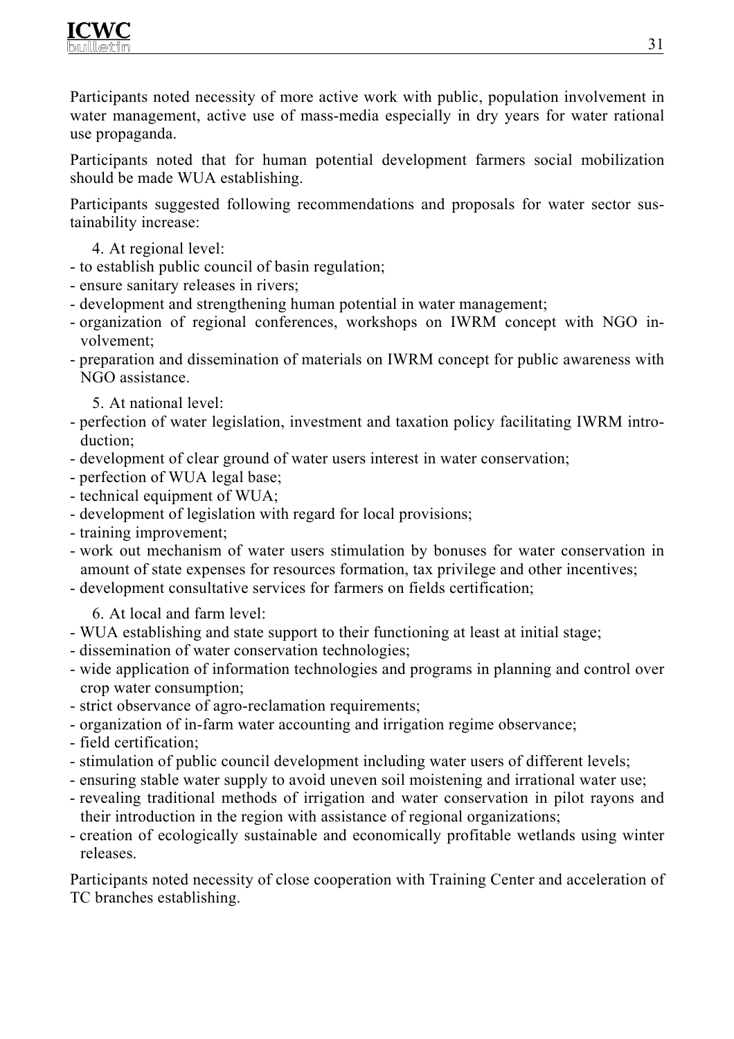Participants noted necessity of more active work with public, population involvement in water management, active use of mass-media especially in dry years for water rational use propaganda.

Participants noted that for human potential development farmers social mobilization should be made WUA establishing.

Participants suggested following recommendations and proposals for water sector sustainability increase:

4. At regional level:

- to establish public council of basin regulation;
- ensure sanitary releases in rivers;
- development and strengthening human potential in water management;
- organization of regional conferences, workshops on IWRM concept with NGO involvement;
- preparation and dissemination of materials on IWRM concept for public awareness with NGO assistance.

5. At national level:

- perfection of water legislation, investment and taxation policy facilitating IWRM introduction;
- development of clear ground of water users interest in water conservation;
- perfection of WUA legal base;
- technical equipment of WUA;
- development of legislation with regard for local provisions;
- training improvement;
- work out mechanism of water users stimulation by bonuses for water conservation in amount of state expenses for resources formation, tax privilege and other incentives;
- development consultative services for farmers on fields certification;

6. At local and farm level:

- WUA establishing and state support to their functioning at least at initial stage;
- dissemination of water conservation technologies;
- wide application of information technologies and programs in planning and control over crop water consumption;
- strict observance of agro-reclamation requirements;
- organization of in-farm water accounting and irrigation regime observance;
- field certification;
- stimulation of public council development including water users of different levels;
- ensuring stable water supply to avoid uneven soil moistening and irrational water use;
- revealing traditional methods of irrigation and water conservation in pilot rayons and their introduction in the region with assistance of regional organizations;
- creation of ecologically sustainable and economically profitable wetlands using winter releases.

Participants noted necessity of close cooperation with Training Center and acceleration of TC branches establishing.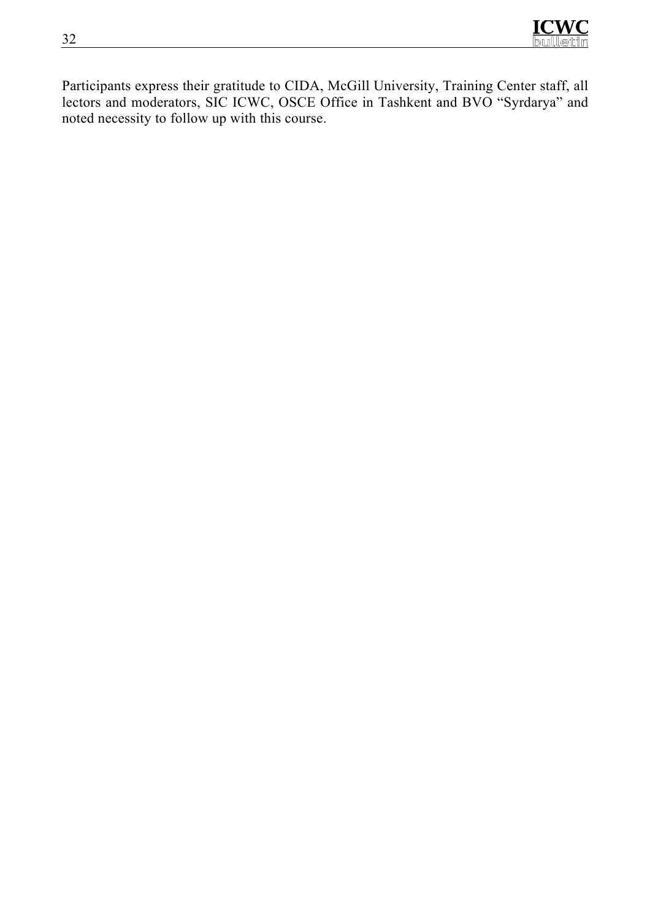Participants express their gratitude to CIDA, McGill University, Training Center staff, all lectors and moderators, SIC ICWC, OSCE Office in Tashkent and BVO “Syrdarya” and noted necessity to follow up with this course.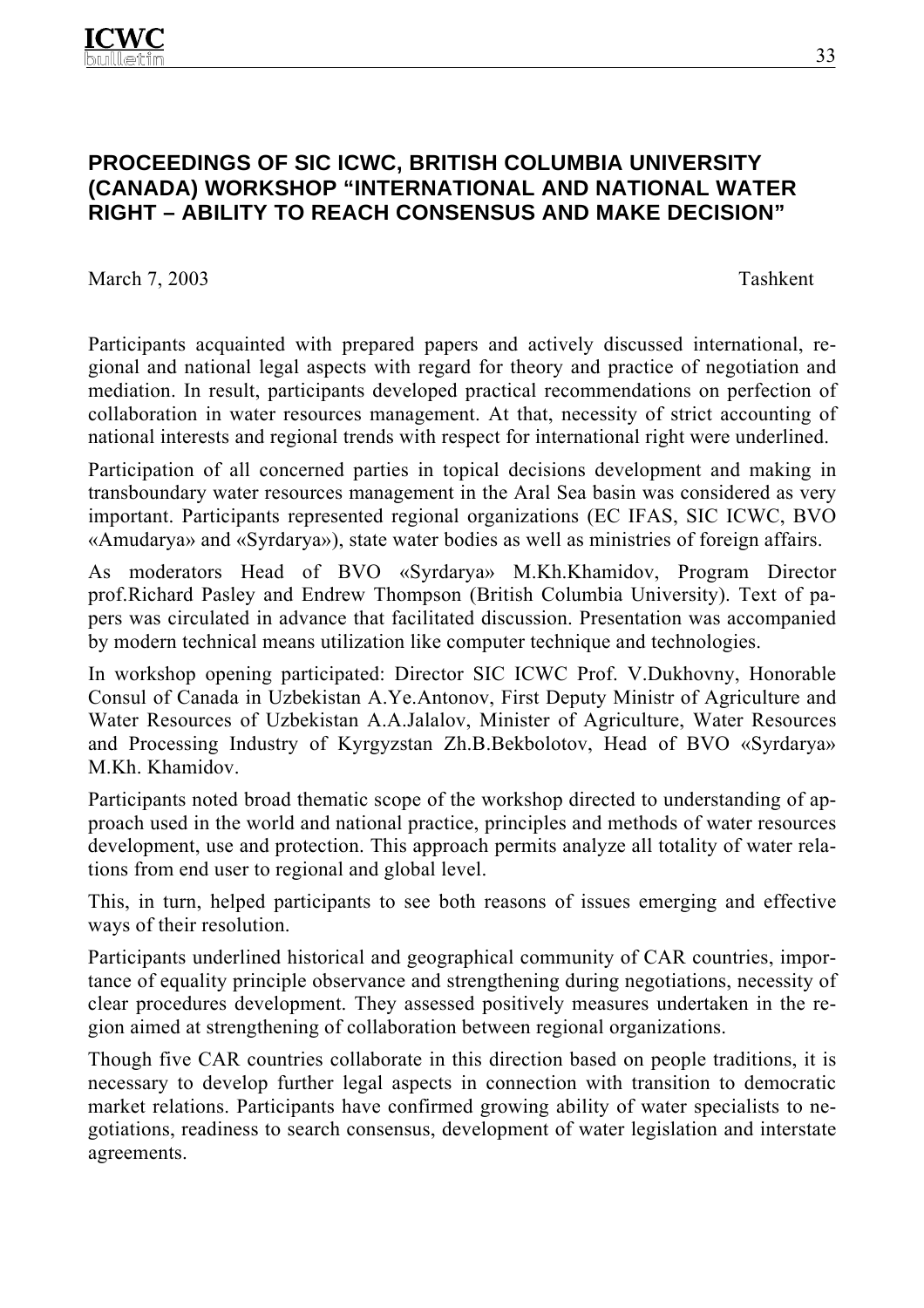## PROCEEDINGS OF SIC ICWC, BRITISH COLUMBIA UNIVERSITY (CANADA) WORKSHOP "INTERNATIONAL AND NATIONAL WATER RIGHT – ABILITY TO REACH CONSENSUS AND MAKE DECISION"

March 7, 2003 Tashkent

Participants acquainted with prepared papers and actively discussed international, regional and national legal aspects with regard for theory and practice of negotiation and mediation. In result, participants developed practical recommendations on perfection of collaboration in water resources management. At that, necessity of strict accounting of national interests and regional trends with respect for international right were underlined.

Participation of all concerned parties in topical decisions development and making in transboundary water resources management in the Aral Sea basin was considered as very important. Participants represented regional organizations (EC IFAS, SIC ICWC, BVO «Amudarya» and «Syrdarya»), state water bodies as well as ministries of foreign affairs.

As moderators Head of BVO «Syrdarya» M.Kh.Khamidov, Program Director prof.Richard Pasley and Endrew Thompson (British Columbia University). Text of papers was circulated in advance that facilitated discussion. Presentation was accompanied by modern technical means utilization like computer technique and technologies.

In workshop opening participated: Director SIC ICWC Prof. V.Dukhovny, Honorable Consul of Canada in Uzbekistan A.Ye.Antonov, First Deputy Ministr of Agriculture and Water Resources of Uzbekistan A.A.Jalalov, Minister of Agriculture, Water Resources and Processing Industry of Kyrgyzstan Zh.B.Bekbolotov, Head of BVO «Syrdarya» M.Kh. Khamidov.

Participants noted broad thematic scope of the workshop directed to understanding of approach used in the world and national practice, principles and methods of water resources development, use and protection. This approach permits analyze all totality of water relations from end user to regional and global level.

This, in turn, helped participants to see both reasons of issues emerging and effective ways of their resolution.

Participants underlined historical and geographical community of CAR countries, importance of equality principle observance and strengthening during negotiations, necessity of clear procedures development. They assessed positively measures undertaken in the region aimed at strengthening of collaboration between regional organizations.

Though five CAR countries collaborate in this direction based on people traditions, it is necessary to develop further legal aspects in connection with transition to democratic market relations. Participants have confirmed growing ability of water specialists to negotiations, readiness to search consensus, development of water legislation and interstate agreements.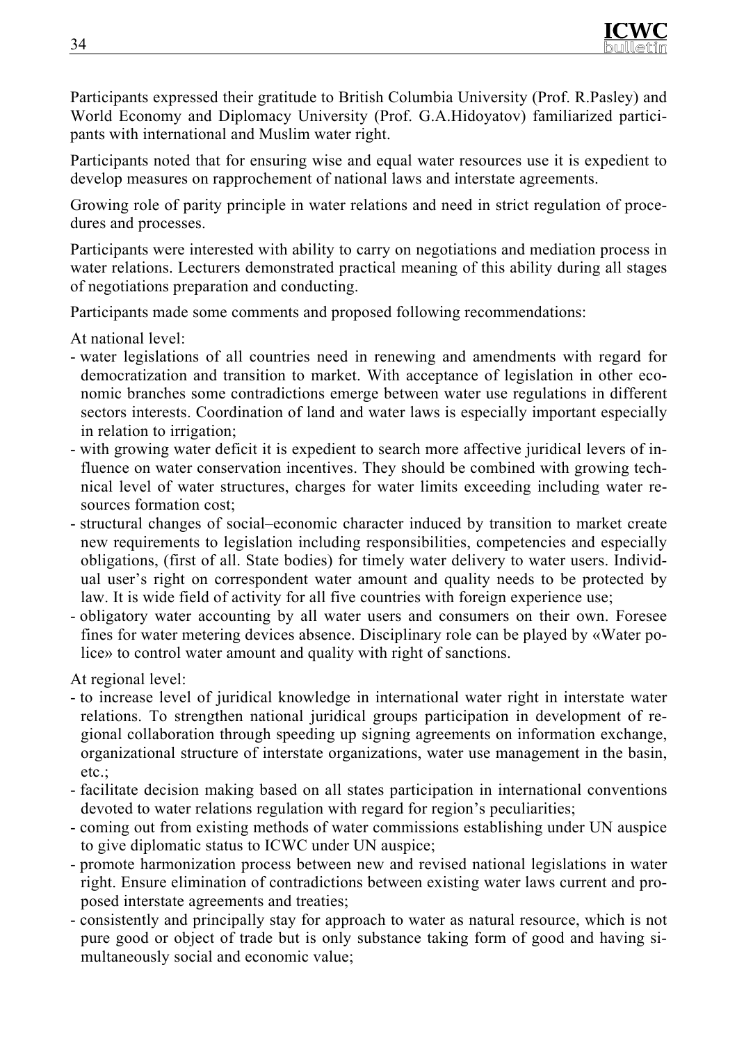Participants expressed their gratitude to British Columbia University (Prof. R.Pasley) and World Economy and Diplomacy University (Prof. G.A.Hidoyatov) familiarized participants with international and Muslim water right.

Participants noted that for ensuring wise and equal water resources use it is expedient to develop measures on rapprochement of national laws and interstate agreements.

Growing role of parity principle in water relations and need in strict regulation of procedures and processes.

Participants were interested with ability to carry on negotiations and mediation process in water relations. Lecturers demonstrated practical meaning of this ability during all stages of negotiations preparation and conducting.

Participants made some comments and proposed following recommendations:

At national level:

- water legislations of all countries need in renewing and amendments with regard for democratization and transition to market. With acceptance of legislation in other economic branches some contradictions emerge between water use regulations in different sectors interests. Coordination of land and water laws is especially important especially in relation to irrigation;
- with growing water deficit it is expedient to search more affective juridical levers of influence on water conservation incentives. They should be combined with growing technical level of water structures, charges for water limits exceeding including water resources formation cost;
- structural changes of social–economic character induced by transition to market create new requirements to legislation including responsibilities, competencies and especially obligations, (first of all. State bodies) for timely water delivery to water users. Individual user's right on correspondent water amount and quality needs to be protected by law. It is wide field of activity for all five countries with foreign experience use;
- obligatory water accounting by all water users and consumers on their own. Foresee fines for water metering devices absence. Disciplinary role can be played by «Water police» to control water amount and quality with right of sanctions.

At regional level:

- to increase level of juridical knowledge in international water right in interstate water relations. To strengthen national juridical groups participation in development of regional collaboration through speeding up signing agreements on information exchange, organizational structure of interstate organizations, water use management in the basin, etc.;
- facilitate decision making based on all states participation in international conventions devoted to water relations regulation with regard for region's peculiarities;
- coming out from existing methods of water commissions establishing under UN auspice to give diplomatic status to ICWC under UN auspice;
- promote harmonization process between new and revised national legislations in water right. Ensure elimination of contradictions between existing water laws current and proposed interstate agreements and treaties;
- consistently and principally stay for approach to water as natural resource, which is not pure good or object of trade but is only substance taking form of good and having simultaneously social and economic value;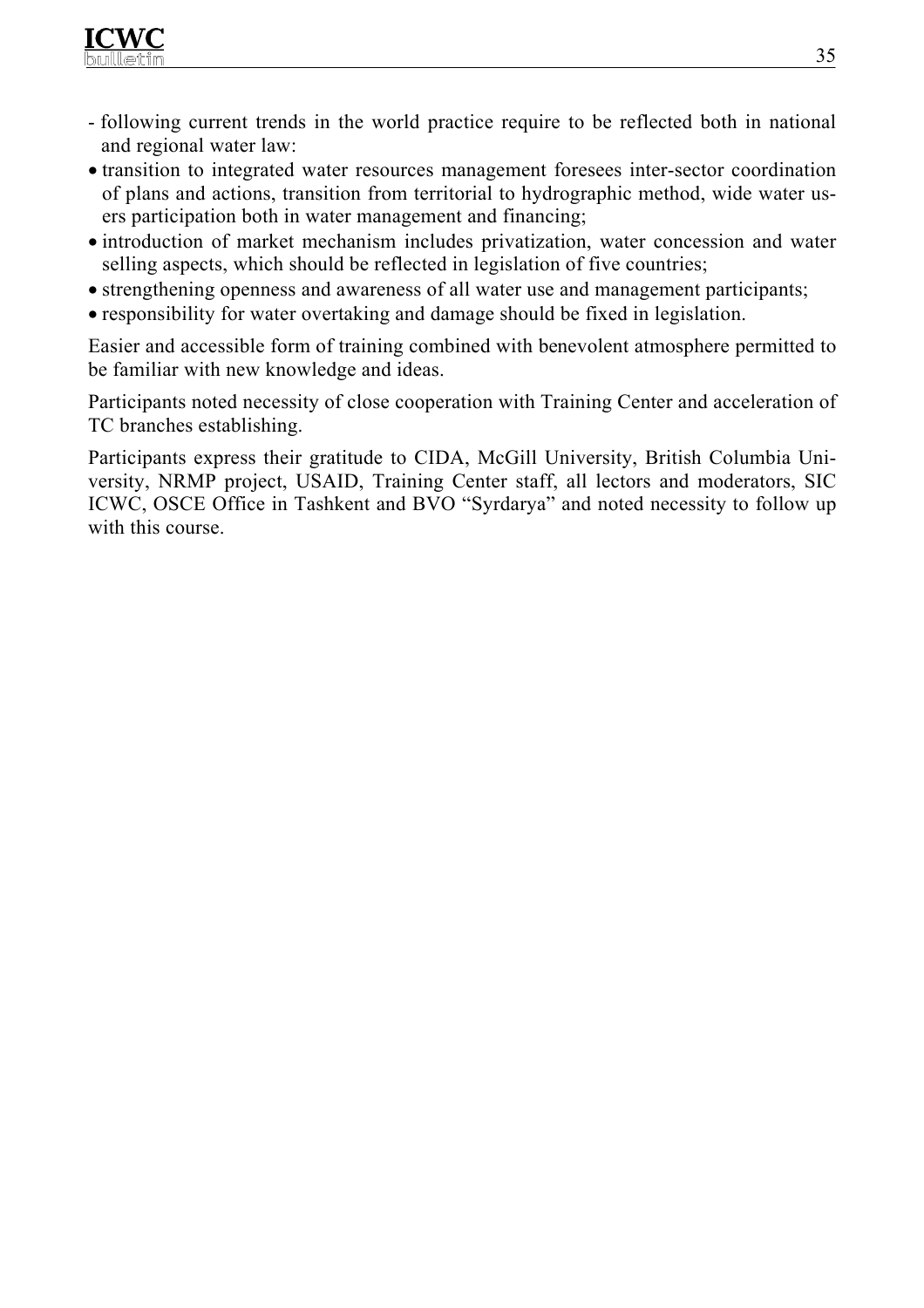- following current trends in the world practice require to be reflected both in national and regional water law:
  - transition to integrated water resources management foresees inter-sector coordination of plans and actions, transition from territorial to hydrographic method, wide water users participation both in water management and financing;
  - introduction of market mechanism includes privatization, water concession and water selling aspects, which should be reflected in legislation of five countries;
  - strengthening openness and awareness of all water use and management participants;
  - responsibility for water overtaking and damage should be fixed in legislation.

Easier and accessible form of training combined with benevolent atmosphere permitted to be familiar with new knowledge and ideas.

Participants noted necessity of close cooperation with Training Center and acceleration of TC branches establishing.

Participants express their gratitude to CIDA, McGill University, British Columbia University, NRMP project, USAID, Training Center staff, all lectors and moderators, SIC ICWC, OSCE Office in Tashkent and BVO "Syrdarya" and noted necessity to follow up with this course.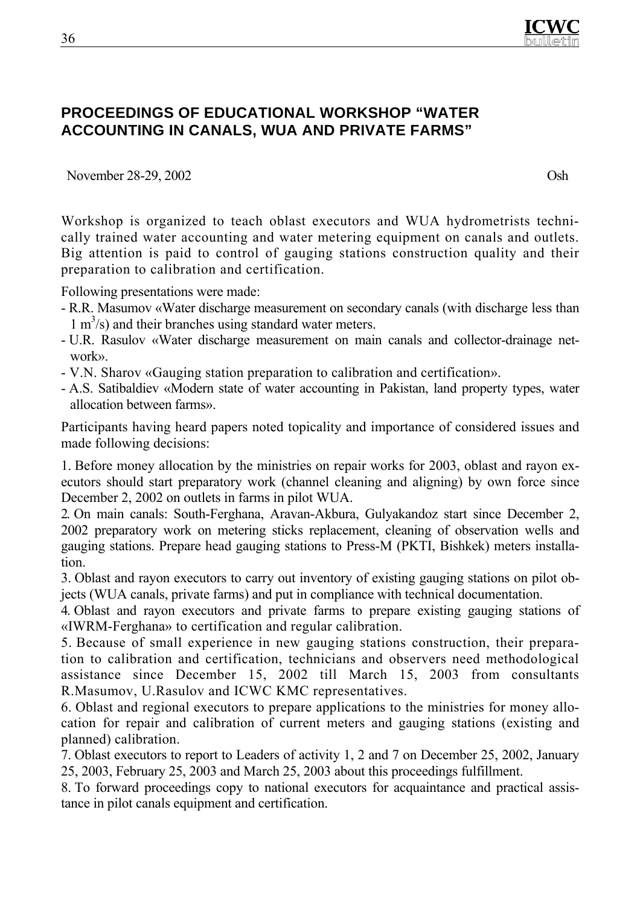## PROCEEDINGS OF EDUCATIONAL WORKSHOP "WATER ACCOUNTING IN CANALS, WUA AND PRIVATE FARMS"

November 28-29, 2002 Osh

Workshop is organized to teach oblast executors and WUA hydrometrists technically trained water accounting and water metering equipment on canals and outlets. Big attention is paid to control of gauging stations construction quality and their preparation to calibration and certification.

Following presentations were made:

- R.R. Masumov «Water discharge measurement on secondary canals (with discharge less than 1 $m^3$/s) and their branches using standard water meters.
- U.R. Rasulov «Water discharge measurement on main canals and collector-drainage network».
- V.N. Sharov «Gauging station preparation to calibration and certification».
- A.S. Satibaldiev «Modern state of water accounting in Pakistan, land property types, water allocation between farms».

Participants having heard papers noted topicality and importance of considered issues and made following decisions:

1. Before money allocation by the ministries on repair works for 2003, oblast and rayon executors should start preparatory work (channel cleaning and aligning) by own force since December 2, 2002 on outlets in farms in pilot WUA.
2. On main canals: South-Ferghana, Aravan-Akbura, Gulyakandoz start since December 2, 2002 preparatory work on metering sticks replacement, cleaning of observation wells and gauging stations. Prepare head gauging stations to Press-M (PKTI, Bishkek) meters installation.
3. Oblast and rayon executors to carry out inventory of existing gauging stations on pilot objects (WUA canals, private farms) and put in compliance with technical documentation.
4. Oblast and rayon executors and private farms to prepare existing gauging stations of «IWRM-Ferghana» to certification and regular calibration.
5. Because of small experience in new gauging stations construction, their preparation to calibration and certification, technicians and observers need methodological assistance since December 15, 2002 till March 15, 2003 from consultants R.Masumov, U.Rasulov and ICWC KMC representatives.
6. Oblast and regional executors to prepare applications to the ministries for money allocation for repair and calibration of current meters and gauging stations (existing and planned) calibration.
7. Oblast executors to report to Leaders of activity 1, 2 and 7 on December 25, 2002, January 25, 2003, February 25, 2003 and March 25, 2003 about this proceedings fulfillment.
8. To forward proceedings copy to national executors for acquaintance and practical assistance in pilot canals equipment and certification.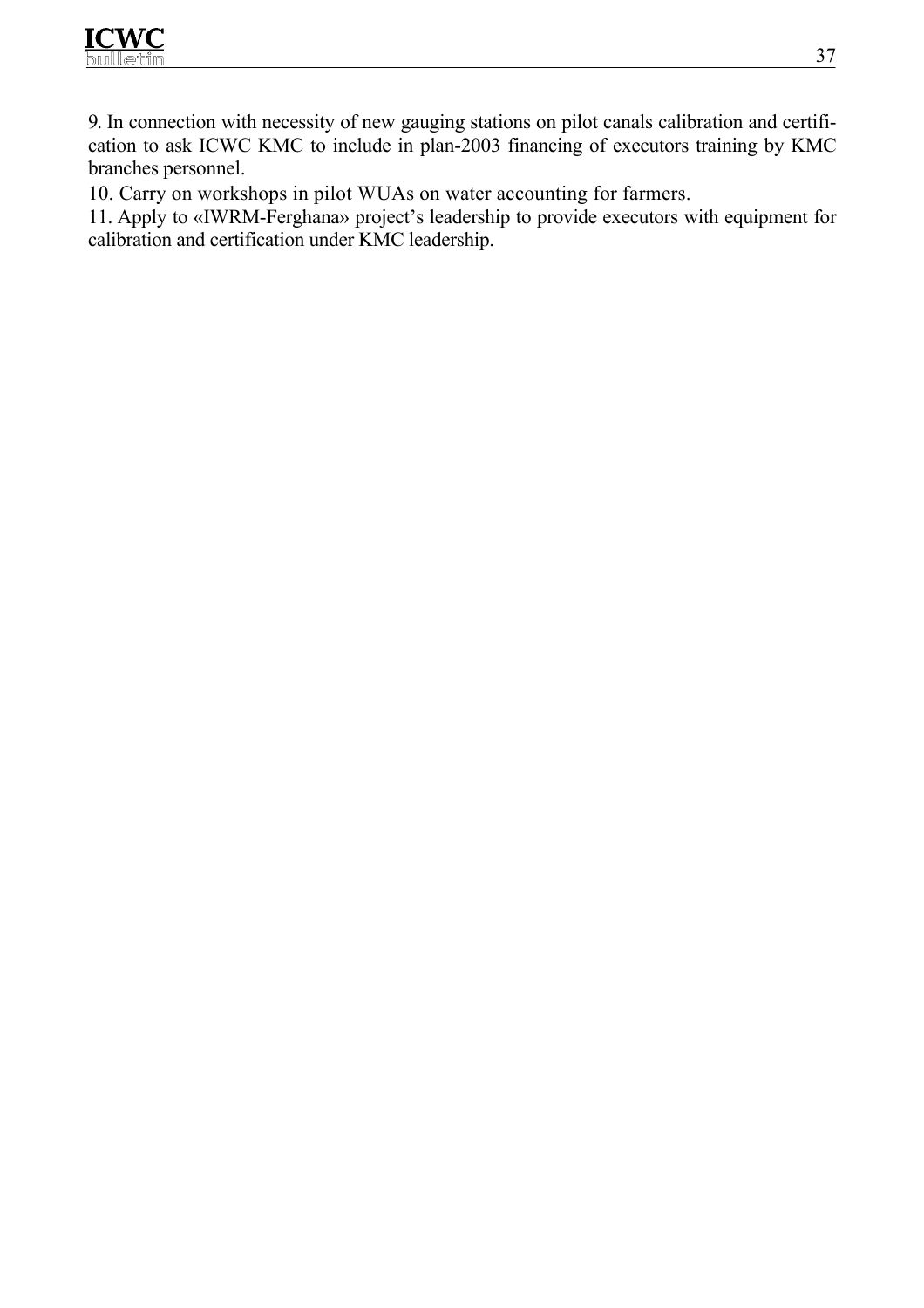9. In connection with necessity of new gauging stations on pilot canals calibration and certification to ask ICWC KMC to include in plan-2003 financing of executors training by KMC branches personnel.

10. Carry on workshops in pilot WUAs on water accounting for farmers.

11. Apply to «IWRM-Ferghana» project's leadership to provide executors with equipment for calibration and certification under KMC leadership.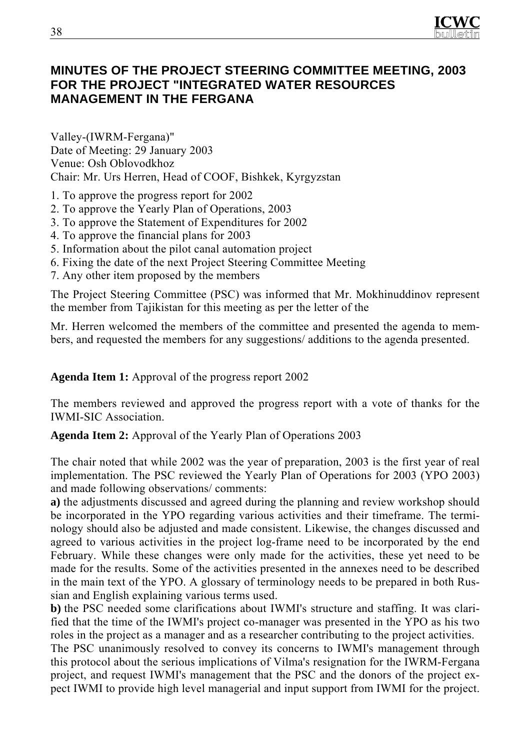## MINUTES OF THE PROJECT STEERING COMMITTEE MEETING, 2003 FOR THE PROJECT "INTEGRATED WATER RESOURCES MANAGEMENT IN THE FERGANA

Valley-(IWRM-Fergana)"
Date of Meeting: 29 January 2003
Venue: Osh Oblovodkhoz
Chair: Mr. Urs Herren, Head of COOF, Bishkek, Kyrgyzstan

1. To approve the progress report for 2002
2. To approve the Yearly Plan of Operations, 2003
3. To approve the Statement of Expenditures for 2002
4. To approve the financial plans for 2003
5. Information about the pilot canal automation project
6. Fixing the date of the next Project Steering Committee Meeting
7. Any other item proposed by the members

The Project Steering Committee (PSC) was informed that Mr. Mokhinuddinov represent the member from Tajikistan for this meeting as per the letter of the

Mr. Herren welcomed the members of the committee and presented the agenda to members, and requested the members for any suggestions/ additions to the agenda presented.

**Agenda Item 1:** Approval of the progress report 2002

The members reviewed and approved the progress report with a vote of thanks for the IWMI-SIC Association.

**Agenda Item 2:** Approval of the Yearly Plan of Operations 2003

The chair noted that while 2002 was the year of preparation, 2003 is the first year of real implementation. The PSC reviewed the Yearly Plan of Operations for 2003 (YPO 2003) and made following observations/ comments:

**a)** the adjustments discussed and agreed during the planning and review workshop should be incorporated in the YPO regarding various activities and their timeframe. The terminology should also be adjusted and made consistent. Likewise, the changes discussed and agreed to various activities in the project log-frame need to be incorporated by the end February. While these changes were only made for the activities, these yet need to be made for the results. Some of the activities presented in the annexes need to be described in the main text of the YPO. A glossary of terminology needs to be prepared in both Russian and English explaining various terms used.

**b)** the PSC needed some clarifications about IWMI's structure and staffing. It was clarified that the time of the IWMI's project co-manager was presented in the YPO as his two roles in the project as a manager and as a researcher contributing to the project activities.

The PSC unanimously resolved to convey its concerns to IWMI's management through this protocol about the serious implications of Vilma's resignation for the IWRM-Fergana project, and request IWMI's management that the PSC and the donors of the project expect IWMI to provide high level managerial and input support from IWMI for the project.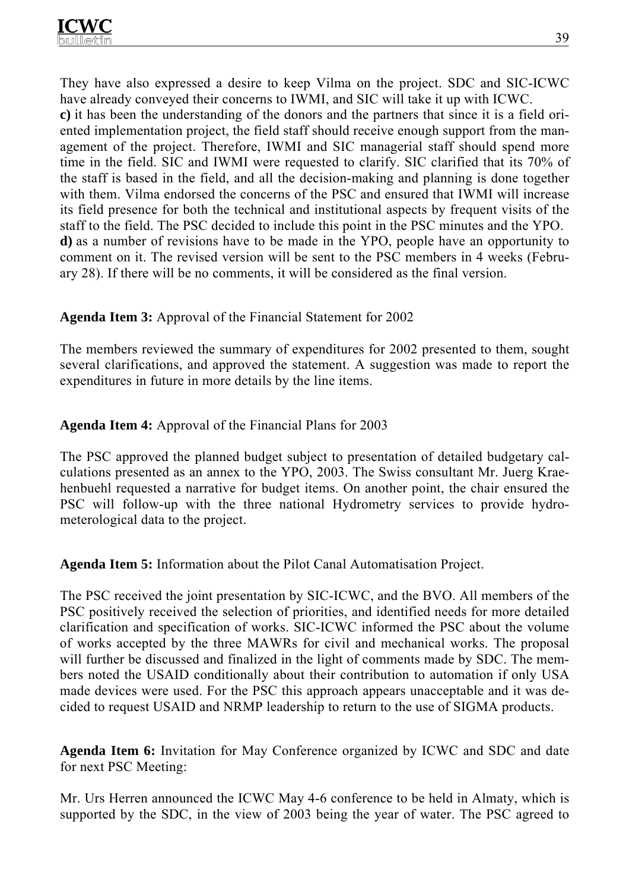They have also expressed a desire to keep Vilma on the project. SDC and SIC-ICWC have already conveyed their concerns to IWMI, and SIC will take it up with ICWC.

**c)** it has been the understanding of the donors and the partners that since it is a field oriented implementation project, the field staff should receive enough support from the management of the project. Therefore, IWMI and SIC managerial staff should spend more time in the field. SIC and IWMI were requested to clarify. SIC clarified that its 70% of the staff is based in the field, and all the decision-making and planning is done together with them. Vilma endorsed the concerns of the PSC and ensured that IWMI will increase its field presence for both the technical and institutional aspects by frequent visits of the staff to the field. The PSC decided to include this point in the PSC minutes and the YPO.

**d)** as a number of revisions have to be made in the YPO, people have an opportunity to comment on it. The revised version will be sent to the PSC members in 4 weeks (February 28). If there will be no comments, it will be considered as the final version.

**Agenda Item 3:** Approval of the Financial Statement for 2002

The members reviewed the summary of expenditures for 2002 presented to them, sought several clarifications, and approved the statement. A suggestion was made to report the expenditures in future in more details by the line items.

**Agenda Item 4:** Approval of the Financial Plans for 2003

The PSC approved the planned budget subject to presentation of detailed budgetary calculations presented as an annex to the YPO, 2003. The Swiss consultant Mr. Juerg Kraehenbuehl requested a narrative for budget items. On another point, the chair ensured the PSC will follow-up with the three national Hydrometry services to provide hydrometerological data to the project.

**Agenda Item 5:** Information about the Pilot Canal Automatisation Project.

The PSC received the joint presentation by SIC-ICWC, and the BVO. All members of the PSC positively received the selection of priorities, and identified needs for more detailed clarification and specification of works. SIC-ICWC informed the PSC about the volume of works accepted by the three MAWRs for civil and mechanical works. The proposal will further be discussed and finalized in the light of comments made by SDC. The members noted the USAID conditionally about their contribution to automation if only USA made devices were used. For the PSC this approach appears unacceptable and it was decided to request USAID and NRMP leadership to return to the use of SIGMA products.

**Agenda Item 6:** Invitation for May Conference organized by ICWC and SDC and date for next PSC Meeting:

Mr. Urs Herren announced the ICWC May 4-6 conference to be held in Almaty, which is supported by the SDC, in the view of 2003 being the year of water. The PSC agreed to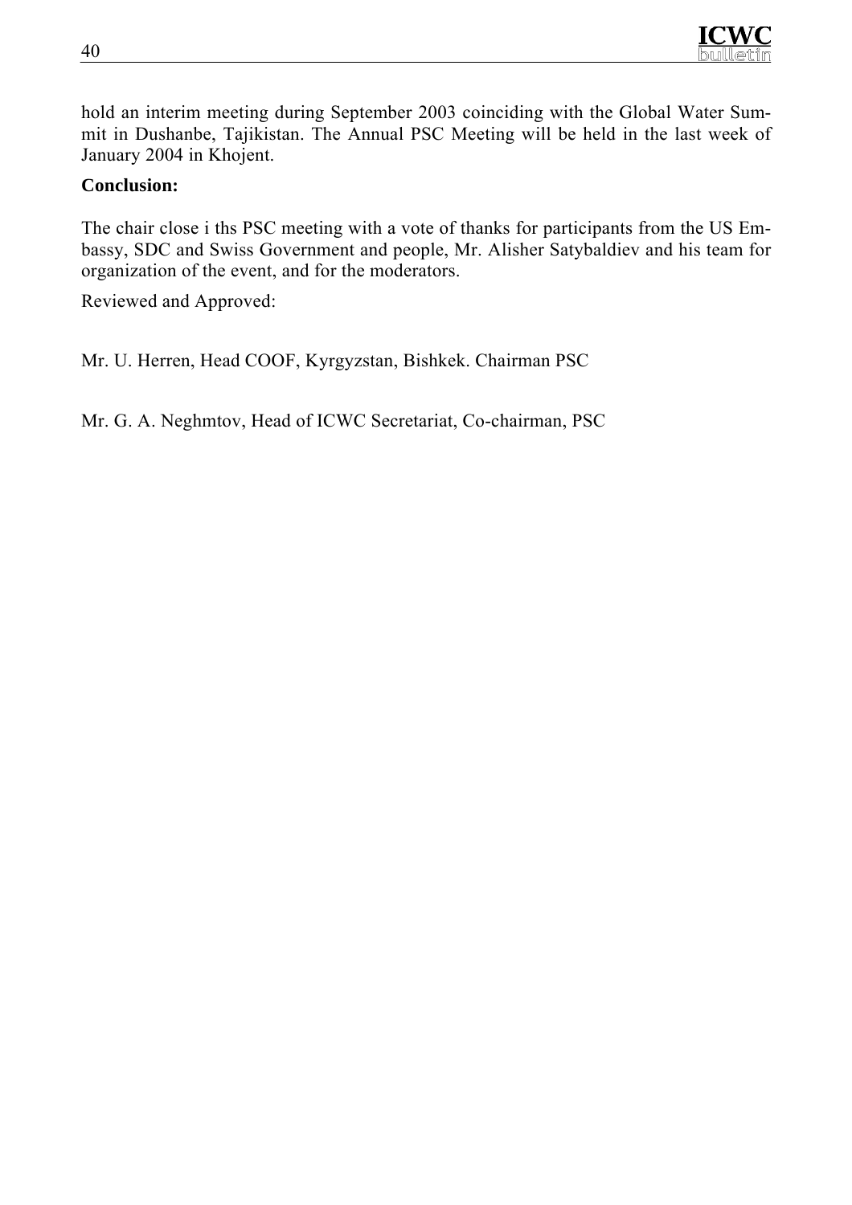hold an interim meeting during September 2003 coinciding with the Global Water Summit in Dushanbe, Tajikistan. The Annual PSC Meeting will be held in the last week of January 2004 in Khojent.

**Conclusion:**

The chair close i ths PSC meeting with a vote of thanks for participants from the US Embassy, SDC and Swiss Government and people, Mr. Alisher Satybaldiev and his team for organization of the event, and for the moderators.

Reviewed and Approved:

Mr. U. Herren, Head COOF, Kyrgyzstan, Bishkek. Chairman PSC

Mr. G. A. Neghmtov, Head of ICWC Secretariat, Co-chairman, PSC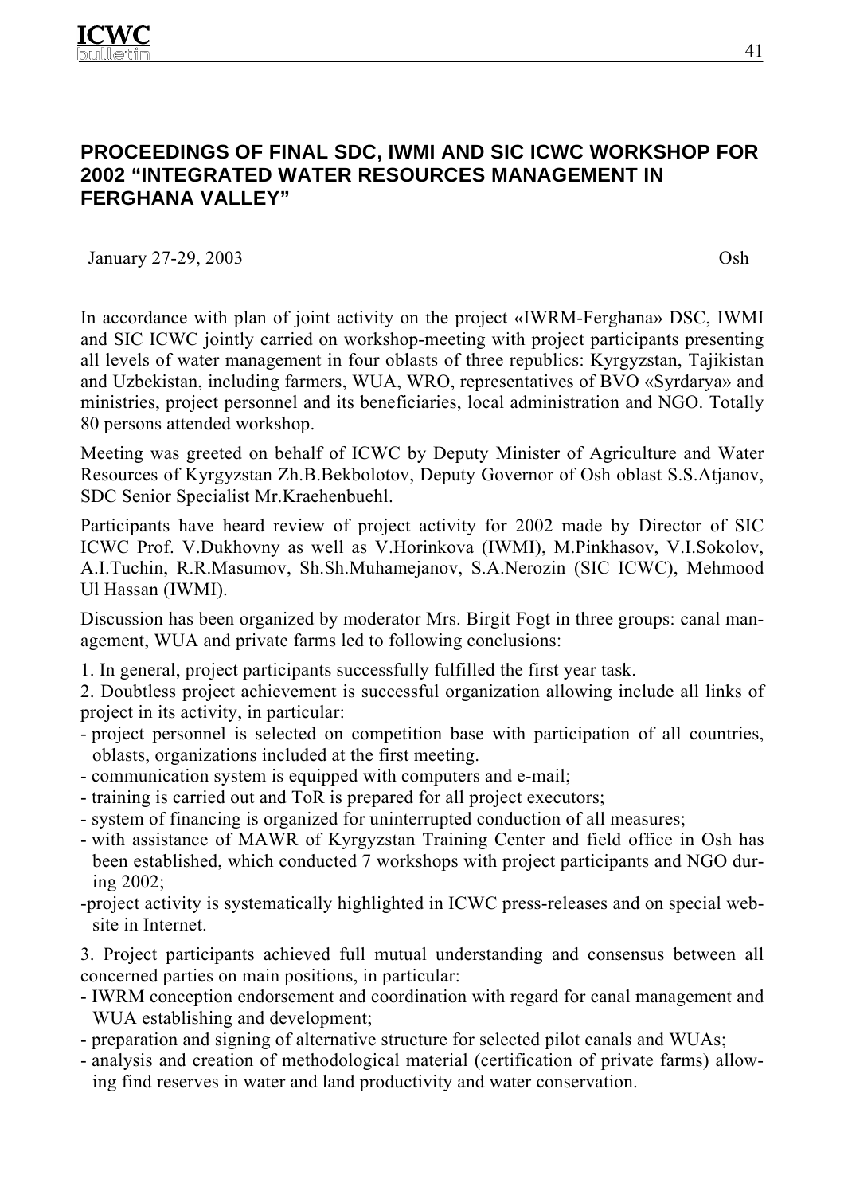## PROCEEDINGS OF FINAL SDC, IWMI AND SIC ICWC WORKSHOP FOR 2002 "INTEGRATED WATER RESOURCES MANAGEMENT IN FERGHANA VALLEY"

January 27-29, 2003 Osh

In accordance with plan of joint activity on the project «IWRM-Ferghana» DSC, IWMI and SIC ICWC jointly carried on workshop-meeting with project participants presenting all levels of water management in four oblasts of three republics: Kyrgyzstan, Tajikistan and Uzbekistan, including farmers, WUA, WRO, representatives of BVO «Syrdarya» and ministries, project personnel and its beneficiaries, local administration and NGO. Totally 80 persons attended workshop.

Meeting was greeted on behalf of ICWC by Deputy Minister of Agriculture and Water Resources of Kyrgyzstan Zh.B.Bekbolotov, Deputy Governor of Osh oblast S.S.Atjanov, SDC Senior Specialist Mr.Kraehenbuehl.

Participants have heard review of project activity for 2002 made by Director of SIC ICWC Prof. V.Dukhovny as well as V.Horinkova (IWMI), M.Pinkhasov, V.I.Sokolov, A.I.Tuchin, R.R.Masumov, Sh.Sh.Muhamejanov, S.A.Nerozin (SIC ICWC), Mehmood Ul Hassan (IWMI).

Discussion has been organized by moderator Mrs. Birgit Fogt in three groups: canal management, WUA and private farms led to following conclusions:

1. In general, project participants successfully fulfilled the first year task.
2. Doubtless project achievement is successful organization allowing include all links of project in its activity, in particular:
   - project personnel is selected on competition base with participation of all countries, oblasts, organizations included at the first meeting.
   - communication system is equipped with computers and e-mail;
   - training is carried out and ToR is prepared for all project executors;
   - system of financing is organized for uninterrupted conduction of all measures;
   - with assistance of MAWR of Kyrgyzstan Training Center and field office in Osh has been established, which conducted 7 workshops with project participants and NGO during 2002;
   - project activity is systematically highlighted in ICWC press-releases and on special web-site in Internet.
3. Project participants achieved full mutual understanding and consensus between all concerned parties on main positions, in particular:
   - IWRM conception endorsement and coordination with regard for canal management and WUA establishing and development;
   - preparation and signing of alternative structure for selected pilot canals and WUAs;
   - analysis and creation of methodological material (certification of private farms) allowing find reserves in water and land productivity and water conservation.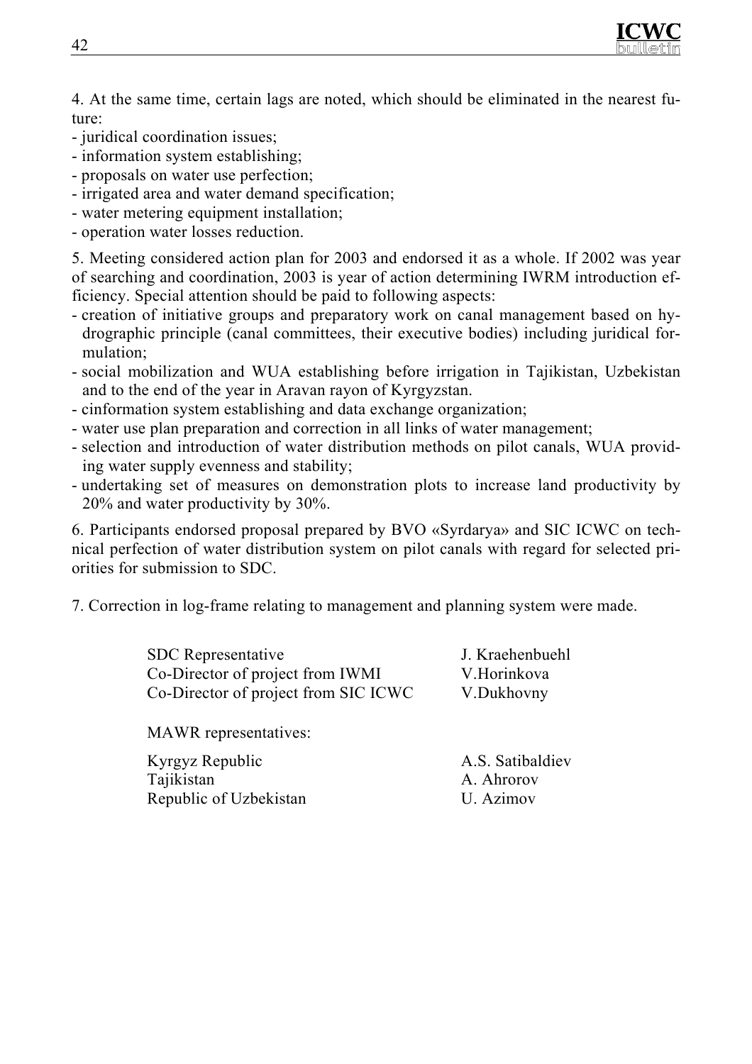4. At the same time, certain lags are noted, which should be eliminated in the nearest future:
- juridical coordination issues;
- information system establishing;
- proposals on water use perfection;
- irrigated area and water demand specification;
- water metering equipment installation;
- operation water losses reduction.

5. Meeting considered action plan for 2003 and endorsed it as a whole. If 2002 was year of searching and coordination, 2003 is year of action determining IWRM introduction efficiency. Special attention should be paid to following aspects:
- creation of initiative groups and preparatory work on canal management based on hydrographic principle (canal committees, their executive bodies) including juridical formulation;
- social mobilization and WUA establishing before irrigation in Tajikistan, Uzbekistan and to the end of the year in Aravan rayon of Kyrgyzstan.
- cinformation system establishing and data exchange organization;
- water use plan preparation and correction in all links of water management;
- selection and introduction of water distribution methods on pilot canals, WUA providing water supply evenness and stability;
- undertaking set of measures on demonstration plots to increase land productivity by 20% and water productivity by 30%.

6. Participants endorsed proposal prepared by BVO «Syrdarya» and SIC ICWC on technical perfection of water distribution system on pilot canals with regard for selected priorities for submission to SDC.

7. Correction in log-frame relating to management and planning system were made.

| | |
|---|---|
| SDC Representative | J. Kraehenbuehl |
| Co-Director of project from IWMI | V.Horinkova |
| Co-Director of project from SIC ICWC | V.Dukhovny |
| MAWR representatives: | |
| Kyrgyz Republic | A.S. Satibaldiev |
| Tajikistan | A. Ahrorov |
| Republic of Uzbekistan | U. Azimov |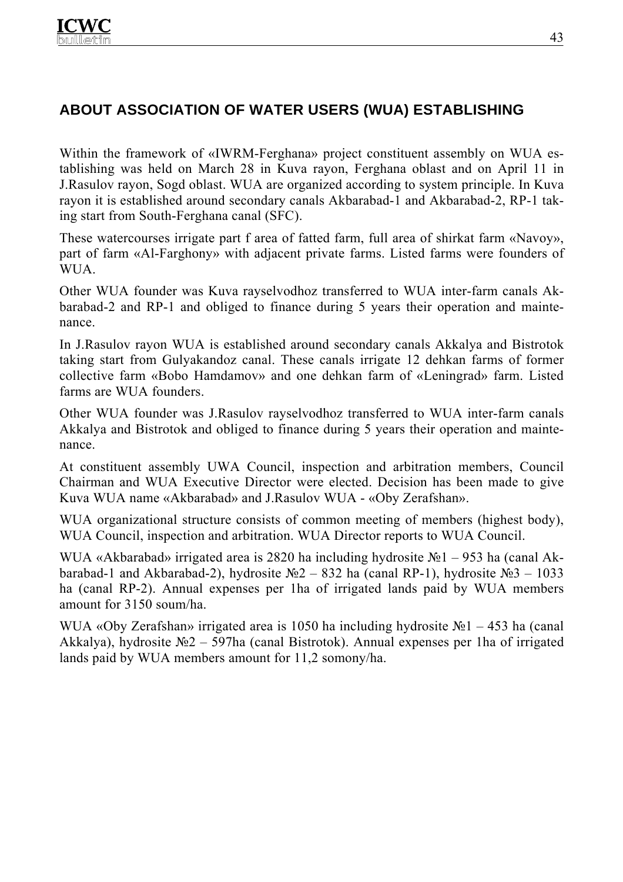## ABOUT ASSOCIATION OF WATER USERS (WUA) ESTABLISHING

Within the framework of «IWRM-Ferghana» project constituent assembly on WUA establishing was held on March 28 in Kuva rayon, Ferghana oblast and on April 11 in J.Rasulov rayon, Sogd oblast. WUA are organized according to system principle. In Kuva rayon it is established around secondary canals Akbarabad-1 and Akbarabad-2, RP-1 taking start from South-Ferghana canal (SFC).

These watercourses irrigate part f area of fatted farm, full area of shirkat farm «Navoy», part of farm «Al-Farghony» with adjacent private farms. Listed farms were founders of WUA.

Other WUA founder was Kuva rayselvodhoz transferred to WUA inter-farm canals Akbarabad-2 and RP-1 and obliged to finance during 5 years their operation and maintenance.

In J.Rasulov rayon WUA is established around secondary canals Akkalya and Bistrotok taking start from Gulyakandoz canal. These canals irrigate 12 dehkan farms of former collective farm «Bobo Hamdamov» and one dehkan farm of «Leningrad» farm. Listed farms are WUA founders.

Other WUA founder was J.Rasulov rayselvodhoz transferred to WUA inter-farm canals Akkalya and Bistrotok and obliged to finance during 5 years their operation and maintenance.

At constituent assembly UWA Council, inspection and arbitration members, Council Chairman and WUA Executive Director were elected. Decision has been made to give Kuva WUA name «Akbarabad» and J.Rasulov WUA - «Oby Zerafshan».

WUA organizational structure consists of common meeting of members (highest body), WUA Council, inspection and arbitration. WUA Director reports to WUA Council.

WUA «Akbarabad» irrigated area is 2820 ha including hydrosite №1 – 953 ha (canal Akbarabad-1 and Akbarabad-2), hydrosite №2 – 832 ha (canal RP-1), hydrosite №3 – 1033 ha (canal RP-2). Annual expenses per 1ha of irrigated lands paid by WUA members amount for 3150 soum/ha.

WUA «Oby Zerafshan» irrigated area is 1050 ha including hydrosite №1 – 453 ha (canal Akkalya), hydrosite №2 – 597ha (canal Bistrotok). Annual expenses per 1ha of irrigated lands paid by WUA members amount for 11,2 somony/ha.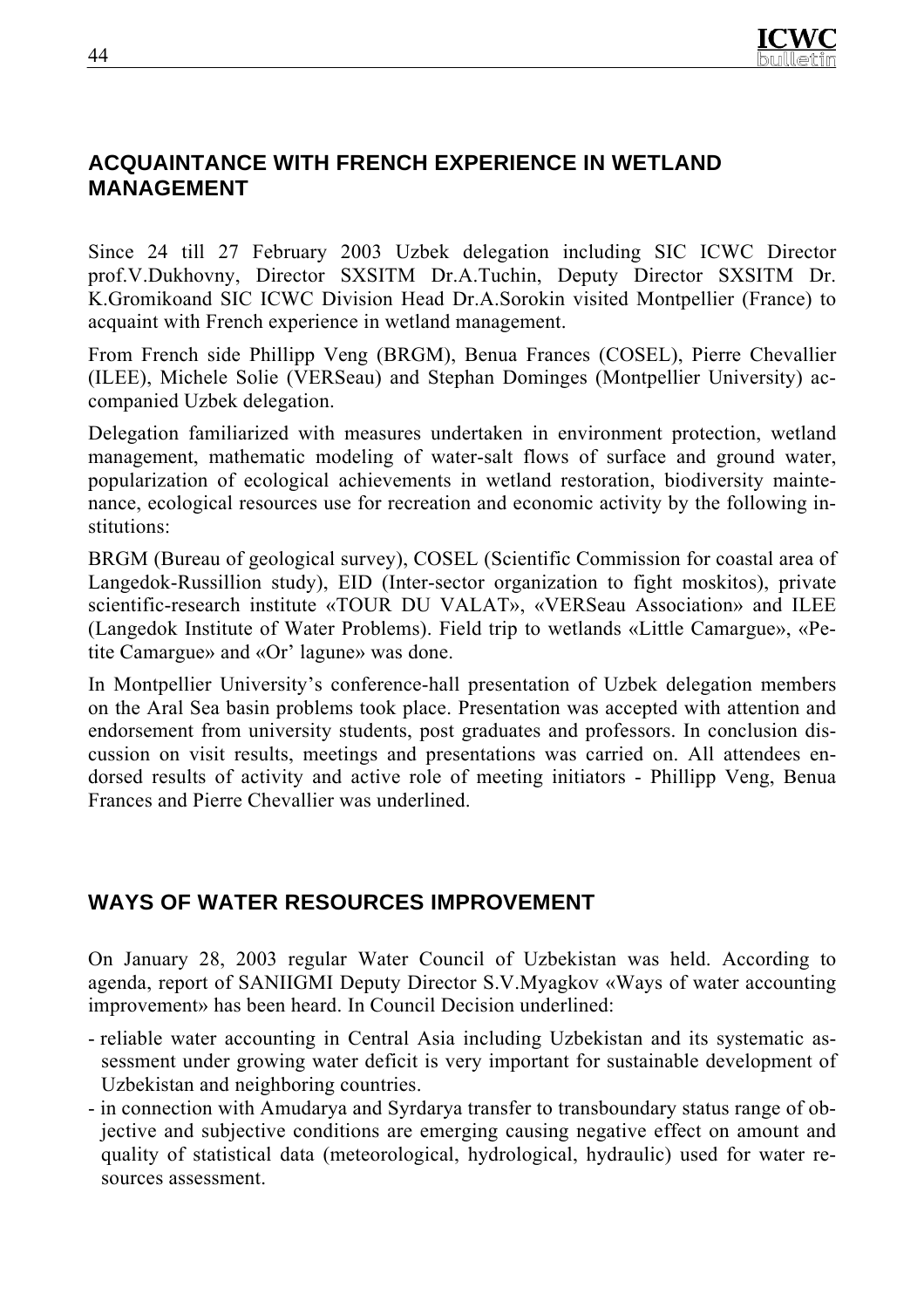## ACQUAINTANCE WITH FRENCH EXPERIENCE IN WETLAND MANAGEMENT

Since 24 till 27 February 2003 Uzbek delegation including SIC ICWC Director prof.V.Dukhovny, Director SXSITM Dr.A.Tuchin, Deputy Director SXSITM Dr. K.Gromikoand SIC ICWC Division Head Dr.A.Sorokin visited Montpellier (France) to acquaint with French experience in wetland management.

From French side Phillipp Veng (BRGM), Benua Frances (COSEL), Pierre Chevallier (ILEE), Michele Solie (VERSeau) and Stephan Dominges (Montpellier University) accompanied Uzbek delegation.

Delegation familiarized with measures undertaken in environment protection, wetland management, mathematic modeling of water-salt flows of surface and ground water, popularization of ecological achievements in wetland restoration, biodiversity maintenance, ecological resources use for recreation and economic activity by the following institutions:

BRGM (Bureau of geological survey), COSEL (Scientific Commission for coastal area of Langedok-Russillion study), EID (Inter-sector organization to fight moskitos), private scientific-research institute «TOUR DU VALAT», «VERSeau Association» and ILEE (Langedok Institute of Water Problems). Field trip to wetlands «Little Camargue», «Petite Camargue» and «Or' lagune» was done.

In Montpellier University's conference-hall presentation of Uzbek delegation members on the Aral Sea basin problems took place. Presentation was accepted with attention and endorsement from university students, post graduates and professors. In conclusion discussion on visit results, meetings and presentations was carried on. All attendees endorsed results of activity and active role of meeting initiators - Phillipp Veng, Benua Frances and Pierre Chevallier was underlined.

## WAYS OF WATER RESOURCES IMPROVEMENT

On January 28, 2003 regular Water Council of Uzbekistan was held. According to agenda, report of SANIIGMI Deputy Director S.V.Myagkov «Ways of water accounting improvement» has been heard. In Council Decision underlined:

- reliable water accounting in Central Asia including Uzbekistan and its systematic assessment under growing water deficit is very important for sustainable development of Uzbekistan and neighboring countries.
- in connection with Amudarya and Syrdarya transfer to transboundary status range of objective and subjective conditions are emerging causing negative effect on amount and quality of statistical data (meteorological, hydrological, hydraulic) used for water resources assessment.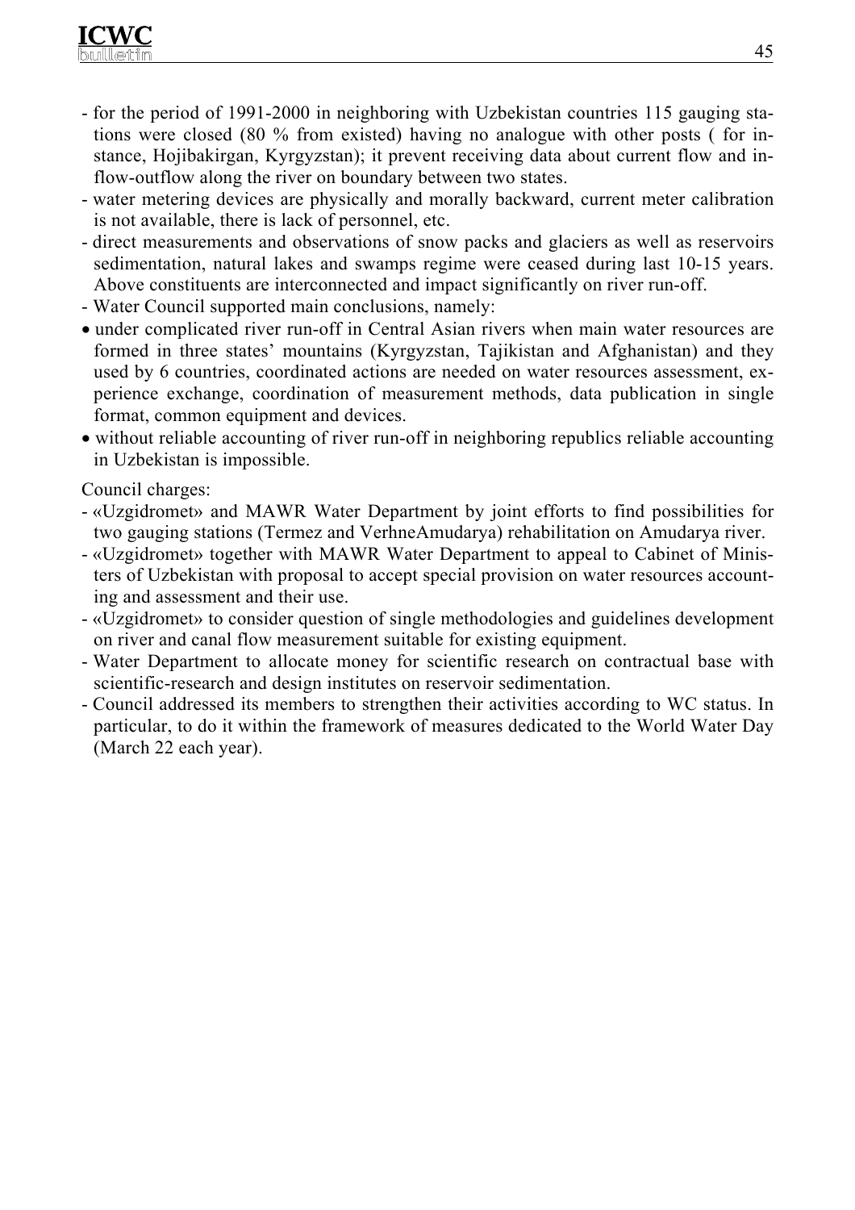- for the period of 1991-2000 in neighboring with Uzbekistan countries 115 gauging stations were closed (80 % from existed) having no analogue with other posts ( for instance, Hojibakirgan, Kyrgyzstan); it prevent receiving data about current flow and inflow-outflow along the river on boundary between two states.
- water metering devices are physically and morally backward, current meter calibration is not available, there is lack of personnel, etc.
- direct measurements and observations of snow packs and glaciers as well as reservoirs sedimentation, natural lakes and swamps regime were ceased during last 10-15 years. Above constituents are interconnected and impact significantly on river run-off.
- Water Council supported main conclusions, namely:
- under complicated river run-off in Central Asian rivers when main water resources are formed in three states' mountains (Kyrgyzstan, Tajikistan and Afghanistan) and they used by 6 countries, coordinated actions are needed on water resources assessment, experience exchange, coordination of measurement methods, data publication in single format, common equipment and devices.
- without reliable accounting of river run-off in neighboring republics reliable accounting in Uzbekistan is impossible.

Council charges:

- «Uzgidromet» and MAWR Water Department by joint efforts to find possibilities for two gauging stations (Termez and VerhneAmudarya) rehabilitation on Amudarya river.
- «Uzgidromet» together with MAWR Water Department to appeal to Cabinet of Ministers of Uzbekistan with proposal to accept special provision on water resources accounting and assessment and their use.
- «Uzgidromet» to consider question of single methodologies and guidelines development on river and canal flow measurement suitable for existing equipment.
- Water Department to allocate money for scientific research on contractual base with scientific-research and design institutes on reservoir sedimentation.
- Council addressed its members to strengthen their activities according to WC status. In particular, to do it within the framework of measures dedicated to the World Water Day (March 22 each year).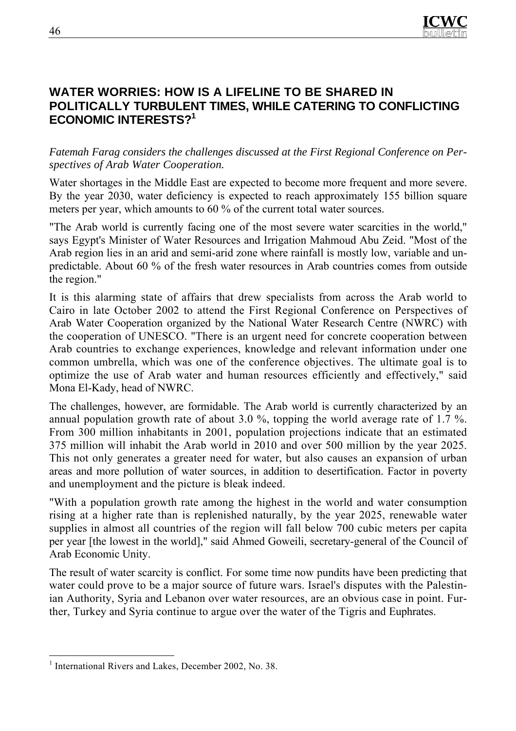## WATER WORRIES: HOW IS A LIFELINE TO BE SHARED IN POLITICALLY TURBULENT TIMES, WHILE CATERING TO CONFLICTING ECONOMIC INTERESTS?[1]

*Fatemah Farag considers the challenges discussed at the First Regional Conference on Perspectives of Arab Water Cooperation.*

Water shortages in the Middle East are expected to become more frequent and more severe. By the year 2030, water deficiency is expected to reach approximately 155 billion square meters per year, which amounts to 60 % of the current total water sources.

"The Arab world is currently facing one of the most severe water scarcities in the world," says Egypt's Minister of Water Resources and Irrigation Mahmoud Abu Zeid. "Most of the Arab region lies in an arid and semi-arid zone where rainfall is mostly low, variable and unpredictable. About 60 % of the fresh water resources in Arab countries comes from outside the region."

It is this alarming state of affairs that drew specialists from across the Arab world to Cairo in late October 2002 to attend the First Regional Conference on Perspectives of Arab Water Cooperation organized by the National Water Research Centre (NWRC) with the cooperation of UNESCO. "There is an urgent need for concrete cooperation between Arab countries to exchange experiences, knowledge and relevant information under one common umbrella, which was one of the conference objectives. The ultimate goal is to optimize the use of Arab water and human resources efficiently and effectively," said Mona El-Kady, head of NWRC.

The challenges, however, are formidable. The Arab world is currently characterized by an annual population growth rate of about 3.0 %, topping the world average rate of 1.7 %. From 300 million inhabitants in 2001, population projections indicate that an estimated 375 million will inhabit the Arab world in 2010 and over 500 million by the year 2025. This not only generates a greater need for water, but also causes an expansion of urban areas and more pollution of water sources, in addition to desertification. Factor in poverty and unemployment and the picture is bleak indeed.

"With a population growth rate among the highest in the world and water consumption rising at a higher rate than is replenished naturally, by the year 2025, renewable water supplies in almost all countries of the region will fall below 700 cubic meters per capita per year [the lowest in the world]," said Ahmed Goweili, secretary-general of the Council of Arab Economic Unity.

The result of water scarcity is conflict. For some time now pundits have been predicting that water could prove to be a major source of future wars. Israel's disputes with the Palestinian Authority, Syria and Lebanon over water resources, are an obvious case in point. Further, Turkey and Syria continue to argue over the water of the Tigris and Euphrates.

---

[1] International Rivers and Lakes, December 2002, No. 38.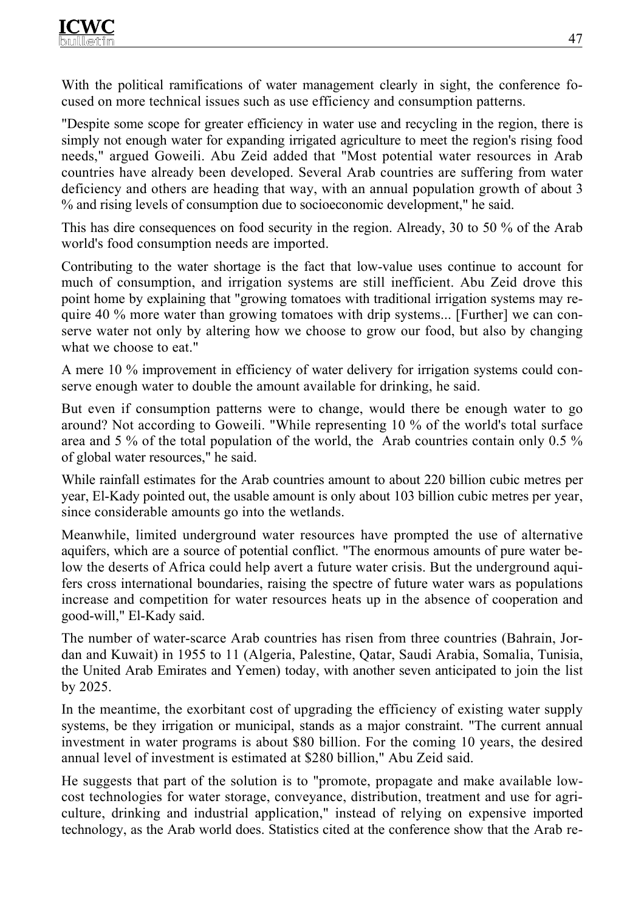With the political ramifications of water management clearly in sight, the conference focused on more technical issues such as use efficiency and consumption patterns.

"Despite some scope for greater efficiency in water use and recycling in the region, there is simply not enough water for expanding irrigated agriculture to meet the region's rising food needs," argued Goweili. Abu Zeid added that "Most potential water resources in Arab countries have already been developed. Several Arab countries are suffering from water deficiency and others are heading that way, with an annual population growth of about 3 % and rising levels of consumption due to socioeconomic development," he said.

This has dire consequences on food security in the region. Already, 30 to 50 % of the Arab world's food consumption needs are imported.

Contributing to the water shortage is the fact that low-value uses continue to account for much of consumption, and irrigation systems are still inefficient. Abu Zeid drove this point home by explaining that "growing tomatoes with traditional irrigation systems may require 40 % more water than growing tomatoes with drip systems... [Further] we can conserve water not only by altering how we choose to grow our food, but also by changing what we choose to eat."

A mere 10 % improvement in efficiency of water delivery for irrigation systems could conserve enough water to double the amount available for drinking, he said.

But even if consumption patterns were to change, would there be enough water to go around? Not according to Goweili. "While representing 10 % of the world's total surface area and 5 % of the total population of the world, the Arab countries contain only 0.5 % of global water resources," he said.

While rainfall estimates for the Arab countries amount to about 220 billion cubic metres per year, El-Kady pointed out, the usable amount is only about 103 billion cubic metres per year, since considerable amounts go into the wetlands.

Meanwhile, limited underground water resources have prompted the use of alternative aquifers, which are a source of potential conflict. "The enormous amounts of pure water below the deserts of Africa could help avert a future water crisis. But the underground aquifers cross international boundaries, raising the spectre of future water wars as populations increase and competition for water resources heats up in the absence of cooperation and good-will," El-Kady said.

The number of water-scarce Arab countries has risen from three countries (Bahrain, Jordan and Kuwait) in 1955 to 11 (Algeria, Palestine, Qatar, Saudi Arabia, Somalia, Tunisia, the United Arab Emirates and Yemen) today, with another seven anticipated to join the list by 2025.

In the meantime, the exorbitant cost of upgrading the efficiency of existing water supply systems, be they irrigation or municipal, stands as a major constraint. "The current annual investment in water programs is about $80 billion. For the coming 10 years, the desired annual level of investment is estimated at $280 billion," Abu Zeid said.

He suggests that part of the solution is to "promote, propagate and make available low-cost technologies for water storage, conveyance, distribution, treatment and use for agriculture, drinking and industrial application," instead of relying on expensive imported technology, as the Arab world does. Statistics cited at the conference show that the Arab re-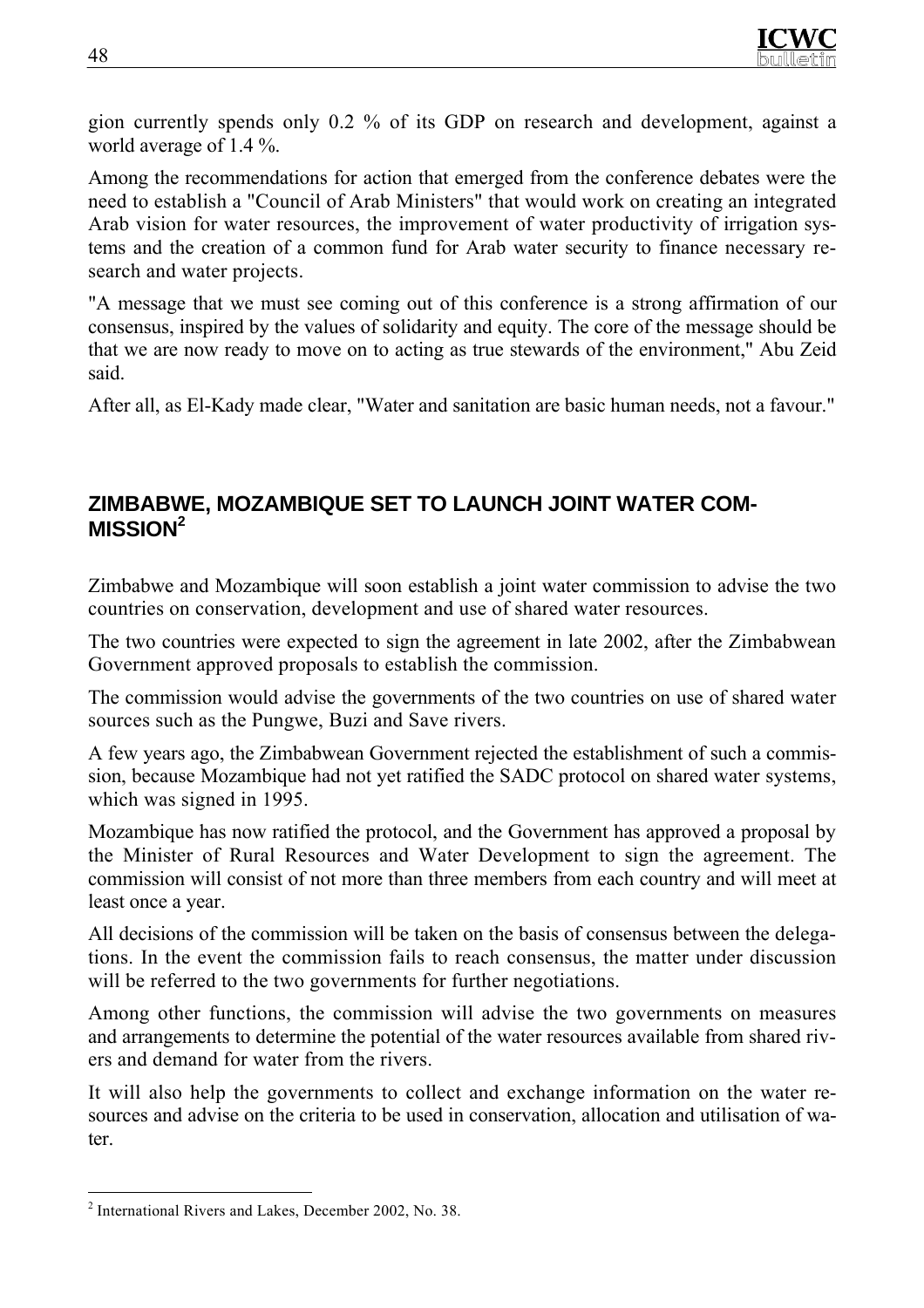gion currently spends only 0.2 % of its GDP on research and development, against a world average of 1.4 %.

Among the recommendations for action that emerged from the conference debates were the need to establish a "Council of Arab Ministers" that would work on creating an integrated Arab vision for water resources, the improvement of water productivity of irrigation systems and the creation of a common fund for Arab water security to finance necessary research and water projects.

"A message that we must see coming out of this conference is a strong affirmation of our consensus, inspired by the values of solidarity and equity. The core of the message should be that we are now ready to move on to acting as true stewards of the environment," Abu Zeid said.

After all, as El-Kady made clear, "Water and sanitation are basic human needs, not a favour."

## ZIMBABWE, MOZAMBIQUE SET TO LAUNCH JOINT WATER COMMISSION[2]

Zimbabwe and Mozambique will soon establish a joint water commission to advise the two countries on conservation, development and use of shared water resources.

The two countries were expected to sign the agreement in late 2002, after the Zimbabwean Government approved proposals to establish the commission.

The commission would advise the governments of the two countries on use of shared water sources such as the Pungwe, Buzi and Save rivers.

A few years ago, the Zimbabwean Government rejected the establishment of such a commission, because Mozambique had not yet ratified the SADC protocol on shared water systems, which was signed in 1995.

Mozambique has now ratified the protocol, and the Government has approved a proposal by the Minister of Rural Resources and Water Development to sign the agreement. The commission will consist of not more than three members from each country and will meet at least once a year.

All decisions of the commission will be taken on the basis of consensus between the delegations. In the event the commission fails to reach consensus, the matter under discussion will be referred to the two governments for further negotiations.

Among other functions, the commission will advise the two governments on measures and arrangements to determine the potential of the water resources available from shared rivers and demand for water from the rivers.

It will also help the governments to collect and exchange information on the water resources and advise on the criteria to be used in conservation, allocation and utilisation of water.

---

[2] International Rivers and Lakes, December 2002, No. 38.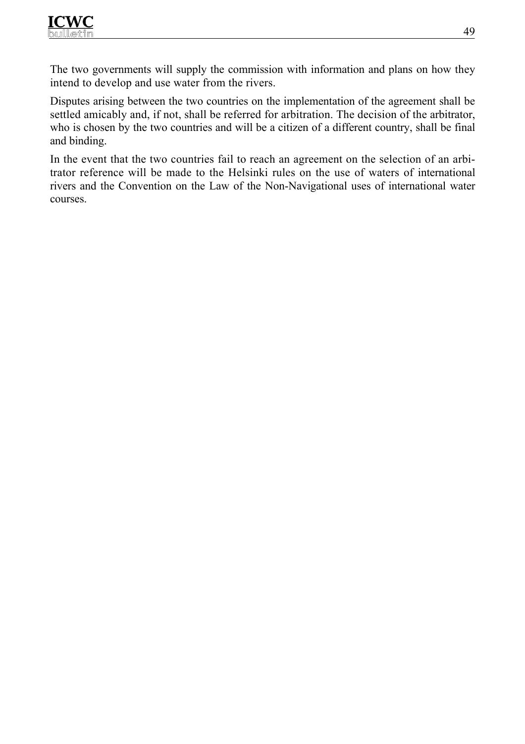The two governments will supply the commission with information and plans on how they intend to develop and use water from the rivers.

Disputes arising between the two countries on the implementation of the agreement shall be settled amicably and, if not, shall be referred for arbitration. The decision of the arbitrator, who is chosen by the two countries and will be a citizen of a different country, shall be final and binding.

In the event that the two countries fail to reach an agreement on the selection of an arbitrator reference will be made to the Helsinki rules on the use of waters of international rivers and the Convention on the Law of the Non-Navigational uses of international water courses.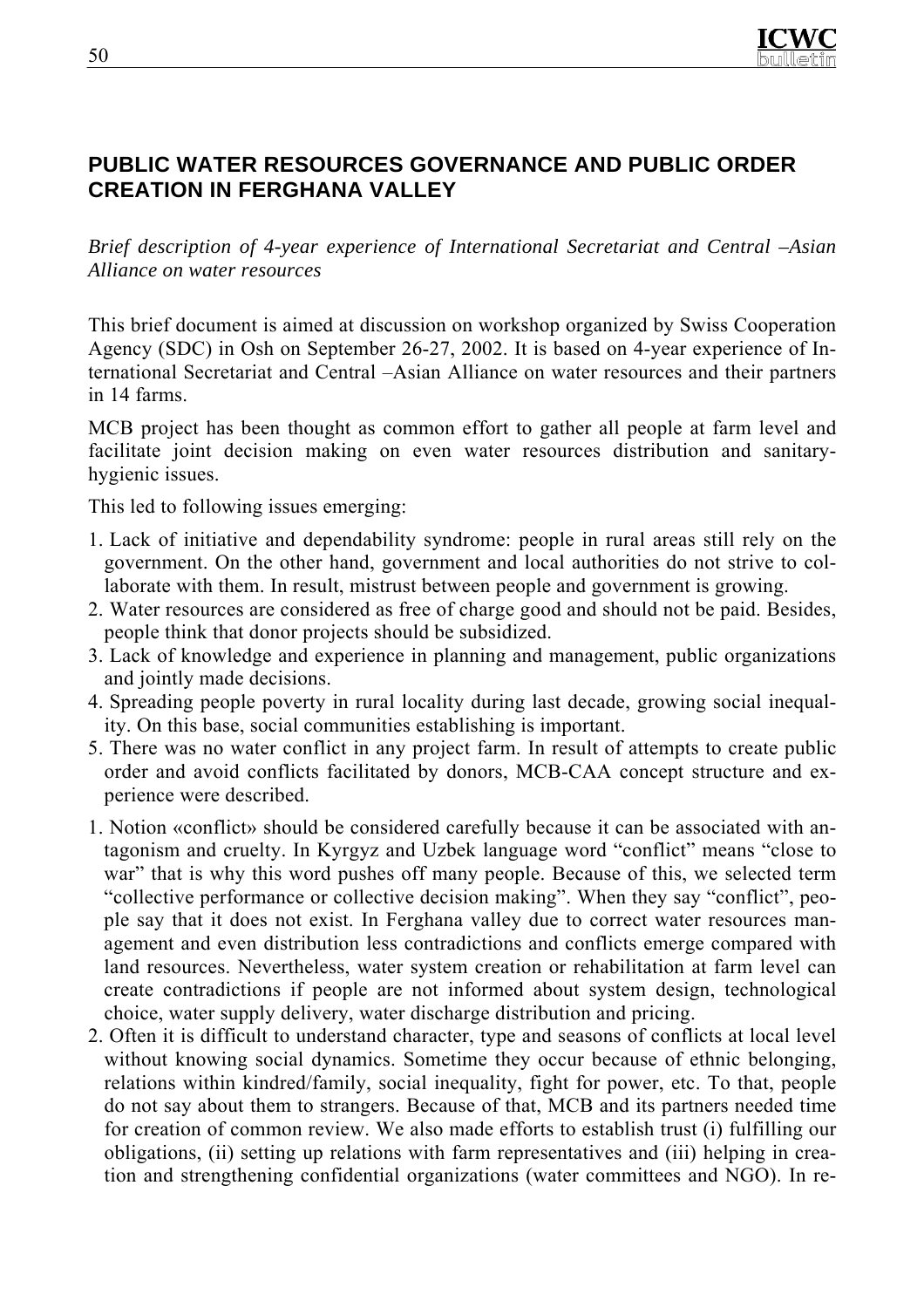## PUBLIC WATER RESOURCES GOVERNANCE AND PUBLIC ORDER CREATION IN FERGHANA VALLEY

*Brief description of 4-year experience of International Secretariat and Central –Asian Alliance on water resources*

This brief document is aimed at discussion on workshop organized by Swiss Cooperation Agency (SDC) in Osh on September 26-27, 2002. It is based on 4-year experience of International Secretariat and Central –Asian Alliance on water resources and their partners in 14 farms.

MCB project has been thought as common effort to gather all people at farm level and facilitate joint decision making on even water resources distribution and sanitary-hygienic issues.

This led to following issues emerging:

1. Lack of initiative and dependability syndrome: people in rural areas still rely on the government. On the other hand, government and local authorities do not strive to collaborate with them. In result, mistrust between people and government is growing.
2. Water resources are considered as free of charge good and should not be paid. Besides, people think that donor projects should be subsidized.
3. Lack of knowledge and experience in planning and management, public organizations and jointly made decisions.
4. Spreading people poverty in rural locality during last decade, growing social inequality. On this base, social communities establishing is important.
5. There was no water conflict in any project farm. In result of attempts to create public order and avoid conflicts facilitated by donors, MCB-CAA concept structure and experience were described.

1. Notion «conflict» should be considered carefully because it can be associated with antagonism and cruelty. In Kyrgyz and Uzbek language word "conflict" means "close to war" that is why this word pushes off many people. Because of this, we selected term "collective performance or collective decision making". When they say "conflict", people say that it does not exist. In Ferghana valley due to correct water resources management and even distribution less contradictions and conflicts emerge compared with land resources. Nevertheless, water system creation or rehabilitation at farm level can create contradictions if people are not informed about system design, technological choice, water supply delivery, water discharge distribution and pricing.
2. Often it is difficult to understand character, type and seasons of conflicts at local level without knowing social dynamics. Sometime they occur because of ethnic belonging, relations within kindred/family, social inequality, fight for power, etc. To that, people do not say about them to strangers. Because of that, MCB and its partners needed time for creation of common review. We also made efforts to establish trust (i) fulfilling our obligations, (ii) setting up relations with farm representatives and (iii) helping in creation and strengthening confidential organizations (water committees and NGO). In re-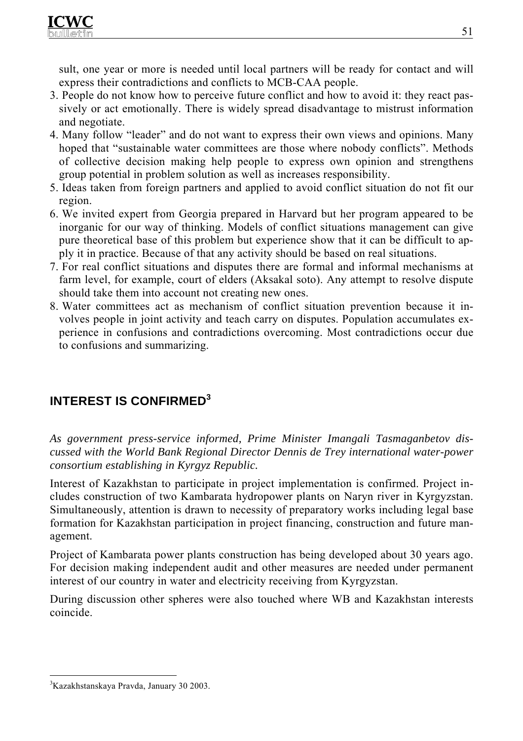sult, one year or more is needed until local partners will be ready for contact and will express their contradictions and conflicts to MCB-CAA people.

3. People do not know how to perceive future conflict and how to avoid it: they react passively or act emotionally. There is widely spread disadvantage to mistrust information and negotiate.
4. Many follow "leader" and do not want to express their own views and opinions. Many hoped that "sustainable water committees are those where nobody conflicts". Methods of collective decision making help people to express own opinion and strengthens group potential in problem solution as well as increases responsibility.
5. Ideas taken from foreign partners and applied to avoid conflict situation do not fit our region.
6. We invited expert from Georgia prepared in Harvard but her program appeared to be inorganic for our way of thinking. Models of conflict situations management can give pure theoretical base of this problem but experience show that it can be difficult to apply it in practice. Because of that any activity should be based on real situations.
7. For real conflict situations and disputes there are formal and informal mechanisms at farm level, for example, court of elders (Aksakal soto). Any attempt to resolve dispute should take them into account not creating new ones.
8. Water committees act as mechanism of conflict situation prevention because it involves people in joint activity and teach carry on disputes. Population accumulates experience in confusions and contradictions overcoming. Most contradictions occur due to confusions and summarizing.

## INTEREST IS CONFIRMED[3]

*As government press-service informed, Prime Minister Imangali Tasmaganbetov discussed with the World Bank Regional Director Dennis de Trey international water-power consortium establishing in Kyrgyz Republic.*

Interest of Kazakhstan to participate in project implementation is confirmed. Project includes construction of two Kambarata hydropower plants on Naryn river in Kyrgyzstan. Simultaneously, attention is drawn to necessity of preparatory works including legal base formation for Kazakhstan participation in project financing, construction and future management.

Project of Kambarata power plants construction has being developed about 30 years ago. For decision making independent audit and other measures are needed under permanent interest of our country in water and electricity receiving from Kyrgyzstan.

During discussion other spheres were also touched where WB and Kazakhstan interests coincide.

---

[3] Kazakhstanskaya Pravda, January 30 2003.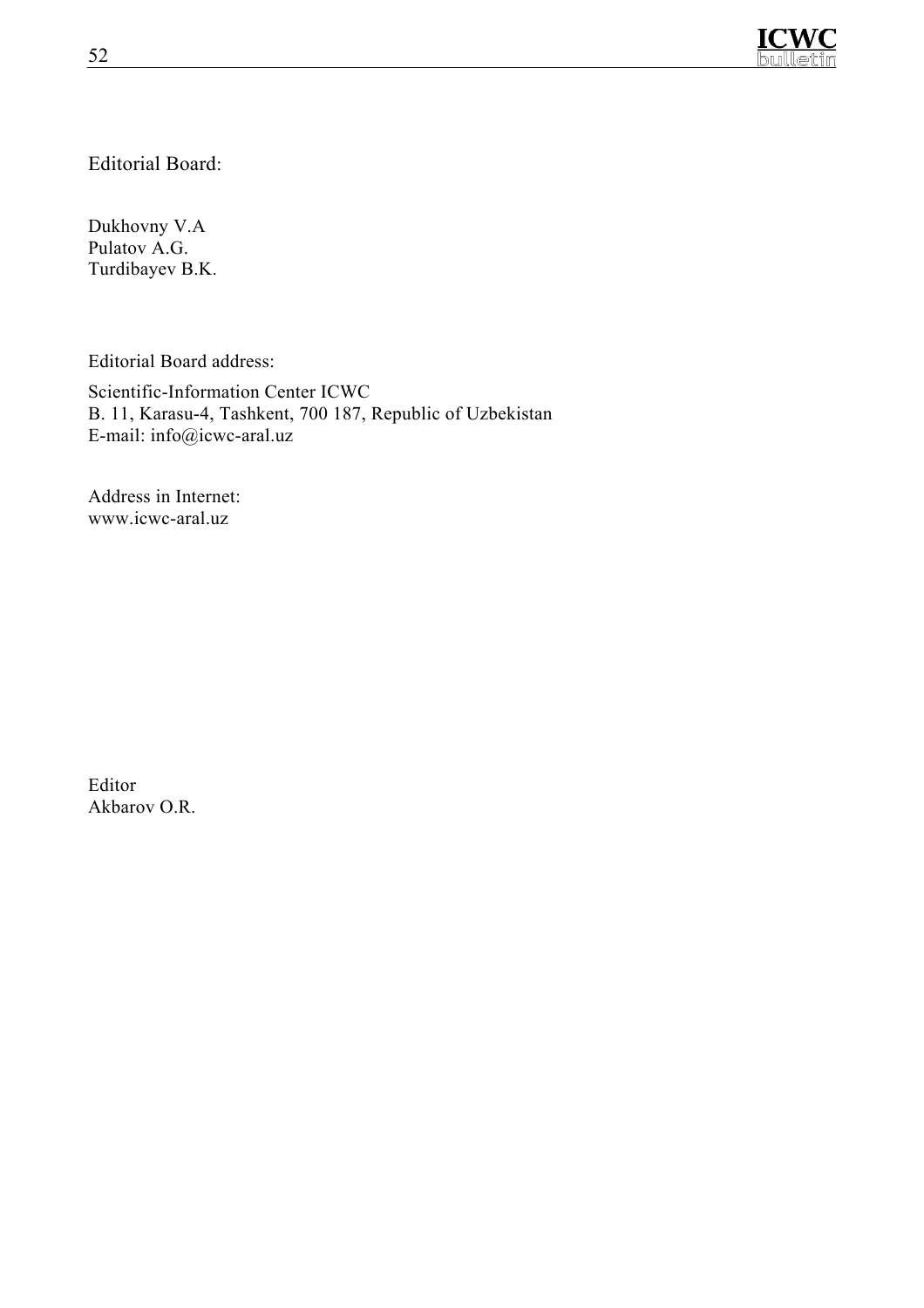Editorial Board:

Dukhovny V.A
Pulatov A.G.
Turdibayev B.K.

Editorial Board address:

Scientific-Information Center ICWC
B. 11, Karasu-4, Tashkent, 700 187, Republic of Uzbekistan
E-mail: info@icwc-aral.uz

Address in Internet:
www.icwc-aral.uz

Editor
Akbarov O.R.